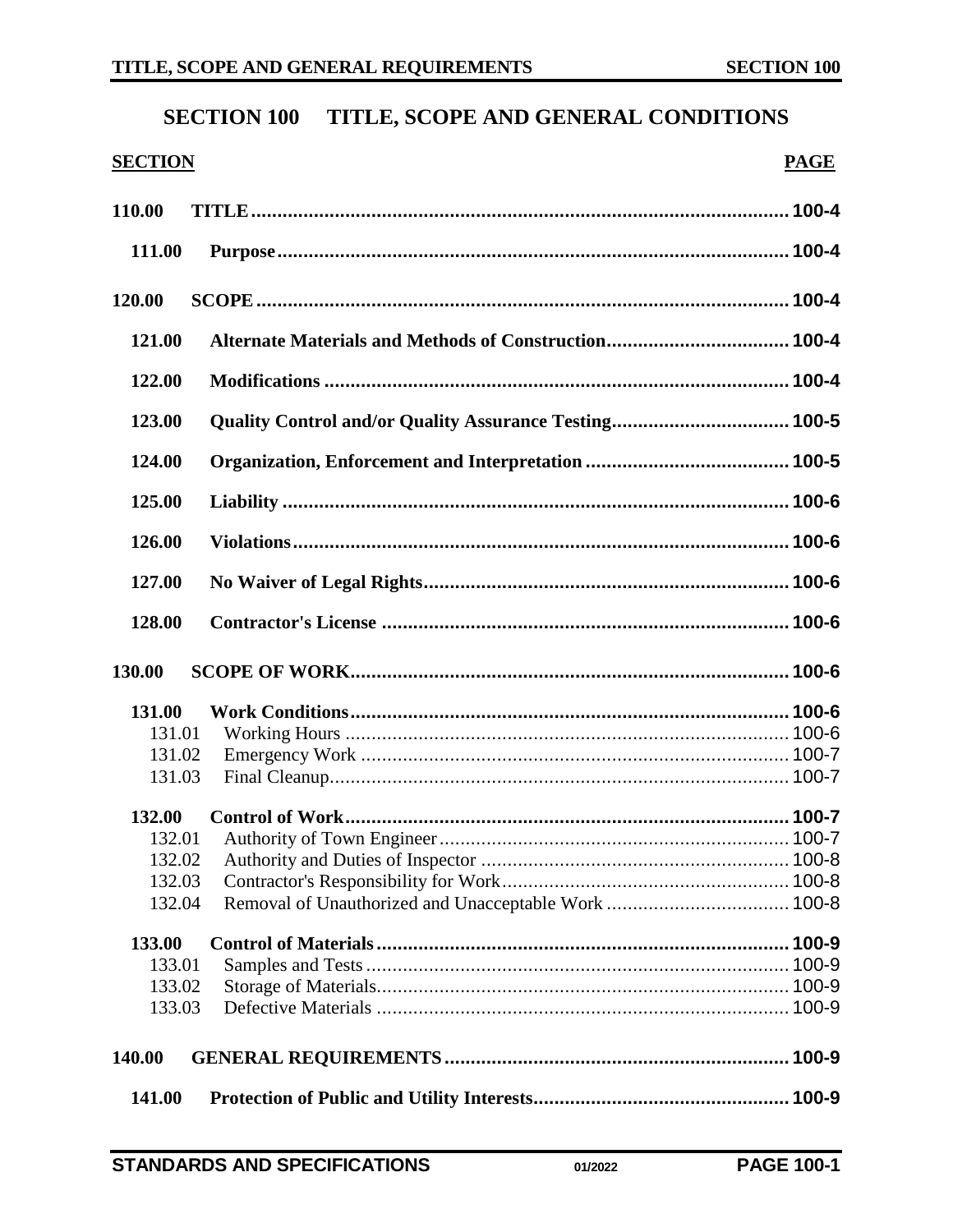# SECTION 100 TITLE, SCOPE AND GENERAL CONDITIONS

| SECTION | | PAGE |
|---|---|---|
| **110.00** | **TITLE** | **100-4** |
| **111.00** | **Purpose** | **100-4** |
| **120.00** | **SCOPE** | **100-4** |
| **121.00** | **Alternate Materials and Methods of Construction** | **100-4** |
| **122.00** | **Modifications** | **100-4** |
| **123.00** | **Quality Control and/or Quality Assurance Testing** | **100-5** |
| **124.00** | **Organization, Enforcement and Interpretation** | **100-5** |
| **125.00** | **Liability** | **100-6** |
| **126.00** | **Violations** | **100-6** |
| **127.00** | **No Waiver of Legal Rights** | **100-6** |
| **128.00** | **Contractor's License** | **100-6** |
| **130.00** | **SCOPE OF WORK** | **100-6** |
| **131.00** | **Work Conditions** | **100-6** |
| 131.01 | Working Hours | 100-6 |
| 131.02 | Emergency Work | 100-7 |
| 131.03 | Final Cleanup | 100-7 |
| **132.00** | **Control of Work** | **100-7** |
| 132.01 | Authority of Town Engineer | 100-7 |
| 132.02 | Authority and Duties of Inspector | 100-8 |
| 132.03 | Contractor's Responsibility for Work | 100-8 |
| 132.04 | Removal of Unauthorized and Unacceptable Work | 100-8 |
| **133.00** | **Control of Materials** | **100-9** |
| 133.01 | Samples and Tests | 100-9 |
| 133.02 | Storage of Materials | 100-9 |
| 133.03 | Defective Materials | 100-9 |
| **140.00** | **GENERAL REQUIREMENTS** | **100-9** |
| **141.00** | **Protection of Public and Utility Interests** | **100-9** |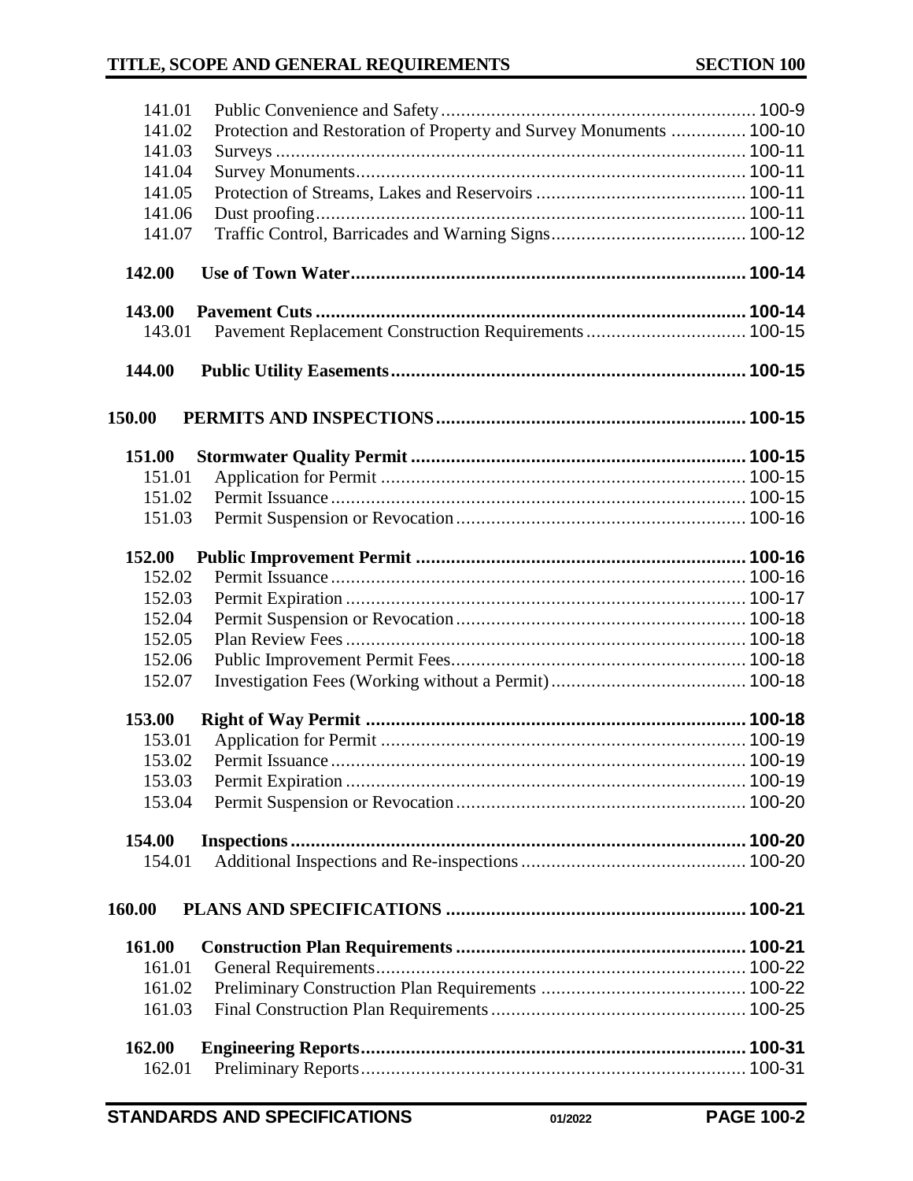| | | |
|---|---|---|
| 141.01 | Public Convenience and Safety | 100-9 |
| 141.02 | Protection and Restoration of Property and Survey Monuments | 100-10 |
| 141.03 | Surveys | 100-11 |
| 141.04 | Survey Monuments | 100-11 |
| 141.05 | Protection of Streams, Lakes and Reservoirs | 100-11 |
| 141.06 | Dust proofing | 100-11 |
| 141.07 | Traffic Control, Barricades and Warning Signs | 100-12 |
| **142.00** | **Use of Town Water** | **100-14** |
| **143.00** | **Pavement Cuts** | **100-14** |
| 143.01 | Pavement Replacement Construction Requirements | 100-15 |
| **144.00** | **Public Utility Easements** | **100-15** |
| **150.00** | **PERMITS AND INSPECTIONS** | **100-15** |
| **151.00** | **Stormwater Quality Permit** | **100-15** |
| 151.01 | Application for Permit | 100-15 |
| 151.02 | Permit Issuance | 100-15 |
| 151.03 | Permit Suspension or Revocation | 100-16 |
| **152.00** | **Public Improvement Permit** | **100-16** |
| 152.02 | Permit Issuance | 100-16 |
| 152.03 | Permit Expiration | 100-17 |
| 152.04 | Permit Suspension or Revocation | 100-18 |
| 152.05 | Plan Review Fees | 100-18 |
| 152.06 | Public Improvement Permit Fees | 100-18 |
| 152.07 | Investigation Fees (Working without a Permit) | 100-18 |
| **153.00** | **Right of Way Permit** | **100-18** |
| 153.01 | Application for Permit | 100-19 |
| 153.02 | Permit Issuance | 100-19 |
| 153.03 | Permit Expiration | 100-19 |
| 153.04 | Permit Suspension or Revocation | 100-20 |
| **154.00** | **Inspections** | **100-20** |
| 154.01 | Additional Inspections and Re-inspections | 100-20 |
| **160.00** | **PLANS AND SPECIFICATIONS** | **100-21** |
| **161.00** | **Construction Plan Requirements** | **100-21** |
| 161.01 | General Requirements | 100-22 |
| 161.02 | Preliminary Construction Plan Requirements | 100-22 |
| 161.03 | Final Construction Plan Requirements | 100-25 |
| **162.00** | **Engineering Reports** | **100-31** |
| 162.01 | Preliminary Reports | 100-31 |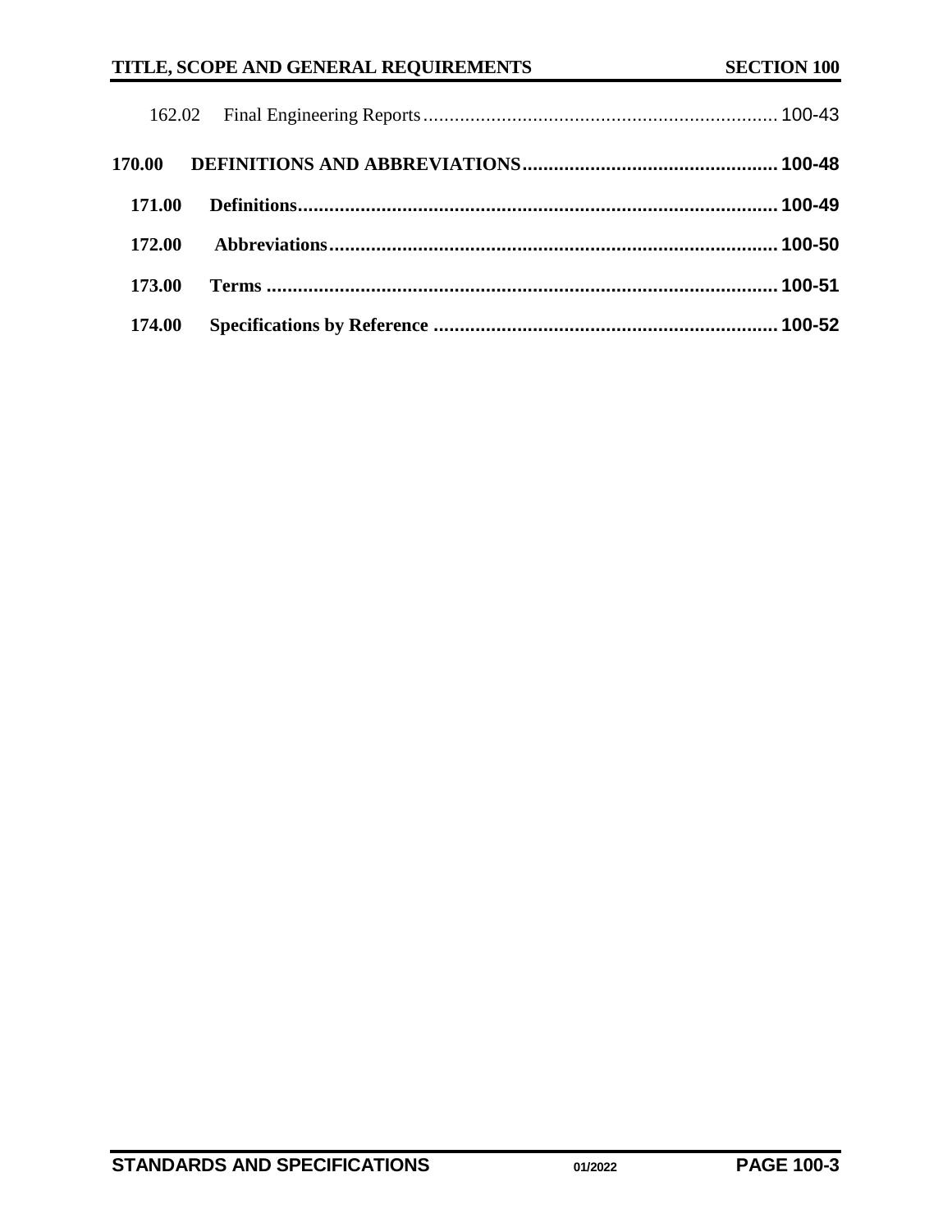162.02 Final Engineering Reports .......... 100-43

**170.00 DEFINITIONS AND ABBREVIATIONS .......... 100-48**

**171.00 Definitions .......... 100-49**

**172.00 Abbreviations .......... 100-50**

**173.00 Terms .......... 100-51**

**174.00 Specifications by Reference .......... 100-52**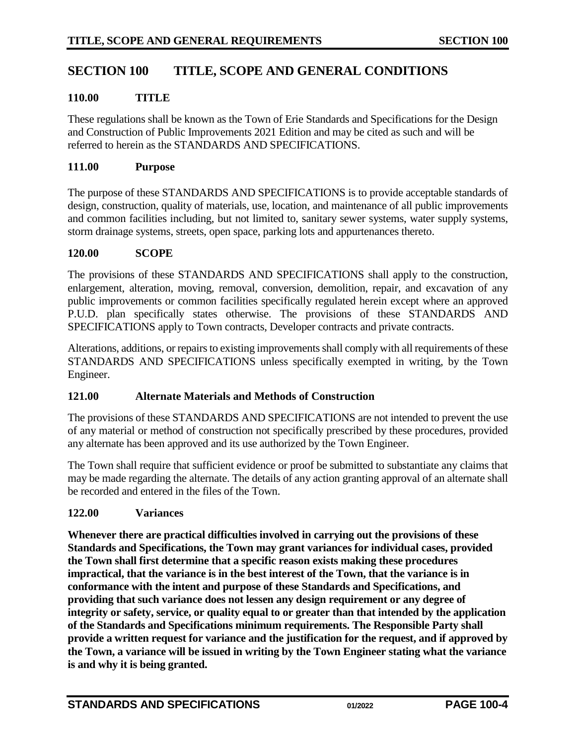# SECTION 100 TITLE, SCOPE AND GENERAL CONDITIONS

## 110.00 TITLE

These regulations shall be known as the Town of Erie Standards and Specifications for the Design and Construction of Public Improvements 2021 Edition and may be cited as such and will be referred to herein as the STANDARDS AND SPECIFICATIONS.

### 111.00 Purpose

The purpose of these STANDARDS AND SPECIFICATIONS is to provide acceptable standards of design, construction, quality of materials, use, location, and maintenance of all public improvements and common facilities including, but not limited to, sanitary sewer systems, water supply systems, storm drainage systems, streets, open space, parking lots and appurtenances thereto.

## 120.00 SCOPE

The provisions of these STANDARDS AND SPECIFICATIONS shall apply to the construction, enlargement, alteration, moving, removal, conversion, demolition, repair, and excavation of any public improvements or common facilities specifically regulated herein except where an approved P.U.D. plan specifically states otherwise. The provisions of these STANDARDS AND SPECIFICATIONS apply to Town contracts, Developer contracts and private contracts.

Alterations, additions, or repairs to existing improvements shall comply with all requirements of these STANDARDS AND SPECIFICATIONS unless specifically exempted in writing, by the Town Engineer.

### 121.00 Alternate Materials and Methods of Construction

The provisions of these STANDARDS AND SPECIFICATIONS are not intended to prevent the use of any material or method of construction not specifically prescribed by these procedures, provided any alternate has been approved and its use authorized by the Town Engineer.

The Town shall require that sufficient evidence or proof be submitted to substantiate any claims that may be made regarding the alternate. The details of any action granting approval of an alternate shall be recorded and entered in the files of the Town.

### 122.00 Variances

**Whenever there are practical difficulties involved in carrying out the provisions of these Standards and Specifications, the Town may grant variances for individual cases, provided the Town shall first determine that a specific reason exists making these procedures impractical, that the variance is in the best interest of the Town, that the variance is in conformance with the intent and purpose of these Standards and Specifications, and providing that such variance does not lessen any design requirement or any degree of integrity or safety, service, or quality equal to or greater than that intended by the application of the Standards and Specifications minimum requirements. The Responsible Party shall provide a written request for variance and the justification for the request, and if approved by the Town, a variance will be issued in writing by the Town Engineer stating what the variance is and why it is being granted.**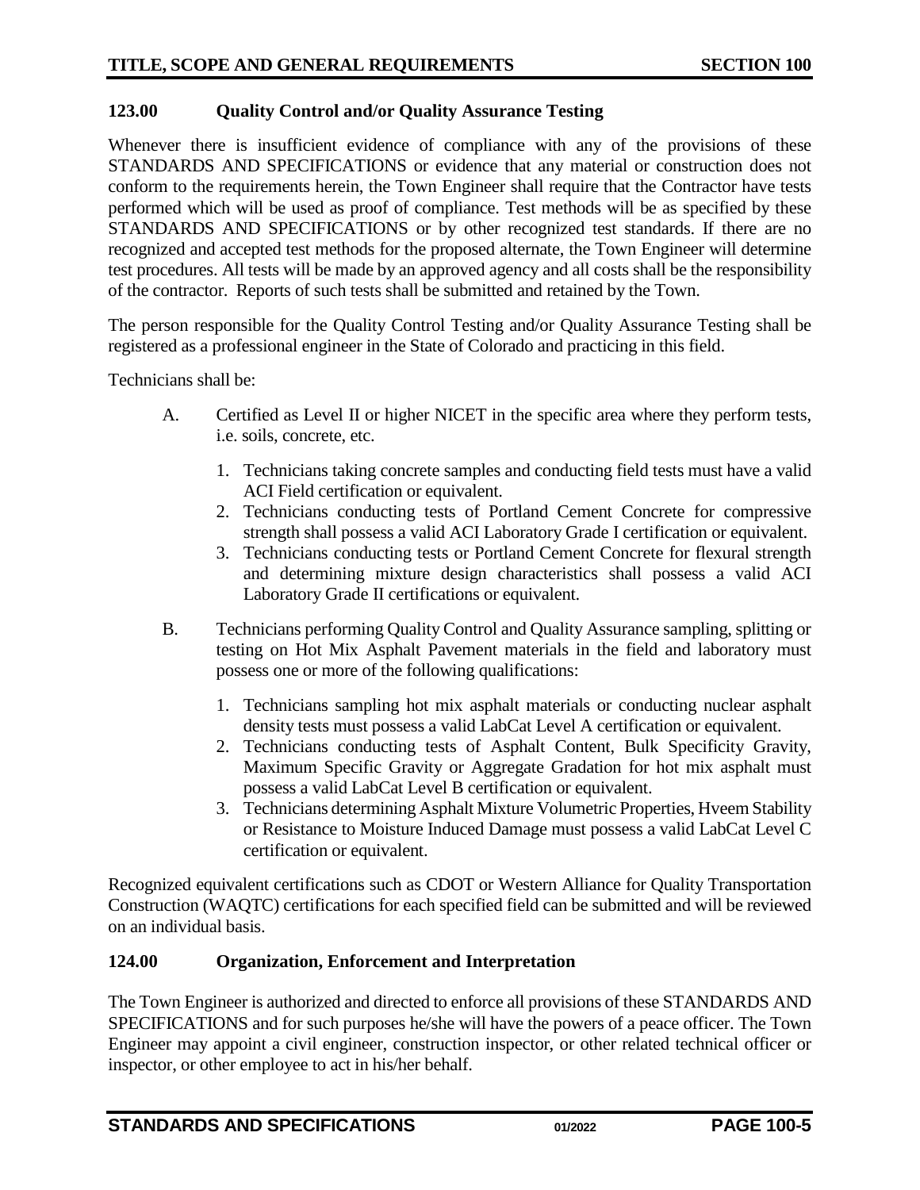## 123.00 Quality Control and/or Quality Assurance Testing

Whenever there is insufficient evidence of compliance with any of the provisions of these STANDARDS AND SPECIFICATIONS or evidence that any material or construction does not conform to the requirements herein, the Town Engineer shall require that the Contractor have tests performed which will be used as proof of compliance. Test methods will be as specified by these STANDARDS AND SPECIFICATIONS or by other recognized test standards. If there are no recognized and accepted test methods for the proposed alternate, the Town Engineer will determine test procedures. All tests will be made by an approved agency and all costs shall be the responsibility of the contractor. Reports of such tests shall be submitted and retained by the Town.

The person responsible for the Quality Control Testing and/or Quality Assurance Testing shall be registered as a professional engineer in the State of Colorado and practicing in this field.

Technicians shall be:

A. Certified as Level II or higher NICET in the specific area where they perform tests, i.e. soils, concrete, etc.

   1. Technicians taking concrete samples and conducting field tests must have a valid ACI Field certification or equivalent.
   2. Technicians conducting tests of Portland Cement Concrete for compressive strength shall possess a valid ACI Laboratory Grade I certification or equivalent.
   3. Technicians conducting tests or Portland Cement Concrete for flexural strength and determining mixture design characteristics shall possess a valid ACI Laboratory Grade II certifications or equivalent.

B. Technicians performing Quality Control and Quality Assurance sampling, splitting or testing on Hot Mix Asphalt Pavement materials in the field and laboratory must possess one or more of the following qualifications:

   1. Technicians sampling hot mix asphalt materials or conducting nuclear asphalt density tests must possess a valid LabCat Level A certification or equivalent.
   2. Technicians conducting tests of Asphalt Content, Bulk Specificity Gravity, Maximum Specific Gravity or Aggregate Gradation for hot mix asphalt must possess a valid LabCat Level B certification or equivalent.
   3. Technicians determining Asphalt Mixture Volumetric Properties, Hveem Stability or Resistance to Moisture Induced Damage must possess a valid LabCat Level C certification or equivalent.

Recognized equivalent certifications such as CDOT or Western Alliance for Quality Transportation Construction (WAQTC) certifications for each specified field can be submitted and will be reviewed on an individual basis.

## 124.00 Organization, Enforcement and Interpretation

The Town Engineer is authorized and directed to enforce all provisions of these STANDARDS AND SPECIFICATIONS and for such purposes he/she will have the powers of a peace officer. The Town Engineer may appoint a civil engineer, construction inspector, or other related technical officer or inspector, or other employee to act in his/her behalf.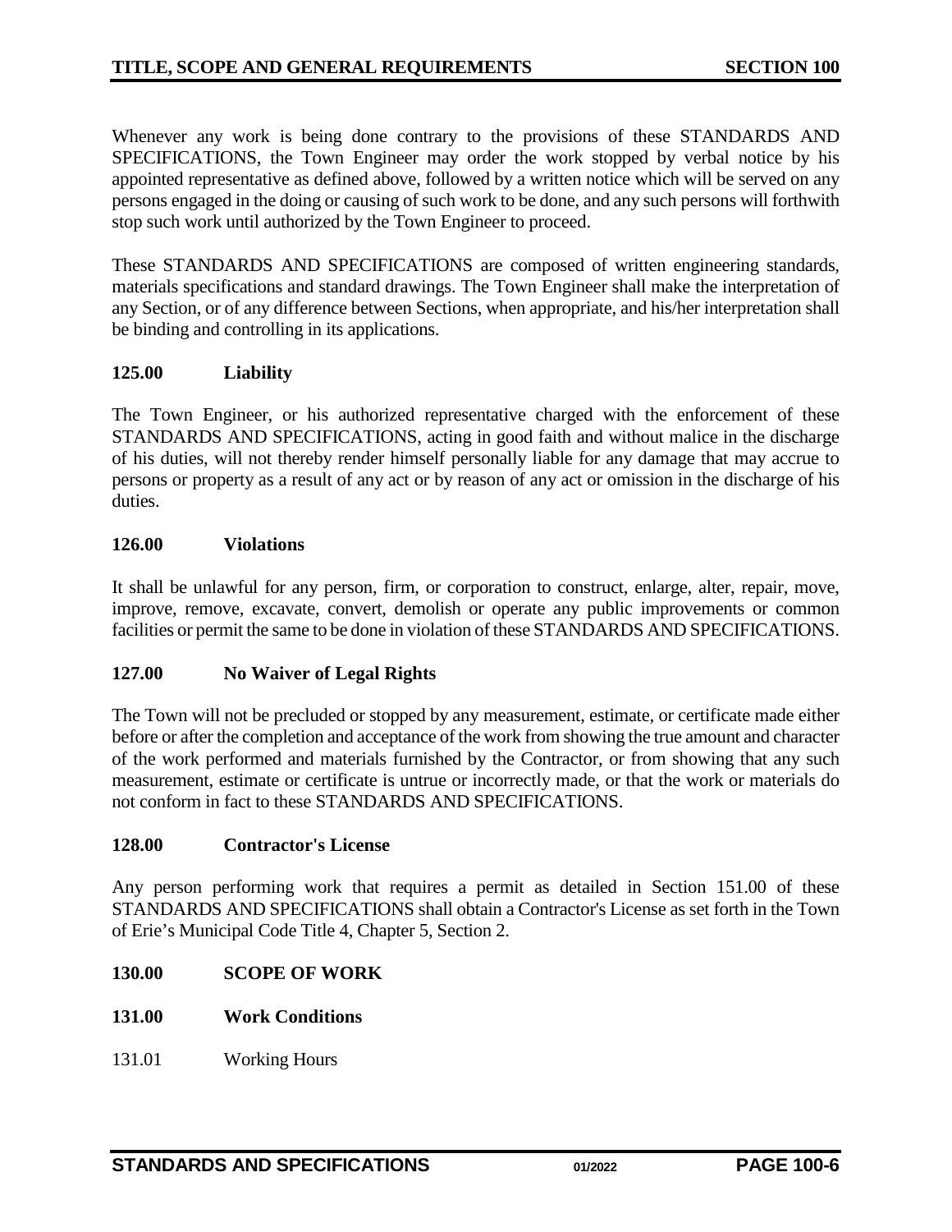Whenever any work is being done contrary to the provisions of these STANDARDS AND SPECIFICATIONS, the Town Engineer may order the work stopped by verbal notice by his appointed representative as defined above, followed by a written notice which will be served on any persons engaged in the doing or causing of such work to be done, and any such persons will forthwith stop such work until authorized by the Town Engineer to proceed.

These STANDARDS AND SPECIFICATIONS are composed of written engineering standards, materials specifications and standard drawings. The Town Engineer shall make the interpretation of any Section, or of any difference between Sections, when appropriate, and his/her interpretation shall be binding and controlling in its applications.

### 125.00 Liability

The Town Engineer, or his authorized representative charged with the enforcement of these STANDARDS AND SPECIFICATIONS, acting in good faith and without malice in the discharge of his duties, will not thereby render himself personally liable for any damage that may accrue to persons or property as a result of any act or by reason of any act or omission in the discharge of his duties.

### 126.00 Violations

It shall be unlawful for any person, firm, or corporation to construct, enlarge, alter, repair, move, improve, remove, excavate, convert, demolish or operate any public improvements or common facilities or permit the same to be done in violation of these STANDARDS AND SPECIFICATIONS.

### 127.00 No Waiver of Legal Rights

The Town will not be precluded or stopped by any measurement, estimate, or certificate made either before or after the completion and acceptance of the work from showing the true amount and character of the work performed and materials furnished by the Contractor, or from showing that any such measurement, estimate or certificate is untrue or incorrectly made, or that the work or materials do not conform in fact to these STANDARDS AND SPECIFICATIONS.

### 128.00 Contractor's License

Any person performing work that requires a permit as detailed in Section 151.00 of these STANDARDS AND SPECIFICATIONS shall obtain a Contractor's License as set forth in the Town of Erie's Municipal Code Title 4, Chapter 5, Section 2.

## 130.00 SCOPE OF WORK

### 131.00 Work Conditions

131.01 Working Hours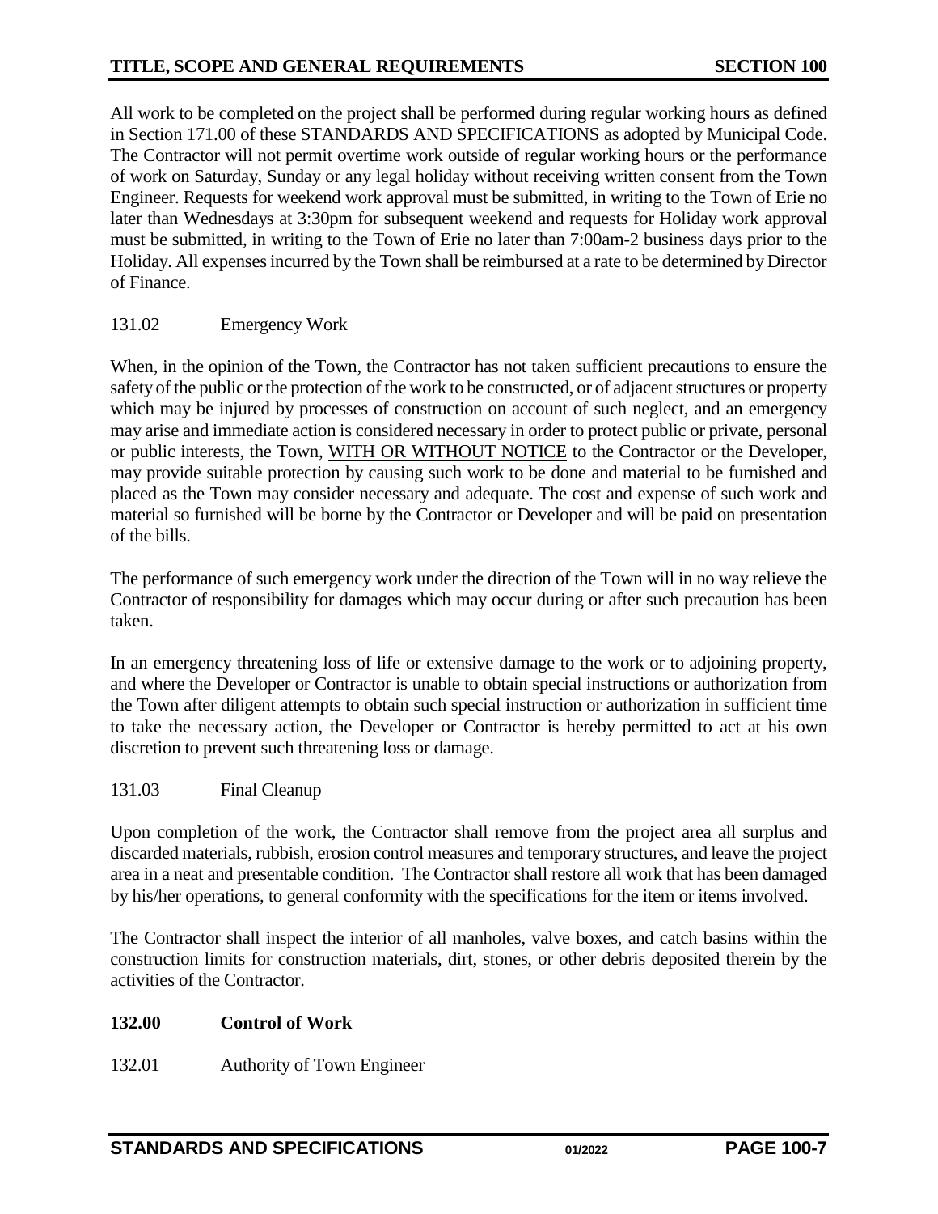All work to be completed on the project shall be performed during regular working hours as defined in Section 171.00 of these STANDARDS AND SPECIFICATIONS as adopted by Municipal Code. The Contractor will not permit overtime work outside of regular working hours or the performance of work on Saturday, Sunday or any legal holiday without receiving written consent from the Town Engineer. Requests for weekend work approval must be submitted, in writing to the Town of Erie no later than Wednesdays at 3:30pm for subsequent weekend and requests for Holiday work approval must be submitted, in writing to the Town of Erie no later than 7:00am-2 business days prior to the Holiday. All expenses incurred by the Town shall be reimbursed at a rate to be determined by Director of Finance.

131.02 Emergency Work

When, in the opinion of the Town, the Contractor has not taken sufficient precautions to ensure the safety of the public or the protection of the work to be constructed, or of adjacent structures or property which may be injured by processes of construction on account of such neglect, and an emergency may arise and immediate action is considered necessary in order to protect public or private, personal or public interests, the Town, <u>WITH OR WITHOUT NOTICE</u> to the Contractor or the Developer, may provide suitable protection by causing such work to be done and material to be furnished and placed as the Town may consider necessary and adequate. The cost and expense of such work and material so furnished will be borne by the Contractor or Developer and will be paid on presentation of the bills.

The performance of such emergency work under the direction of the Town will in no way relieve the Contractor of responsibility for damages which may occur during or after such precaution has been taken.

In an emergency threatening loss of life or extensive damage to the work or to adjoining property, and where the Developer or Contractor is unable to obtain special instructions or authorization from the Town after diligent attempts to obtain such special instruction or authorization in sufficient time to take the necessary action, the Developer or Contractor is hereby permitted to act at his own discretion to prevent such threatening loss or damage.

131.03 Final Cleanup

Upon completion of the work, the Contractor shall remove from the project area all surplus and discarded materials, rubbish, erosion control measures and temporary structures, and leave the project area in a neat and presentable condition. The Contractor shall restore all work that has been damaged by his/her operations, to general conformity with the specifications for the item or items involved.

The Contractor shall inspect the interior of all manholes, valve boxes, and catch basins within the construction limits for construction materials, dirt, stones, or other debris deposited therein by the activities of the Contractor.

## 132.00 Control of Work

132.01 Authority of Town Engineer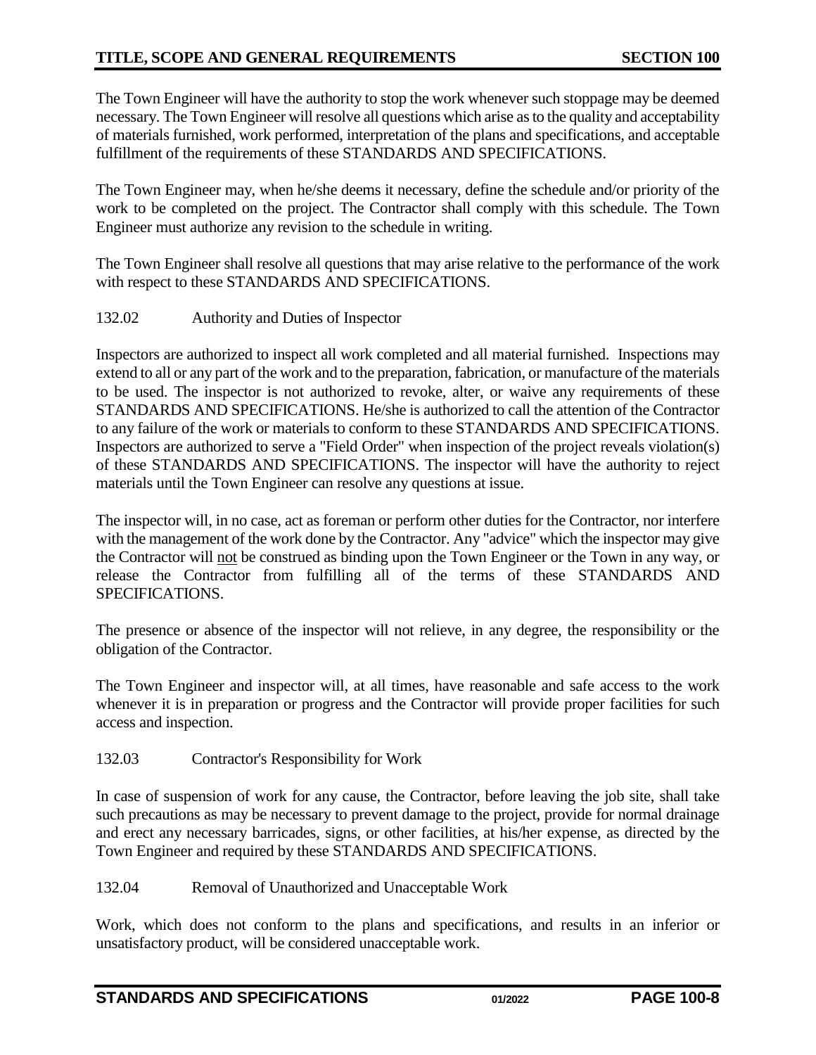The Town Engineer will have the authority to stop the work whenever such stoppage may be deemed necessary. The Town Engineer will resolve all questions which arise as to the quality and acceptability of materials furnished, work performed, interpretation of the plans and specifications, and acceptable fulfillment of the requirements of these STANDARDS AND SPECIFICATIONS.

The Town Engineer may, when he/she deems it necessary, define the schedule and/or priority of the work to be completed on the project. The Contractor shall comply with this schedule. The Town Engineer must authorize any revision to the schedule in writing.

The Town Engineer shall resolve all questions that may arise relative to the performance of the work with respect to these STANDARDS AND SPECIFICATIONS.

### 132.02 Authority and Duties of Inspector

Inspectors are authorized to inspect all work completed and all material furnished. Inspections may extend to all or any part of the work and to the preparation, fabrication, or manufacture of the materials to be used. The inspector is not authorized to revoke, alter, or waive any requirements of these STANDARDS AND SPECIFICATIONS. He/she is authorized to call the attention of the Contractor to any failure of the work or materials to conform to these STANDARDS AND SPECIFICATIONS. Inspectors are authorized to serve a "Field Order" when inspection of the project reveals violation(s) of these STANDARDS AND SPECIFICATIONS. The inspector will have the authority to reject materials until the Town Engineer can resolve any questions at issue.

The inspector will, in no case, act as foreman or perform other duties for the Contractor, nor interfere with the management of the work done by the Contractor. Any "advice" which the inspector may give the Contractor will <u>not</u> be construed as binding upon the Town Engineer or the Town in any way, or release the Contractor from fulfilling all of the terms of these STANDARDS AND SPECIFICATIONS.

The presence or absence of the inspector will not relieve, in any degree, the responsibility or the obligation of the Contractor.

The Town Engineer and inspector will, at all times, have reasonable and safe access to the work whenever it is in preparation or progress and the Contractor will provide proper facilities for such access and inspection.

### 132.03 Contractor's Responsibility for Work

In case of suspension of work for any cause, the Contractor, before leaving the job site, shall take such precautions as may be necessary to prevent damage to the project, provide for normal drainage and erect any necessary barricades, signs, or other facilities, at his/her expense, as directed by the Town Engineer and required by these STANDARDS AND SPECIFICATIONS.

### 132.04 Removal of Unauthorized and Unacceptable Work

Work, which does not conform to the plans and specifications, and results in an inferior or unsatisfactory product, will be considered unacceptable work.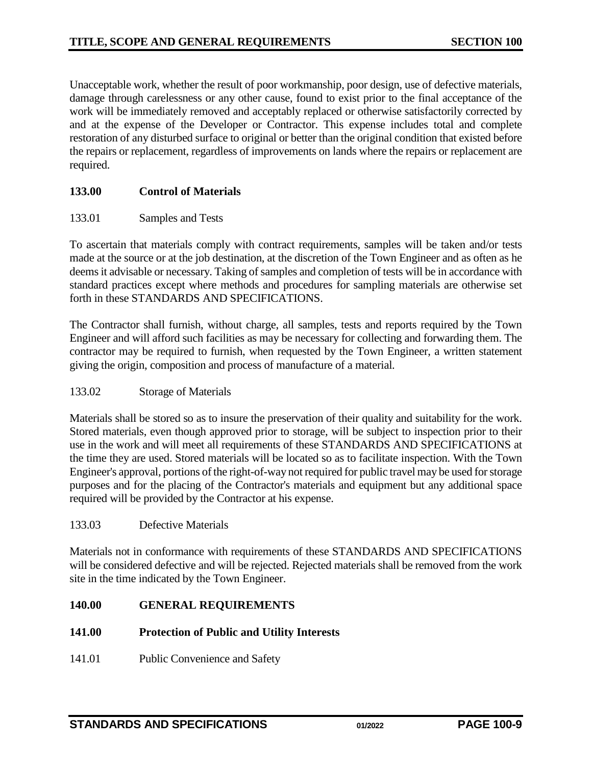Unacceptable work, whether the result of poor workmanship, poor design, use of defective materials, damage through carelessness or any other cause, found to exist prior to the final acceptance of the work will be immediately removed and acceptably replaced or otherwise satisfactorily corrected by and at the expense of the Developer or Contractor. This expense includes total and complete restoration of any disturbed surface to original or better than the original condition that existed before the repairs or replacement, regardless of improvements on lands where the repairs or replacement are required.

## 133.00 Control of Materials

### 133.01 Samples and Tests

To ascertain that materials comply with contract requirements, samples will be taken and/or tests made at the source or at the job destination, at the discretion of the Town Engineer and as often as he deems it advisable or necessary. Taking of samples and completion of tests will be in accordance with standard practices except where methods and procedures for sampling materials are otherwise set forth in these STANDARDS AND SPECIFICATIONS.

The Contractor shall furnish, without charge, all samples, tests and reports required by the Town Engineer and will afford such facilities as may be necessary for collecting and forwarding them. The contractor may be required to furnish, when requested by the Town Engineer, a written statement giving the origin, composition and process of manufacture of a material.

### 133.02 Storage of Materials

Materials shall be stored so as to insure the preservation of their quality and suitability for the work. Stored materials, even though approved prior to storage, will be subject to inspection prior to their use in the work and will meet all requirements of these STANDARDS AND SPECIFICATIONS at the time they are used. Stored materials will be located so as to facilitate inspection. With the Town Engineer's approval, portions of the right-of-way not required for public travel may be used for storage purposes and for the placing of the Contractor's materials and equipment but any additional space required will be provided by the Contractor at his expense.

### 133.03 Defective Materials

Materials not in conformance with requirements of these STANDARDS AND SPECIFICATIONS will be considered defective and will be rejected. Rejected materials shall be removed from the work site in the time indicated by the Town Engineer.

## 140.00 GENERAL REQUIREMENTS

## 141.00 Protection of Public and Utility Interests

### 141.01 Public Convenience and Safety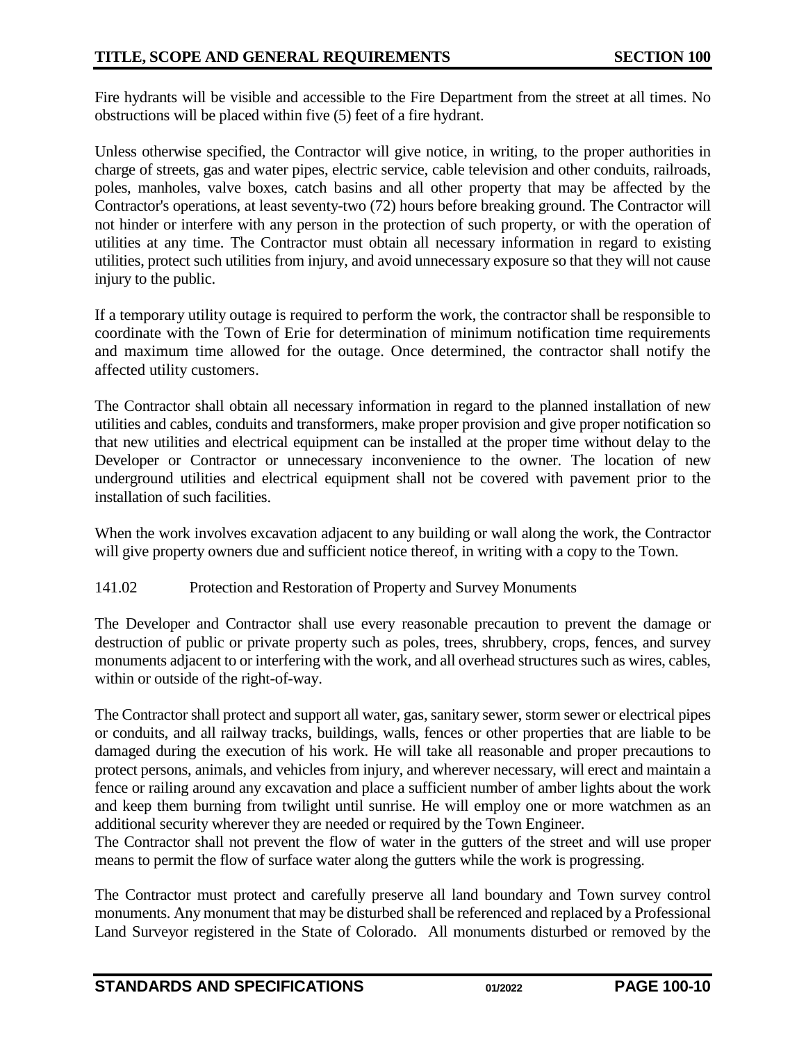Fire hydrants will be visible and accessible to the Fire Department from the street at all times. No obstructions will be placed within five (5) feet of a fire hydrant.

Unless otherwise specified, the Contractor will give notice, in writing, to the proper authorities in charge of streets, gas and water pipes, electric service, cable television and other conduits, railroads, poles, manholes, valve boxes, catch basins and all other property that may be affected by the Contractor's operations, at least seventy-two (72) hours before breaking ground. The Contractor will not hinder or interfere with any person in the protection of such property, or with the operation of utilities at any time. The Contractor must obtain all necessary information in regard to existing utilities, protect such utilities from injury, and avoid unnecessary exposure so that they will not cause injury to the public.

If a temporary utility outage is required to perform the work, the contractor shall be responsible to coordinate with the Town of Erie for determination of minimum notification time requirements and maximum time allowed for the outage. Once determined, the contractor shall notify the affected utility customers.

The Contractor shall obtain all necessary information in regard to the planned installation of new utilities and cables, conduits and transformers, make proper provision and give proper notification so that new utilities and electrical equipment can be installed at the proper time without delay to the Developer or Contractor or unnecessary inconvenience to the owner. The location of new underground utilities and electrical equipment shall not be covered with pavement prior to the installation of such facilities.

When the work involves excavation adjacent to any building or wall along the work, the Contractor will give property owners due and sufficient notice thereof, in writing with a copy to the Town.

### 141.02 Protection and Restoration of Property and Survey Monuments

The Developer and Contractor shall use every reasonable precaution to prevent the damage or destruction of public or private property such as poles, trees, shrubbery, crops, fences, and survey monuments adjacent to or interfering with the work, and all overhead structures such as wires, cables, within or outside of the right-of-way.

The Contractor shall protect and support all water, gas, sanitary sewer, storm sewer or electrical pipes or conduits, and all railway tracks, buildings, walls, fences or other properties that are liable to be damaged during the execution of his work. He will take all reasonable and proper precautions to protect persons, animals, and vehicles from injury, and wherever necessary, will erect and maintain a fence or railing around any excavation and place a sufficient number of amber lights about the work and keep them burning from twilight until sunrise. He will employ one or more watchmen as an additional security wherever they are needed or required by the Town Engineer.
The Contractor shall not prevent the flow of water in the gutters of the street and will use proper means to permit the flow of surface water along the gutters while the work is progressing.

The Contractor must protect and carefully preserve all land boundary and Town survey control monuments. Any monument that may be disturbed shall be referenced and replaced by a Professional Land Surveyor registered in the State of Colorado. All monuments disturbed or removed by the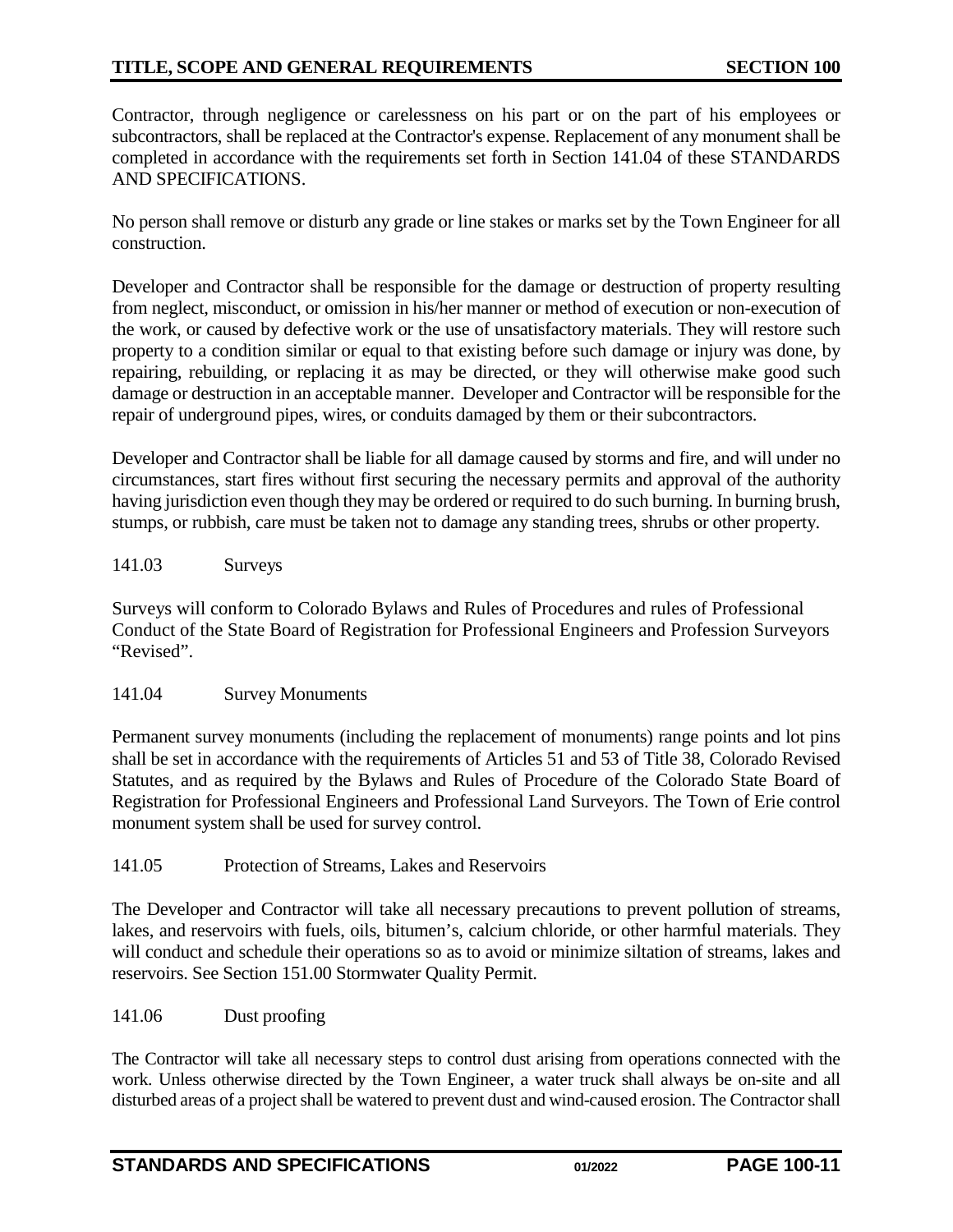Contractor, through negligence or carelessness on his part or on the part of his employees or subcontractors, shall be replaced at the Contractor's expense. Replacement of any monument shall be completed in accordance with the requirements set forth in Section 141.04 of these STANDARDS AND SPECIFICATIONS.

No person shall remove or disturb any grade or line stakes or marks set by the Town Engineer for all construction.

Developer and Contractor shall be responsible for the damage or destruction of property resulting from neglect, misconduct, or omission in his/her manner or method of execution or non-execution of the work, or caused by defective work or the use of unsatisfactory materials. They will restore such property to a condition similar or equal to that existing before such damage or injury was done, by repairing, rebuilding, or replacing it as may be directed, or they will otherwise make good such damage or destruction in an acceptable manner. Developer and Contractor will be responsible for the repair of underground pipes, wires, or conduits damaged by them or their subcontractors.

Developer and Contractor shall be liable for all damage caused by storms and fire, and will under no circumstances, start fires without first securing the necessary permits and approval of the authority having jurisdiction even though they may be ordered or required to do such burning. In burning brush, stumps, or rubbish, care must be taken not to damage any standing trees, shrubs or other property.

### 141.03 Surveys

Surveys will conform to Colorado Bylaws and Rules of Procedures and rules of Professional Conduct of the State Board of Registration for Professional Engineers and Profession Surveyors "Revised".

### 141.04 Survey Monuments

Permanent survey monuments (including the replacement of monuments) range points and lot pins shall be set in accordance with the requirements of Articles 51 and 53 of Title 38, Colorado Revised Statutes, and as required by the Bylaws and Rules of Procedure of the Colorado State Board of Registration for Professional Engineers and Professional Land Surveyors. The Town of Erie control monument system shall be used for survey control.

### 141.05 Protection of Streams, Lakes and Reservoirs

The Developer and Contractor will take all necessary precautions to prevent pollution of streams, lakes, and reservoirs with fuels, oils, bitumen's, calcium chloride, or other harmful materials. They will conduct and schedule their operations so as to avoid or minimize siltation of streams, lakes and reservoirs. See Section 151.00 Stormwater Quality Permit.

### 141.06 Dust proofing

The Contractor will take all necessary steps to control dust arising from operations connected with the work. Unless otherwise directed by the Town Engineer, a water truck shall always be on-site and all disturbed areas of a project shall be watered to prevent dust and wind-caused erosion. The Contractor shall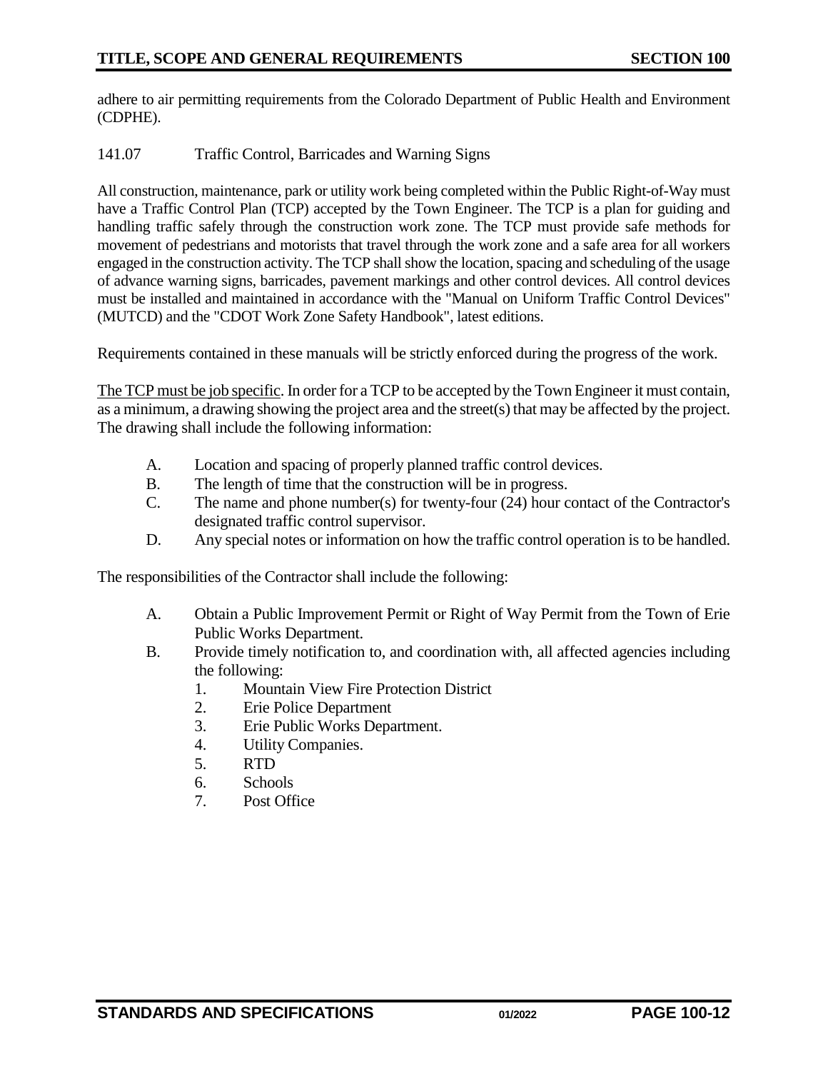adhere to air permitting requirements from the Colorado Department of Public Health and Environment (CDPHE).

### 141.07 Traffic Control, Barricades and Warning Signs

All construction, maintenance, park or utility work being completed within the Public Right-of-Way must have a Traffic Control Plan (TCP) accepted by the Town Engineer. The TCP is a plan for guiding and handling traffic safely through the construction work zone. The TCP must provide safe methods for movement of pedestrians and motorists that travel through the work zone and a safe area for all workers engaged in the construction activity. The TCP shall show the location, spacing and scheduling of the usage of advance warning signs, barricades, pavement markings and other control devices. All control devices must be installed and maintained in accordance with the "Manual on Uniform Traffic Control Devices" (MUTCD) and the "CDOT Work Zone Safety Handbook", latest editions.

Requirements contained in these manuals will be strictly enforced during the progress of the work.

<u>The TCP must be job specific</u>. In order for a TCP to be accepted by the Town Engineer it must contain, as a minimum, a drawing showing the project area and the street(s) that may be affected by the project. The drawing shall include the following information:

A. Location and spacing of properly planned traffic control devices.
B. The length of time that the construction will be in progress.
C. The name and phone number(s) for twenty-four (24) hour contact of the Contractor's designated traffic control supervisor.
D. Any special notes or information on how the traffic control operation is to be handled.

The responsibilities of the Contractor shall include the following:

A. Obtain a Public Improvement Permit or Right of Way Permit from the Town of Erie Public Works Department.
B. Provide timely notification to, and coordination with, all affected agencies including the following:
    1. Mountain View Fire Protection District
    2. Erie Police Department
    3. Erie Public Works Department.
    4. Utility Companies.
    5. RTD
    6. Schools
    7. Post Office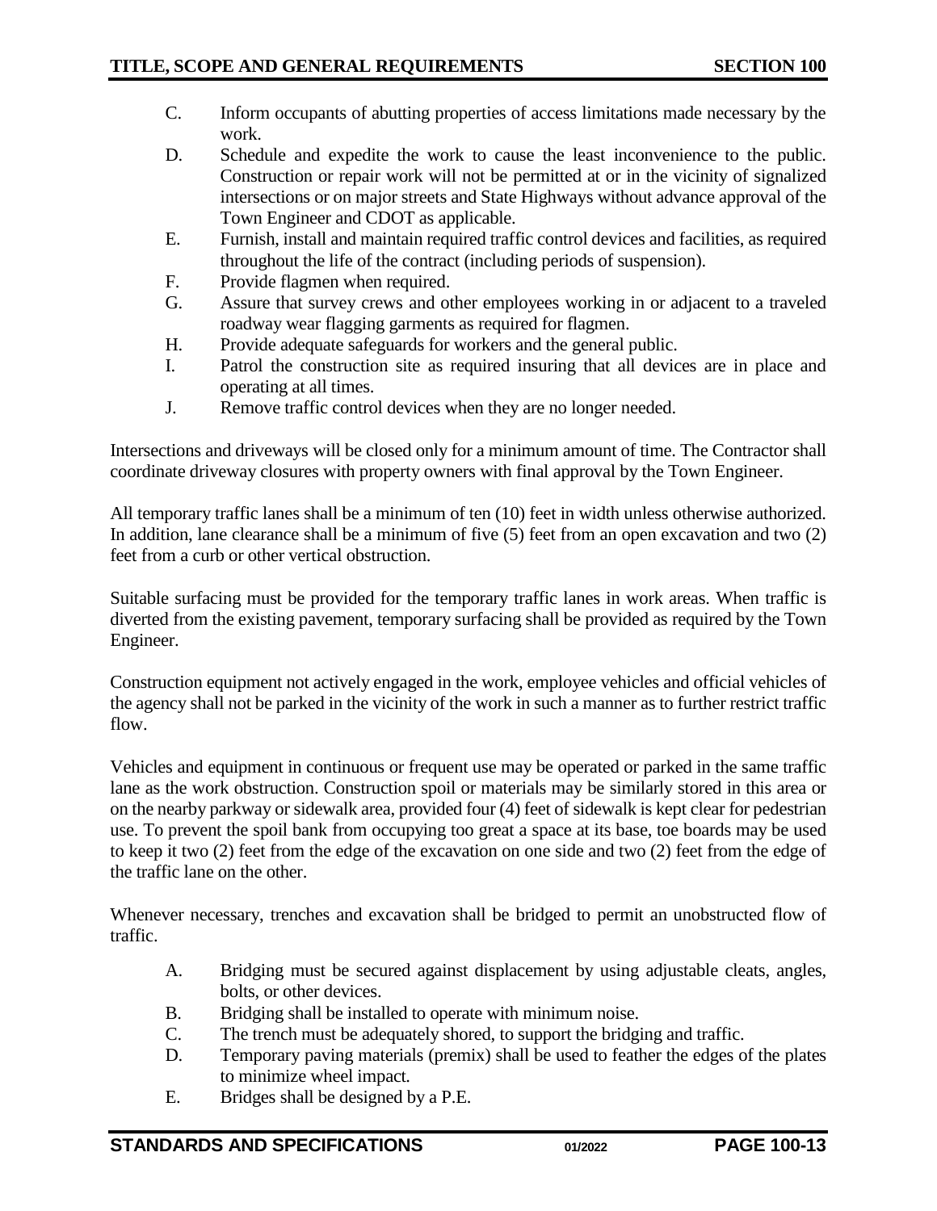C. Inform occupants of abutting properties of access limitations made necessary by the work.
D. Schedule and expedite the work to cause the least inconvenience to the public. Construction or repair work will not be permitted at or in the vicinity of signalized intersections or on major streets and State Highways without advance approval of the Town Engineer and CDOT as applicable.
E. Furnish, install and maintain required traffic control devices and facilities, as required throughout the life of the contract (including periods of suspension).
F. Provide flagmen when required.
G. Assure that survey crews and other employees working in or adjacent to a traveled roadway wear flagging garments as required for flagmen.
H. Provide adequate safeguards for workers and the general public.
I. Patrol the construction site as required insuring that all devices are in place and operating at all times.
J. Remove traffic control devices when they are no longer needed.

Intersections and driveways will be closed only for a minimum amount of time. The Contractor shall coordinate driveway closures with property owners with final approval by the Town Engineer.

All temporary traffic lanes shall be a minimum of ten (10) feet in width unless otherwise authorized. In addition, lane clearance shall be a minimum of five (5) feet from an open excavation and two (2) feet from a curb or other vertical obstruction.

Suitable surfacing must be provided for the temporary traffic lanes in work areas. When traffic is diverted from the existing pavement, temporary surfacing shall be provided as required by the Town Engineer.

Construction equipment not actively engaged in the work, employee vehicles and official vehicles of the agency shall not be parked in the vicinity of the work in such a manner as to further restrict traffic flow.

Vehicles and equipment in continuous or frequent use may be operated or parked in the same traffic lane as the work obstruction. Construction spoil or materials may be similarly stored in this area or on the nearby parkway or sidewalk area, provided four (4) feet of sidewalk is kept clear for pedestrian use. To prevent the spoil bank from occupying too great a space at its base, toe boards may be used to keep it two (2) feet from the edge of the excavation on one side and two (2) feet from the edge of the traffic lane on the other.

Whenever necessary, trenches and excavation shall be bridged to permit an unobstructed flow of traffic.

A. Bridging must be secured against displacement by using adjustable cleats, angles, bolts, or other devices.
B. Bridging shall be installed to operate with minimum noise.
C. The trench must be adequately shored, to support the bridging and traffic.
D. Temporary paving materials (premix) shall be used to feather the edges of the plates to minimize wheel impact.
E. Bridges shall be designed by a P.E.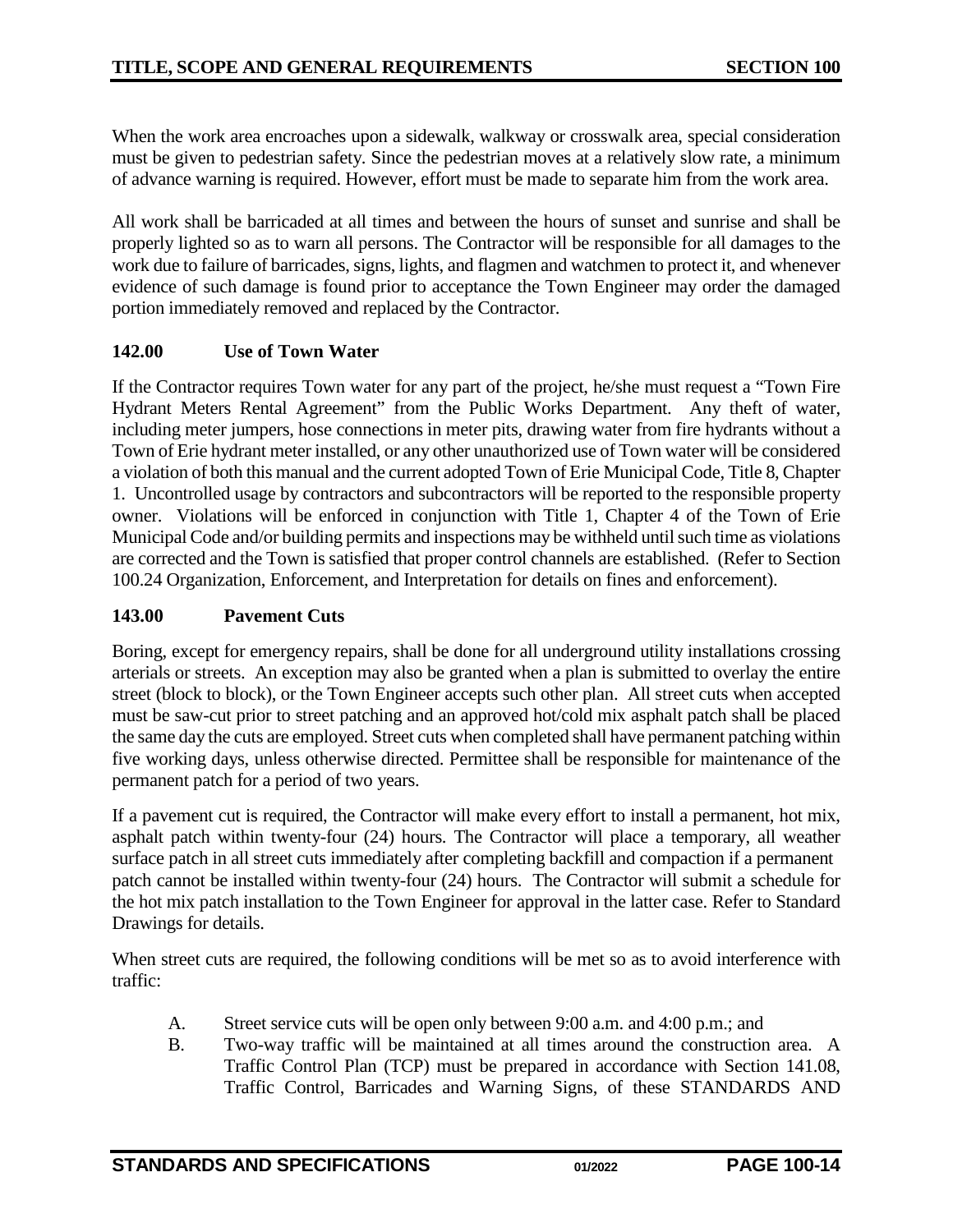When the work area encroaches upon a sidewalk, walkway or crosswalk area, special consideration must be given to pedestrian safety. Since the pedestrian moves at a relatively slow rate, a minimum of advance warning is required. However, effort must be made to separate him from the work area.

All work shall be barricaded at all times and between the hours of sunset and sunrise and shall be properly lighted so as to warn all persons. The Contractor will be responsible for all damages to the work due to failure of barricades, signs, lights, and flagmen and watchmen to protect it, and whenever evidence of such damage is found prior to acceptance the Town Engineer may order the damaged portion immediately removed and replaced by the Contractor.

### 142.00 Use of Town Water

If the Contractor requires Town water for any part of the project, he/she must request a "Town Fire Hydrant Meters Rental Agreement" from the Public Works Department. Any theft of water, including meter jumpers, hose connections in meter pits, drawing water from fire hydrants without a Town of Erie hydrant meter installed, or any other unauthorized use of Town water will be considered a violation of both this manual and the current adopted Town of Erie Municipal Code, Title 8, Chapter 1. Uncontrolled usage by contractors and subcontractors will be reported to the responsible property owner. Violations will be enforced in conjunction with Title 1, Chapter 4 of the Town of Erie Municipal Code and/or building permits and inspections may be withheld until such time as violations are corrected and the Town is satisfied that proper control channels are established. (Refer to Section 100.24 Organization, Enforcement, and Interpretation for details on fines and enforcement).

### 143.00 Pavement Cuts

Boring, except for emergency repairs, shall be done for all underground utility installations crossing arterials or streets. An exception may also be granted when a plan is submitted to overlay the entire street (block to block), or the Town Engineer accepts such other plan. All street cuts when accepted must be saw-cut prior to street patching and an approved hot/cold mix asphalt patch shall be placed the same day the cuts are employed. Street cuts when completed shall have permanent patching within five working days, unless otherwise directed. Permittee shall be responsible for maintenance of the permanent patch for a period of two years.

If a pavement cut is required, the Contractor will make every effort to install a permanent, hot mix, asphalt patch within twenty-four (24) hours. The Contractor will place a temporary, all weather surface patch in all street cuts immediately after completing backfill and compaction if a permanent patch cannot be installed within twenty-four (24) hours. The Contractor will submit a schedule for the hot mix patch installation to the Town Engineer for approval in the latter case. Refer to Standard Drawings for details.

When street cuts are required, the following conditions will be met so as to avoid interference with traffic:

A. Street service cuts will be open only between 9:00 a.m. and 4:00 p.m.; and

B. Two-way traffic will be maintained at all times around the construction area. A Traffic Control Plan (TCP) must be prepared in accordance with Section 141.08, Traffic Control, Barricades and Warning Signs, of these STANDARDS AND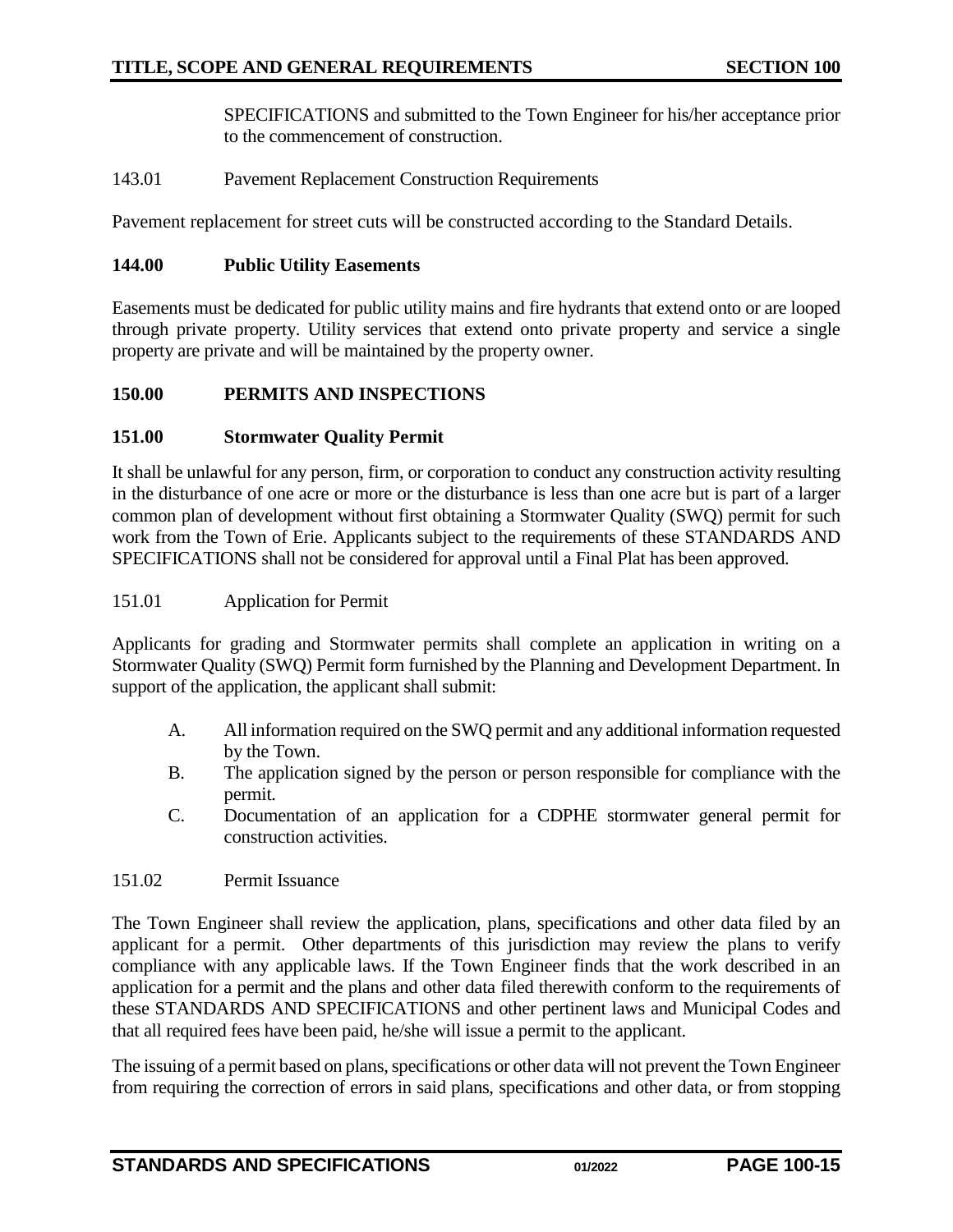SPECIFICATIONS and submitted to the Town Engineer for his/her acceptance prior to the commencement of construction.

143.01 Pavement Replacement Construction Requirements

Pavement replacement for street cuts will be constructed according to the Standard Details.

### 144.00 Public Utility Easements

Easements must be dedicated for public utility mains and fire hydrants that extend onto or are looped through private property. Utility services that extend onto private property and service a single property are private and will be maintained by the property owner.

## 150.00 PERMITS AND INSPECTIONS

### 151.00 Stormwater Quality Permit

It shall be unlawful for any person, firm, or corporation to conduct any construction activity resulting in the disturbance of one acre or more or the disturbance is less than one acre but is part of a larger common plan of development without first obtaining a Stormwater Quality (SWQ) permit for such work from the Town of Erie. Applicants subject to the requirements of these STANDARDS AND SPECIFICATIONS shall not be considered for approval until a Final Plat has been approved.

151.01 Application for Permit

Applicants for grading and Stormwater permits shall complete an application in writing on a Stormwater Quality (SWQ) Permit form furnished by the Planning and Development Department. In support of the application, the applicant shall submit:

A. All information required on the SWQ permit and any additional information requested by the Town.
B. The application signed by the person or person responsible for compliance with the permit.
C. Documentation of an application for a CDPHE stormwater general permit for construction activities.

151.02 Permit Issuance

The Town Engineer shall review the application, plans, specifications and other data filed by an applicant for a permit. Other departments of this jurisdiction may review the plans to verify compliance with any applicable laws. If the Town Engineer finds that the work described in an application for a permit and the plans and other data filed therewith conform to the requirements of these STANDARDS AND SPECIFICATIONS and other pertinent laws and Municipal Codes and that all required fees have been paid, he/she will issue a permit to the applicant.

The issuing of a permit based on plans, specifications or other data will not prevent the Town Engineer from requiring the correction of errors in said plans, specifications and other data, or from stopping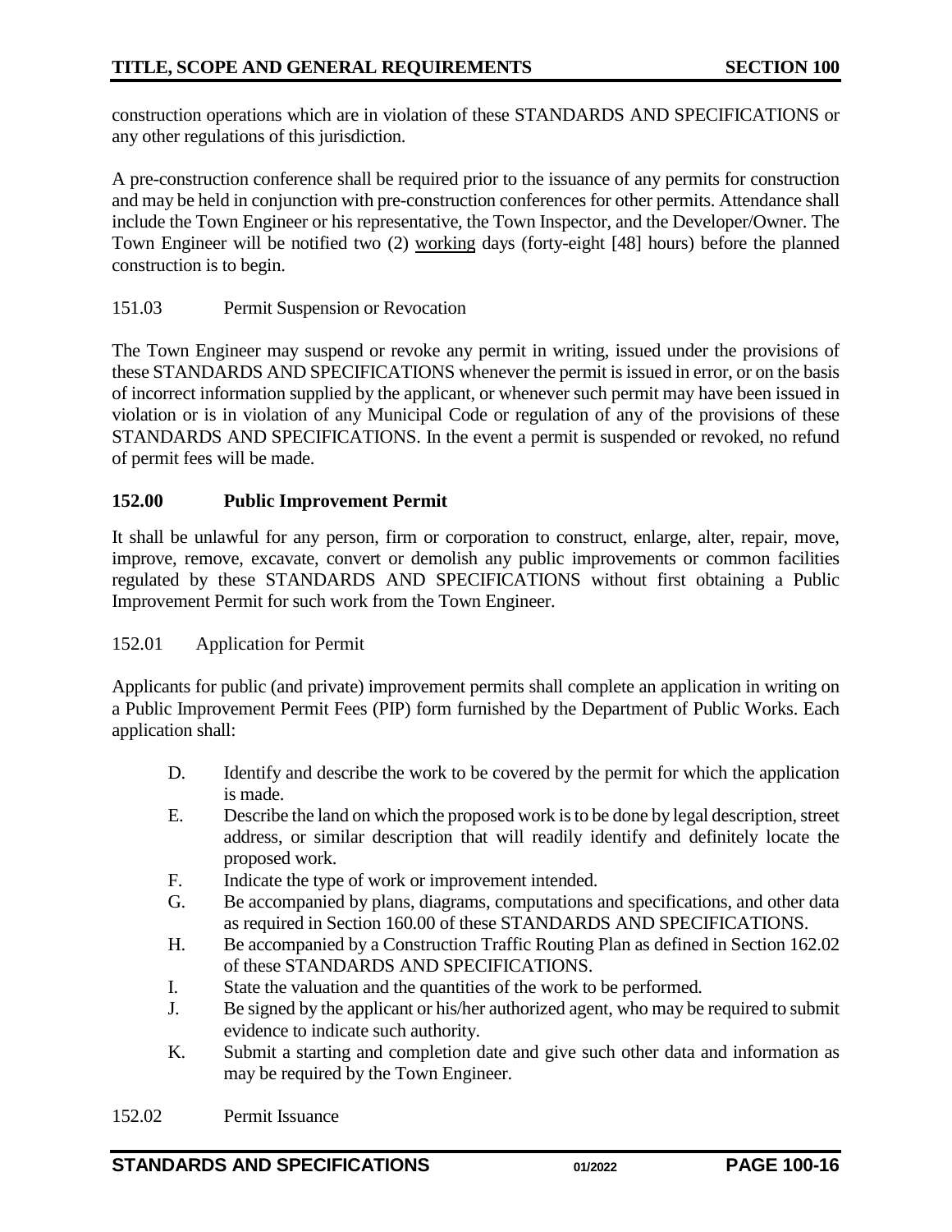construction operations which are in violation of these STANDARDS AND SPECIFICATIONS or any other regulations of this jurisdiction.

A pre-construction conference shall be required prior to the issuance of any permits for construction and may be held in conjunction with pre-construction conferences for other permits. Attendance shall include the Town Engineer or his representative, the Town Inspector, and the Developer/Owner. The Town Engineer will be notified two (2) working days (forty-eight [48] hours) before the planned construction is to begin.

151.03 Permit Suspension or Revocation

The Town Engineer may suspend or revoke any permit in writing, issued under the provisions of these STANDARDS AND SPECIFICATIONS whenever the permit is issued in error, or on the basis of incorrect information supplied by the applicant, or whenever such permit may have been issued in violation or is in violation of any Municipal Code or regulation of any of the provisions of these STANDARDS AND SPECIFICATIONS. In the event a permit is suspended or revoked, no refund of permit fees will be made.

## 152.00 Public Improvement Permit

It shall be unlawful for any person, firm or corporation to construct, enlarge, alter, repair, move, improve, remove, excavate, convert or demolish any public improvements or common facilities regulated by these STANDARDS AND SPECIFICATIONS without first obtaining a Public Improvement Permit for such work from the Town Engineer.

152.01 Application for Permit

Applicants for public (and private) improvement permits shall complete an application in writing on a Public Improvement Permit Fees (PIP) form furnished by the Department of Public Works. Each application shall:

D. Identify and describe the work to be covered by the permit for which the application is made.
E. Describe the land on which the proposed work is to be done by legal description, street address, or similar description that will readily identify and definitely locate the proposed work.
F. Indicate the type of work or improvement intended.
G. Be accompanied by plans, diagrams, computations and specifications, and other data as required in Section 160.00 of these STANDARDS AND SPECIFICATIONS.
H. Be accompanied by a Construction Traffic Routing Plan as defined in Section 162.02 of these STANDARDS AND SPECIFICATIONS.
I. State the valuation and the quantities of the work to be performed.
J. Be signed by the applicant or his/her authorized agent, who may be required to submit evidence to indicate such authority.
K. Submit a starting and completion date and give such other data and information as may be required by the Town Engineer.

152.02 Permit Issuance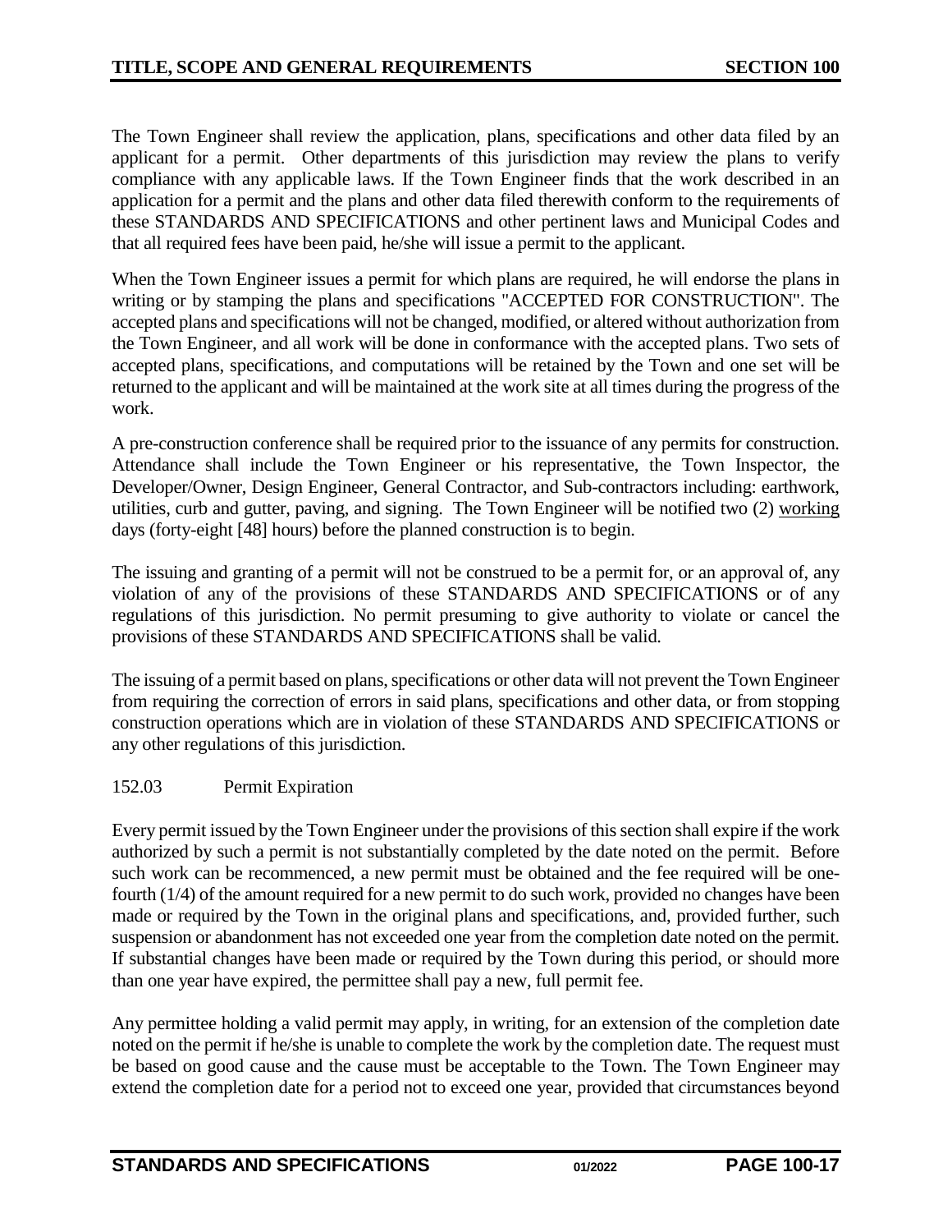The Town Engineer shall review the application, plans, specifications and other data filed by an applicant for a permit. Other departments of this jurisdiction may review the plans to verify compliance with any applicable laws. If the Town Engineer finds that the work described in an application for a permit and the plans and other data filed therewith conform to the requirements of these STANDARDS AND SPECIFICATIONS and other pertinent laws and Municipal Codes and that all required fees have been paid, he/she will issue a permit to the applicant.

When the Town Engineer issues a permit for which plans are required, he will endorse the plans in writing or by stamping the plans and specifications "ACCEPTED FOR CONSTRUCTION". The accepted plans and specifications will not be changed, modified, or altered without authorization from the Town Engineer, and all work will be done in conformance with the accepted plans. Two sets of accepted plans, specifications, and computations will be retained by the Town and one set will be returned to the applicant and will be maintained at the work site at all times during the progress of the work.

A pre-construction conference shall be required prior to the issuance of any permits for construction. Attendance shall include the Town Engineer or his representative, the Town Inspector, the Developer/Owner, Design Engineer, General Contractor, and Sub-contractors including: earthwork, utilities, curb and gutter, paving, and signing. The Town Engineer will be notified two (2) <u>working</u> days (forty-eight [48] hours) before the planned construction is to begin.

The issuing and granting of a permit will not be construed to be a permit for, or an approval of, any violation of any of the provisions of these STANDARDS AND SPECIFICATIONS or of any regulations of this jurisdiction. No permit presuming to give authority to violate or cancel the provisions of these STANDARDS AND SPECIFICATIONS shall be valid.

The issuing of a permit based on plans, specifications or other data will not prevent the Town Engineer from requiring the correction of errors in said plans, specifications and other data, or from stopping construction operations which are in violation of these STANDARDS AND SPECIFICATIONS or any other regulations of this jurisdiction.

152.03 Permit Expiration

Every permit issued by the Town Engineer under the provisions of this section shall expire if the work authorized by such a permit is not substantially completed by the date noted on the permit. Before such work can be recommenced, a new permit must be obtained and the fee required will be one-fourth (1/4) of the amount required for a new permit to do such work, provided no changes have been made or required by the Town in the original plans and specifications, and, provided further, such suspension or abandonment has not exceeded one year from the completion date noted on the permit. If substantial changes have been made or required by the Town during this period, or should more than one year have expired, the permittee shall pay a new, full permit fee.

Any permittee holding a valid permit may apply, in writing, for an extension of the completion date noted on the permit if he/she is unable to complete the work by the completion date. The request must be based on good cause and the cause must be acceptable to the Town. The Town Engineer may extend the completion date for a period not to exceed one year, provided that circumstances beyond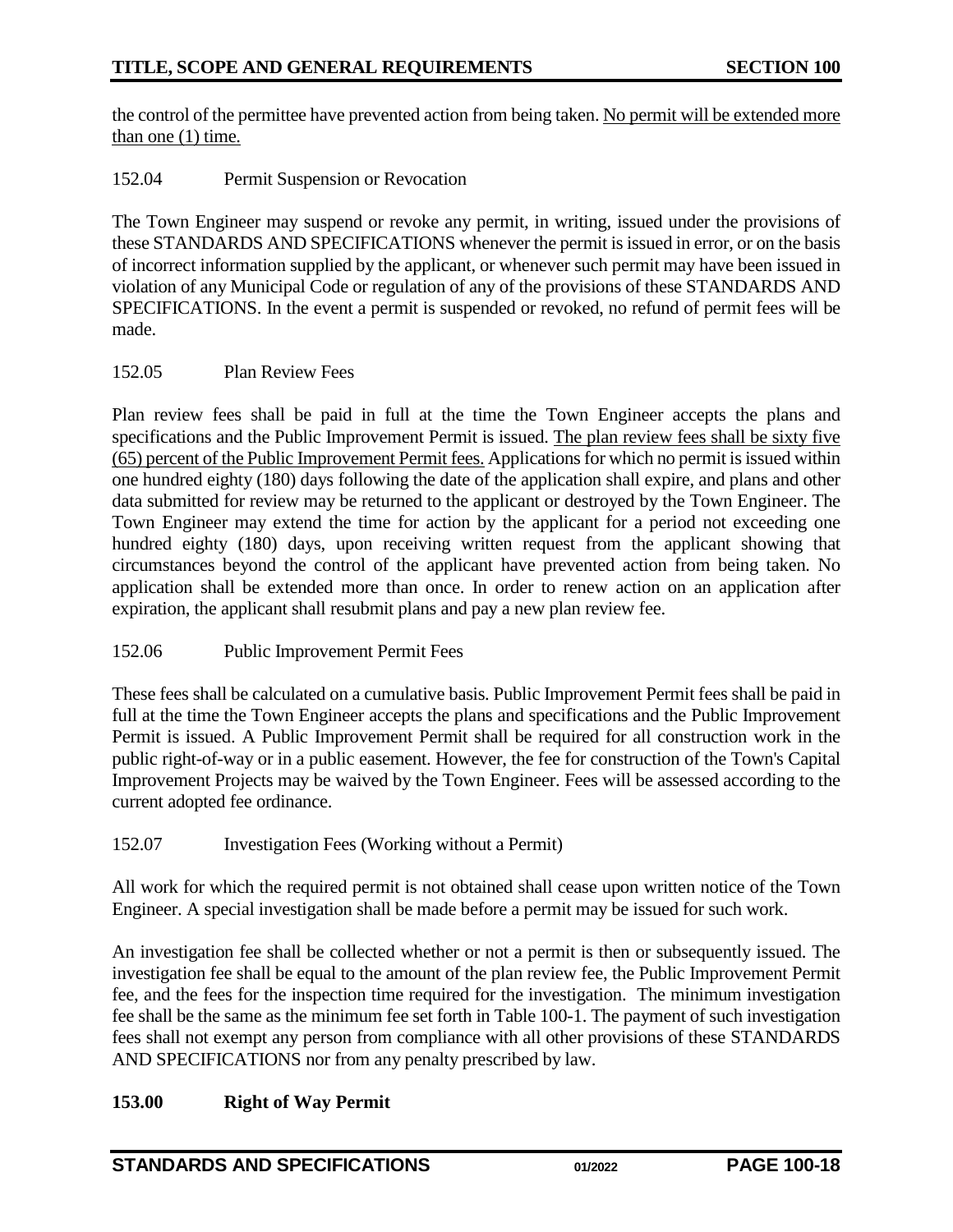the control of the permittee have prevented action from being taken. <u>No permit will be extended more than one (1) time.</u>

152.04 Permit Suspension or Revocation

The Town Engineer may suspend or revoke any permit, in writing, issued under the provisions of these STANDARDS AND SPECIFICATIONS whenever the permit is issued in error, or on the basis of incorrect information supplied by the applicant, or whenever such permit may have been issued in violation of any Municipal Code or regulation of any of the provisions of these STANDARDS AND SPECIFICATIONS. In the event a permit is suspended or revoked, no refund of permit fees will be made.

152.05 Plan Review Fees

Plan review fees shall be paid in full at the time the Town Engineer accepts the plans and specifications and the Public Improvement Permit is issued. <u>The plan review fees shall be sixty five (65) percent of the Public Improvement Permit fees.</u> Applications for which no permit is issued within one hundred eighty (180) days following the date of the application shall expire, and plans and other data submitted for review may be returned to the applicant or destroyed by the Town Engineer. The Town Engineer may extend the time for action by the applicant for a period not exceeding one hundred eighty (180) days, upon receiving written request from the applicant showing that circumstances beyond the control of the applicant have prevented action from being taken. No application shall be extended more than once. In order to renew action on an application after expiration, the applicant shall resubmit plans and pay a new plan review fee.

152.06 Public Improvement Permit Fees

These fees shall be calculated on a cumulative basis. Public Improvement Permit fees shall be paid in full at the time the Town Engineer accepts the plans and specifications and the Public Improvement Permit is issued. A Public Improvement Permit shall be required for all construction work in the public right-of-way or in a public easement. However, the fee for construction of the Town's Capital Improvement Projects may be waived by the Town Engineer. Fees will be assessed according to the current adopted fee ordinance.

152.07 Investigation Fees (Working without a Permit)

All work for which the required permit is not obtained shall cease upon written notice of the Town Engineer. A special investigation shall be made before a permit may be issued for such work.

An investigation fee shall be collected whether or not a permit is then or subsequently issued. The investigation fee shall be equal to the amount of the plan review fee, the Public Improvement Permit fee, and the fees for the inspection time required for the investigation. The minimum investigation fee shall be the same as the minimum fee set forth in Table 100-1. The payment of such investigation fees shall not exempt any person from compliance with all other provisions of these STANDARDS AND SPECIFICATIONS nor from any penalty prescribed by law.

## 153.00 Right of Way Permit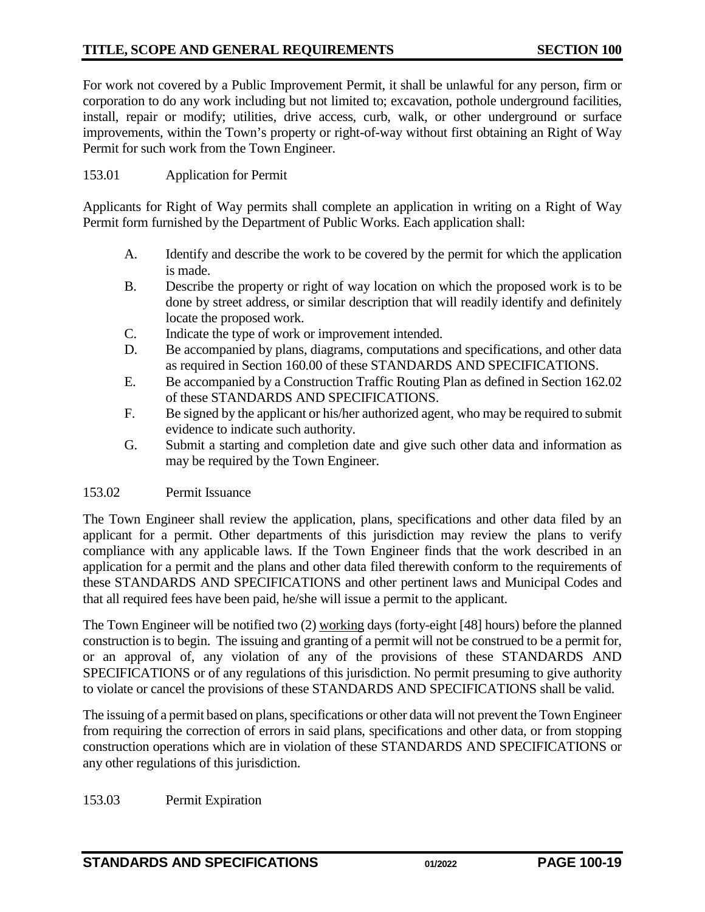For work not covered by a Public Improvement Permit, it shall be unlawful for any person, firm or corporation to do any work including but not limited to; excavation, pothole underground facilities, install, repair or modify; utilities, drive access, curb, walk, or other underground or surface improvements, within the Town's property or right-of-way without first obtaining an Right of Way Permit for such work from the Town Engineer.

### 153.01 Application for Permit

Applicants for Right of Way permits shall complete an application in writing on a Right of Way Permit form furnished by the Department of Public Works. Each application shall:

A. Identify and describe the work to be covered by the permit for which the application is made.
B. Describe the property or right of way location on which the proposed work is to be done by street address, or similar description that will readily identify and definitely locate the proposed work.
C. Indicate the type of work or improvement intended.
D. Be accompanied by plans, diagrams, computations and specifications, and other data as required in Section 160.00 of these STANDARDS AND SPECIFICATIONS.
E. Be accompanied by a Construction Traffic Routing Plan as defined in Section 162.02 of these STANDARDS AND SPECIFICATIONS.
F. Be signed by the applicant or his/her authorized agent, who may be required to submit evidence to indicate such authority.
G. Submit a starting and completion date and give such other data and information as may be required by the Town Engineer.

### 153.02 Permit Issuance

The Town Engineer shall review the application, plans, specifications and other data filed by an applicant for a permit. Other departments of this jurisdiction may review the plans to verify compliance with any applicable laws. If the Town Engineer finds that the work described in an application for a permit and the plans and other data filed therewith conform to the requirements of these STANDARDS AND SPECIFICATIONS and other pertinent laws and Municipal Codes and that all required fees have been paid, he/she will issue a permit to the applicant.

The Town Engineer will be notified two (2) working days (forty-eight [48] hours) before the planned construction is to begin. The issuing and granting of a permit will not be construed to be a permit for, or an approval of, any violation of any of the provisions of these STANDARDS AND SPECIFICATIONS or of any regulations of this jurisdiction. No permit presuming to give authority to violate or cancel the provisions of these STANDARDS AND SPECIFICATIONS shall be valid.

The issuing of a permit based on plans, specifications or other data will not prevent the Town Engineer from requiring the correction of errors in said plans, specifications and other data, or from stopping construction operations which are in violation of these STANDARDS AND SPECIFICATIONS or any other regulations of this jurisdiction.

### 153.03 Permit Expiration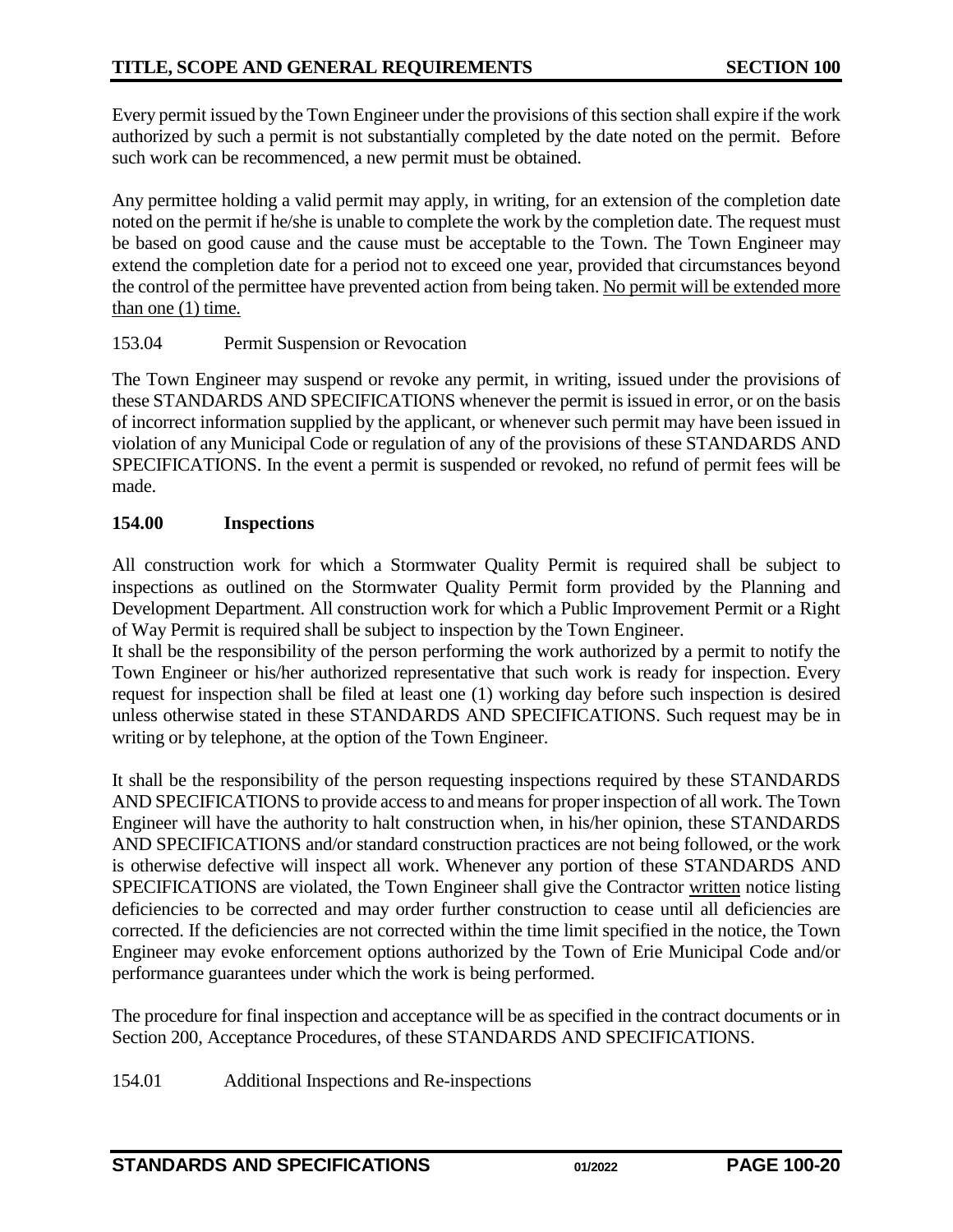Every permit issued by the Town Engineer under the provisions of this section shall expire if the work authorized by such a permit is not substantially completed by the date noted on the permit. Before such work can be recommenced, a new permit must be obtained.

Any permittee holding a valid permit may apply, in writing, for an extension of the completion date noted on the permit if he/she is unable to complete the work by the completion date. The request must be based on good cause and the cause must be acceptable to the Town. The Town Engineer may extend the completion date for a period not to exceed one year, provided that circumstances beyond the control of the permittee have prevented action from being taken. <u>No permit will be extended more than one (1) time.</u>

153.04 Permit Suspension or Revocation

The Town Engineer may suspend or revoke any permit, in writing, issued under the provisions of these STANDARDS AND SPECIFICATIONS whenever the permit is issued in error, or on the basis of incorrect information supplied by the applicant, or whenever such permit may have been issued in violation of any Municipal Code or regulation of any of the provisions of these STANDARDS AND SPECIFICATIONS. In the event a permit is suspended or revoked, no refund of permit fees will be made.

### 154.00 Inspections

All construction work for which a Stormwater Quality Permit is required shall be subject to inspections as outlined on the Stormwater Quality Permit form provided by the Planning and Development Department. All construction work for which a Public Improvement Permit or a Right of Way Permit is required shall be subject to inspection by the Town Engineer.

It shall be the responsibility of the person performing the work authorized by a permit to notify the Town Engineer or his/her authorized representative that such work is ready for inspection. Every request for inspection shall be filed at least one (1) working day before such inspection is desired unless otherwise stated in these STANDARDS AND SPECIFICATIONS. Such request may be in writing or by telephone, at the option of the Town Engineer.

It shall be the responsibility of the person requesting inspections required by these STANDARDS AND SPECIFICATIONS to provide access to and means for proper inspection of all work. The Town Engineer will have the authority to halt construction when, in his/her opinion, these STANDARDS AND SPECIFICATIONS and/or standard construction practices are not being followed, or the work is otherwise defective will inspect all work. Whenever any portion of these STANDARDS AND SPECIFICATIONS are violated, the Town Engineer shall give the Contractor <u>written</u> notice listing deficiencies to be corrected and may order further construction to cease until all deficiencies are corrected. If the deficiencies are not corrected within the time limit specified in the notice, the Town Engineer may evoke enforcement options authorized by the Town of Erie Municipal Code and/or performance guarantees under which the work is being performed.

The procedure for final inspection and acceptance will be as specified in the contract documents or in Section 200, Acceptance Procedures, of these STANDARDS AND SPECIFICATIONS.

154.01 Additional Inspections and Re-inspections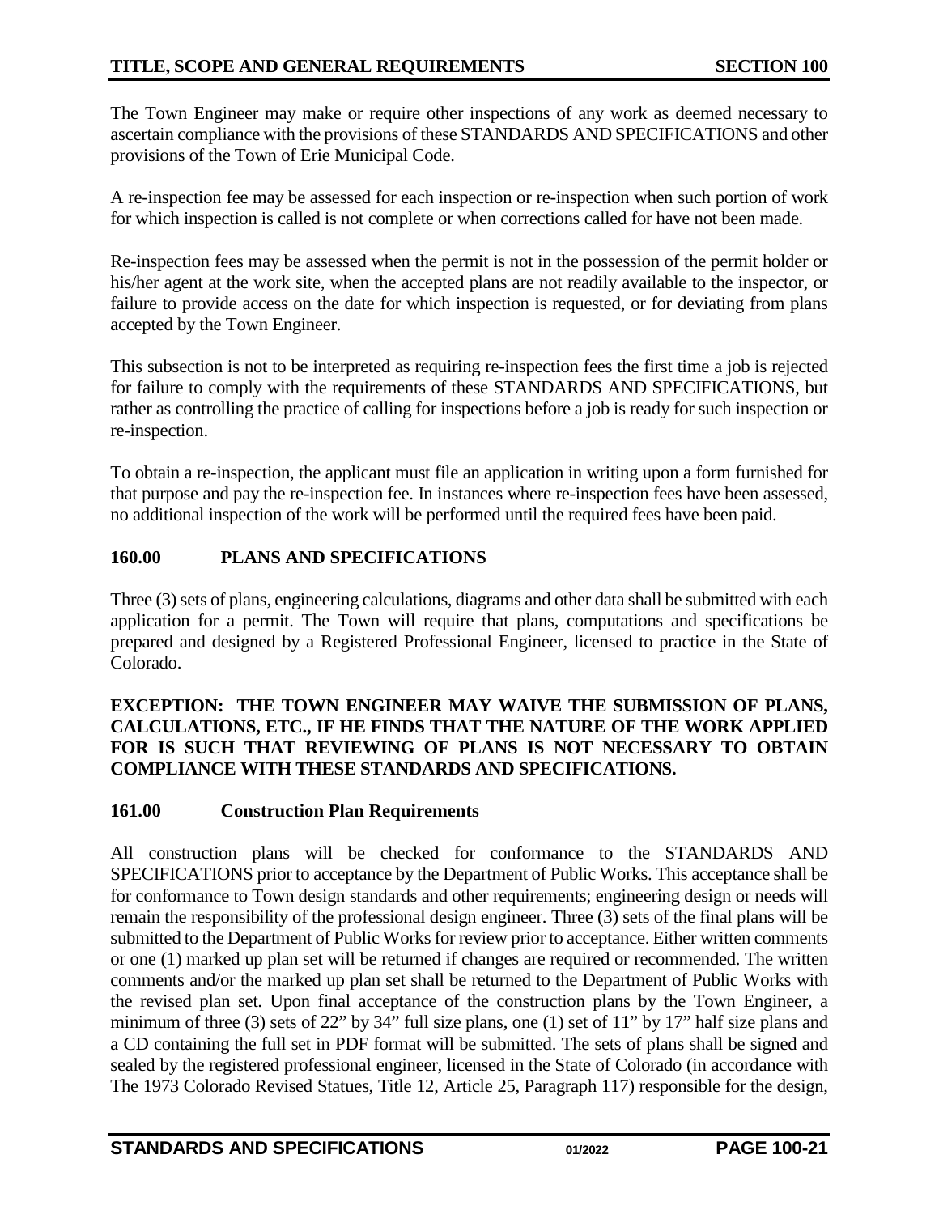The Town Engineer may make or require other inspections of any work as deemed necessary to ascertain compliance with the provisions of these STANDARDS AND SPECIFICATIONS and other provisions of the Town of Erie Municipal Code.

A re-inspection fee may be assessed for each inspection or re-inspection when such portion of work for which inspection is called is not complete or when corrections called for have not been made.

Re-inspection fees may be assessed when the permit is not in the possession of the permit holder or his/her agent at the work site, when the accepted plans are not readily available to the inspector, or failure to provide access on the date for which inspection is requested, or for deviating from plans accepted by the Town Engineer.

This subsection is not to be interpreted as requiring re-inspection fees the first time a job is rejected for failure to comply with the requirements of these STANDARDS AND SPECIFICATIONS, but rather as controlling the practice of calling for inspections before a job is ready for such inspection or re-inspection.

To obtain a re-inspection, the applicant must file an application in writing upon a form furnished for that purpose and pay the re-inspection fee. In instances where re-inspection fees have been assessed, no additional inspection of the work will be performed until the required fees have been paid.

## 160.00 PLANS AND SPECIFICATIONS

Three (3) sets of plans, engineering calculations, diagrams and other data shall be submitted with each application for a permit. The Town will require that plans, computations and specifications be prepared and designed by a Registered Professional Engineer, licensed to practice in the State of Colorado.

**EXCEPTION: THE TOWN ENGINEER MAY WAIVE THE SUBMISSION OF PLANS, CALCULATIONS, ETC., IF HE FINDS THAT THE NATURE OF THE WORK APPLIED FOR IS SUCH THAT REVIEWING OF PLANS IS NOT NECESSARY TO OBTAIN COMPLIANCE WITH THESE STANDARDS AND SPECIFICATIONS.**

### 161.00 Construction Plan Requirements

All construction plans will be checked for conformance to the STANDARDS AND SPECIFICATIONS prior to acceptance by the Department of Public Works. This acceptance shall be for conformance to Town design standards and other requirements; engineering design or needs will remain the responsibility of the professional design engineer. Three (3) sets of the final plans will be submitted to the Department of Public Works for review prior to acceptance. Either written comments or one (1) marked up plan set will be returned if changes are required or recommended. The written comments and/or the marked up plan set shall be returned to the Department of Public Works with the revised plan set. Upon final acceptance of the construction plans by the Town Engineer, a minimum of three (3) sets of 22" by 34" full size plans, one (1) set of 11" by 17" half size plans and a CD containing the full set in PDF format will be submitted. The sets of plans shall be signed and sealed by the registered professional engineer, licensed in the State of Colorado (in accordance with The 1973 Colorado Revised Statues, Title 12, Article 25, Paragraph 117) responsible for the design,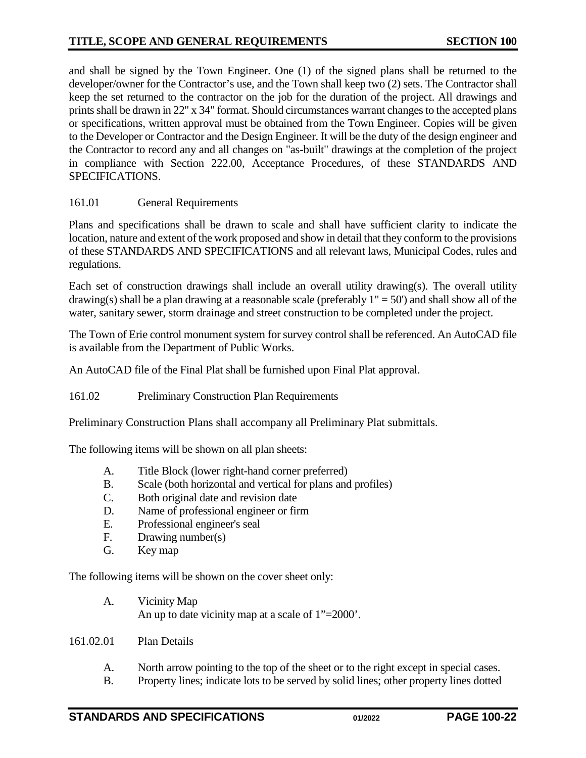and shall be signed by the Town Engineer. One (1) of the signed plans shall be returned to the developer/owner for the Contractor's use, and the Town shall keep two (2) sets. The Contractor shall keep the set returned to the contractor on the job for the duration of the project. All drawings and prints shall be drawn in 22" x 34" format. Should circumstances warrant changes to the accepted plans or specifications, written approval must be obtained from the Town Engineer. Copies will be given to the Developer or Contractor and the Design Engineer. It will be the duty of the design engineer and the Contractor to record any and all changes on "as-built" drawings at the completion of the project in compliance with Section 222.00, Acceptance Procedures, of these STANDARDS AND SPECIFICATIONS.

### 161.01 General Requirements

Plans and specifications shall be drawn to scale and shall have sufficient clarity to indicate the location, nature and extent of the work proposed and show in detail that they conform to the provisions of these STANDARDS AND SPECIFICATIONS and all relevant laws, Municipal Codes, rules and regulations.

Each set of construction drawings shall include an overall utility drawing(s). The overall utility drawing(s) shall be a plan drawing at a reasonable scale (preferably 1" = 50') and shall show all of the water, sanitary sewer, storm drainage and street construction to be completed under the project.

The Town of Erie control monument system for survey control shall be referenced. An AutoCAD file is available from the Department of Public Works.

An AutoCAD file of the Final Plat shall be furnished upon Final Plat approval.

### 161.02 Preliminary Construction Plan Requirements

Preliminary Construction Plans shall accompany all Preliminary Plat submittals.

The following items will be shown on all plan sheets:

A. Title Block (lower right-hand corner preferred)
B. Scale (both horizontal and vertical for plans and profiles)
C. Both original date and revision date
D. Name of professional engineer or firm
E. Professional engineer's seal
F. Drawing number(s)
G. Key map

The following items will be shown on the cover sheet only:

A. Vicinity Map
   An up to date vicinity map at a scale of 1"=2000'.

#### 161.02.01 Plan Details

A. North arrow pointing to the top of the sheet or to the right except in special cases.
B. Property lines; indicate lots to be served by solid lines; other property lines dotted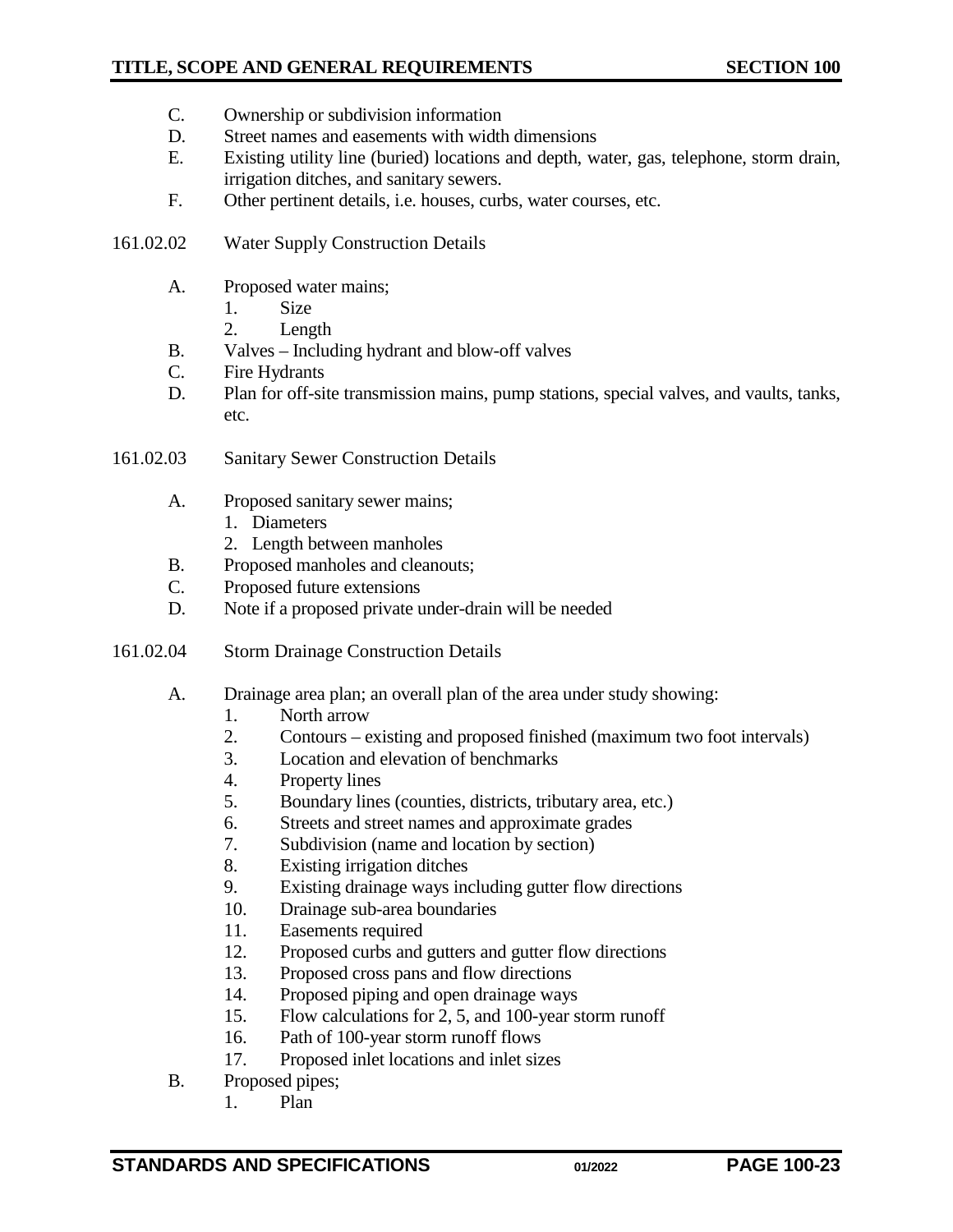C. Ownership or subdivision information
D. Street names and easements with width dimensions
E. Existing utility line (buried) locations and depth, water, gas, telephone, storm drain, irrigation ditches, and sanitary sewers.
F. Other pertinent details, i.e. houses, curbs, water courses, etc.

161.02.02 Water Supply Construction Details

A. Proposed water mains;
   1. Size
   2. Length
B. Valves – Including hydrant and blow-off valves
C. Fire Hydrants
D. Plan for off-site transmission mains, pump stations, special valves, and vaults, tanks, etc.

161.02.03 Sanitary Sewer Construction Details

A. Proposed sanitary sewer mains;
   1. Diameters
   2. Length between manholes
B. Proposed manholes and cleanouts;
C. Proposed future extensions
D. Note if a proposed private under-drain will be needed

161.02.04 Storm Drainage Construction Details

A. Drainage area plan; an overall plan of the area under study showing:
   1. North arrow
   2. Contours – existing and proposed finished (maximum two foot intervals)
   3. Location and elevation of benchmarks
   4. Property lines
   5. Boundary lines (counties, districts, tributary area, etc.)
   6. Streets and street names and approximate grades
   7. Subdivision (name and location by section)
   8. Existing irrigation ditches
   9. Existing drainage ways including gutter flow directions
   10. Drainage sub-area boundaries
   11. Easements required
   12. Proposed curbs and gutters and gutter flow directions
   13. Proposed cross pans and flow directions
   14. Proposed piping and open drainage ways
   15. Flow calculations for 2, 5, and 100-year storm runoff
   16. Path of 100-year storm runoff flows
   17. Proposed inlet locations and inlet sizes
B. Proposed pipes;
   1. Plan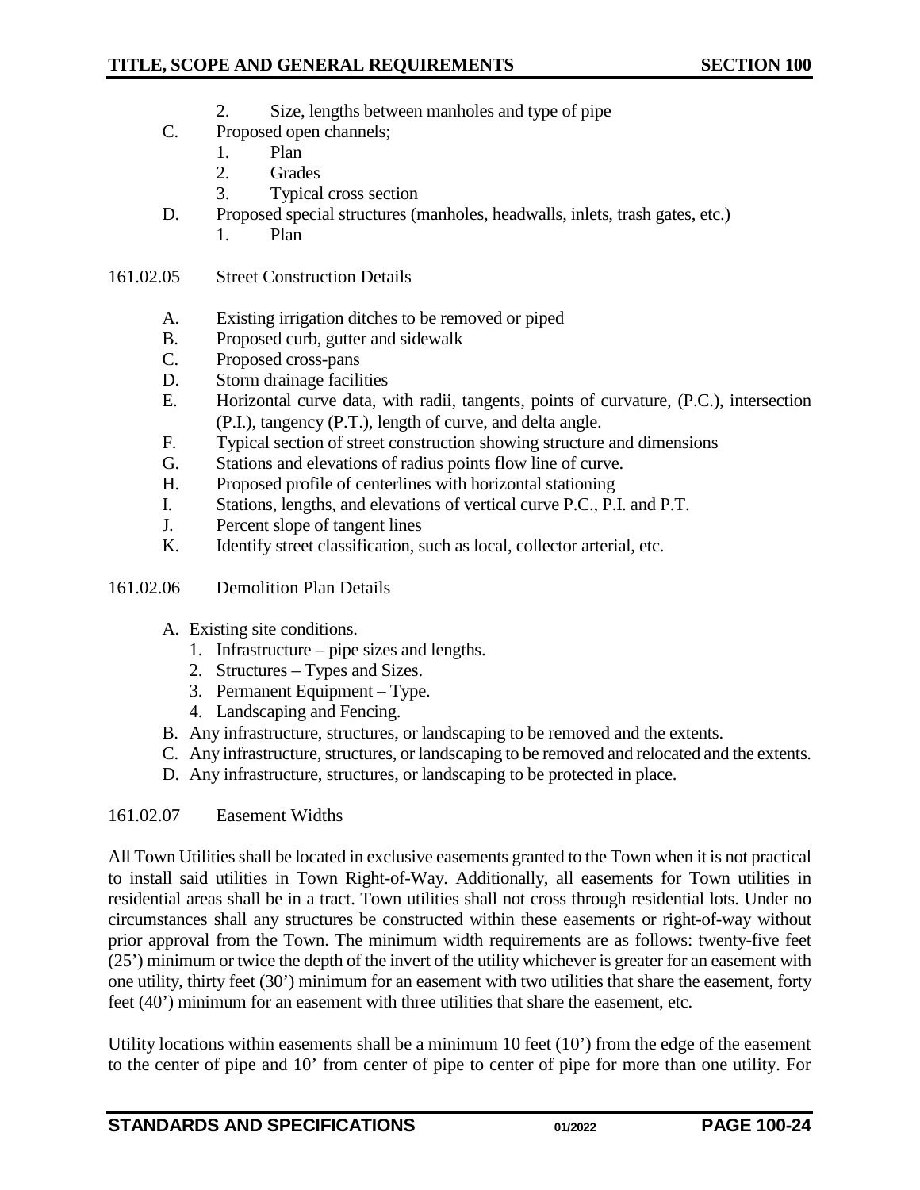2. Size, lengths between manholes and type of pipe

C. Proposed open channels;
   1. Plan
   2. Grades
   3. Typical cross section

D. Proposed special structures (manholes, headwalls, inlets, trash gates, etc.)
   1. Plan

161.02.05 Street Construction Details

A. Existing irrigation ditches to be removed or piped
B. Proposed curb, gutter and sidewalk
C. Proposed cross-pans
D. Storm drainage facilities
E. Horizontal curve data, with radii, tangents, points of curvature, (P.C.), intersection (P.I.), tangency (P.T.), length of curve, and delta angle.
F. Typical section of street construction showing structure and dimensions
G. Stations and elevations of radius points flow line of curve.
H. Proposed profile of centerlines with horizontal stationing
I. Stations, lengths, and elevations of vertical curve P.C., P.I. and P.T.
J. Percent slope of tangent lines
K. Identify street classification, such as local, collector arterial, etc.

161.02.06 Demolition Plan Details

A. Existing site conditions.
   1. Infrastructure – pipe sizes and lengths.
   2. Structures – Types and Sizes.
   3. Permanent Equipment – Type.
   4. Landscaping and Fencing.
B. Any infrastructure, structures, or landscaping to be removed and the extents.
C. Any infrastructure, structures, or landscaping to be removed and relocated and the extents.
D. Any infrastructure, structures, or landscaping to be protected in place.

161.02.07 Easement Widths

All Town Utilities shall be located in exclusive easements granted to the Town when it is not practical to install said utilities in Town Right-of-Way. Additionally, all easements for Town utilities in residential areas shall be in a tract. Town utilities shall not cross through residential lots. Under no circumstances shall any structures be constructed within these easements or right-of-way without prior approval from the Town. The minimum width requirements are as follows: twenty-five feet (25') minimum or twice the depth of the invert of the utility whichever is greater for an easement with one utility, thirty feet (30') minimum for an easement with two utilities that share the easement, forty feet (40') minimum for an easement with three utilities that share the easement, etc.

Utility locations within easements shall be a minimum 10 feet (10') from the edge of the easement to the center of pipe and 10' from center of pipe to center of pipe for more than one utility. For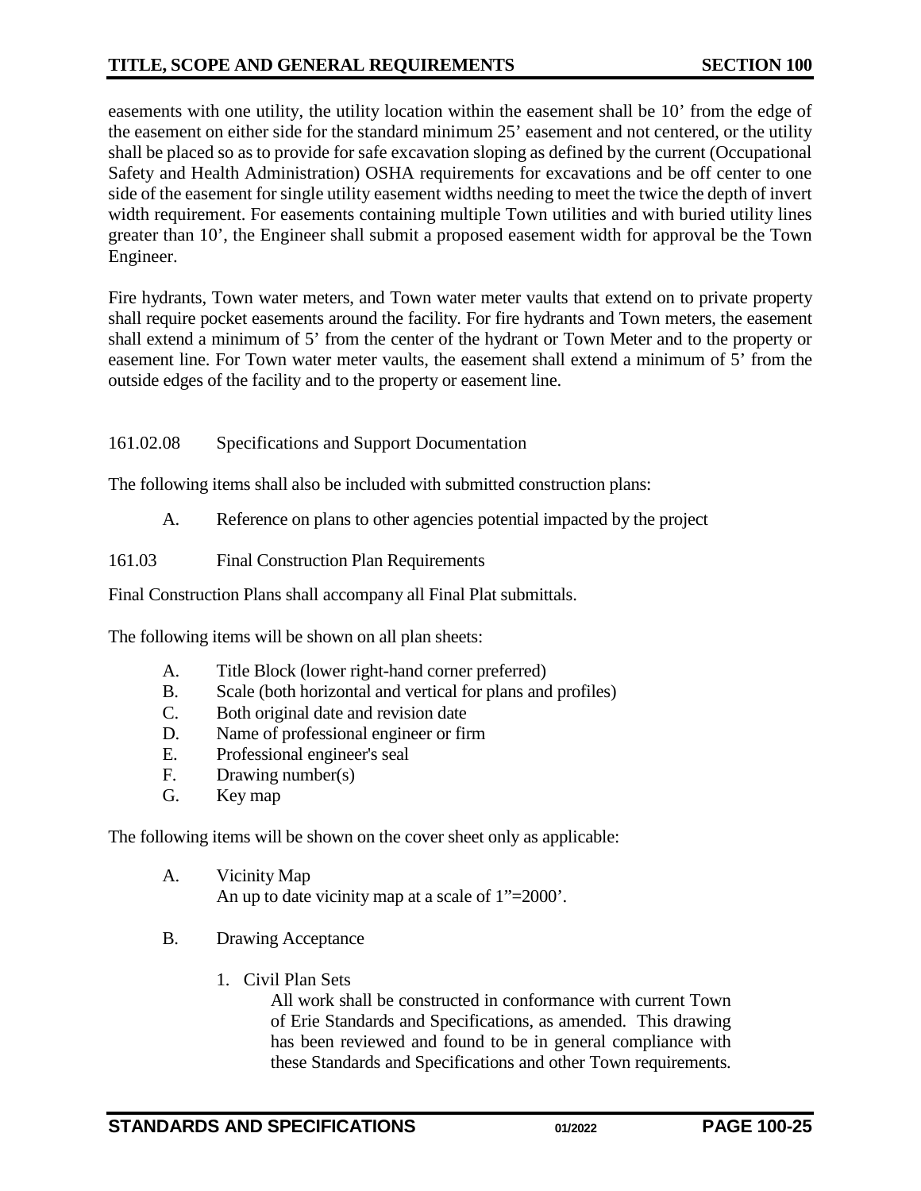easements with one utility, the utility location within the easement shall be 10’ from the edge of the easement on either side for the standard minimum 25’ easement and not centered, or the utility shall be placed so as to provide for safe excavation sloping as defined by the current (Occupational Safety and Health Administration) OSHA requirements for excavations and be off center to one side of the easement for single utility easement widths needing to meet the twice the depth of invert width requirement. For easements containing multiple Town utilities and with buried utility lines greater than 10’, the Engineer shall submit a proposed easement width for approval be the Town Engineer.

Fire hydrants, Town water meters, and Town water meter vaults that extend on to private property shall require pocket easements around the facility. For fire hydrants and Town meters, the easement shall extend a minimum of 5’ from the center of the hydrant or Town Meter and to the property or easement line. For Town water meter vaults, the easement shall extend a minimum of 5’ from the outside edges of the facility and to the property or easement line.

161.02.08 Specifications and Support Documentation

The following items shall also be included with submitted construction plans:

A. Reference on plans to other agencies potential impacted by the project

161.03 Final Construction Plan Requirements

Final Construction Plans shall accompany all Final Plat submittals.

The following items will be shown on all plan sheets:

A. Title Block (lower right-hand corner preferred)
B. Scale (both horizontal and vertical for plans and profiles)
C. Both original date and revision date
D. Name of professional engineer or firm
E. Professional engineer's seal
F. Drawing number(s)
G. Key map

The following items will be shown on the cover sheet only as applicable:

A. Vicinity Map
   An up to date vicinity map at a scale of 1”=2000’.

B. Drawing Acceptance

   1. Civil Plan Sets
      All work shall be constructed in conformance with current Town of Erie Standards and Specifications, as amended. This drawing has been reviewed and found to be in general compliance with these Standards and Specifications and other Town requirements.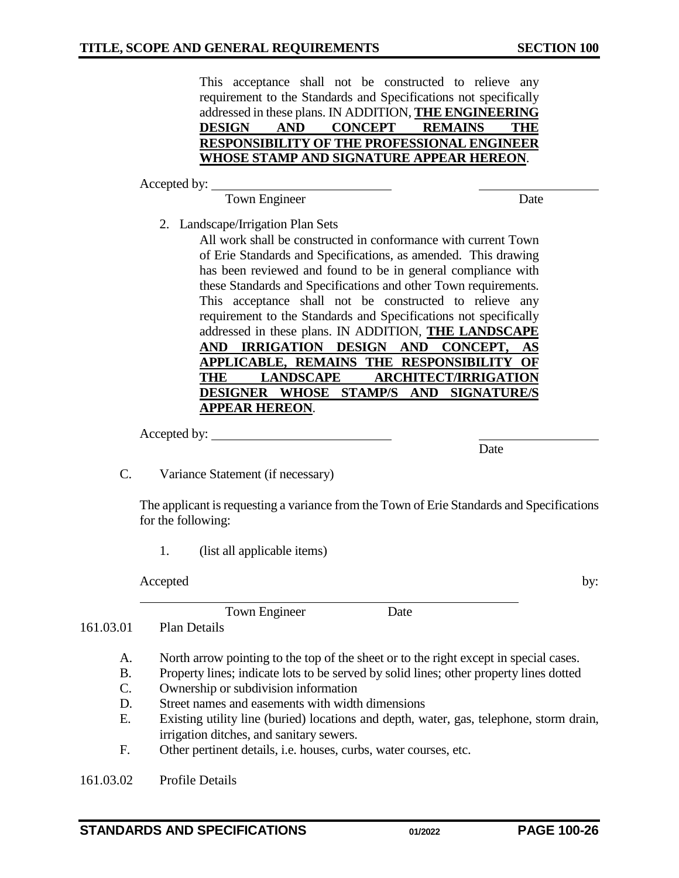This acceptance shall not be constructed to relieve any requirement to the Standards and Specifications not specifically addressed in these plans. IN ADDITION, **THE ENGINEERING DESIGN AND CONCEPT REMAINS THE RESPONSIBILITY OF THE PROFESSIONAL ENGINEER WHOSE STAMP AND SIGNATURE APPEAR HEREON**.

Accepted by: ____________________________ ____________________

Town Engineer Date

2. Landscape/Irrigation Plan Sets

   All work shall be constructed in conformance with current Town of Erie Standards and Specifications, as amended. This drawing has been reviewed and found to be in general compliance with these Standards and Specifications and other Town requirements. This acceptance shall not be constructed to relieve any requirement to the Standards and Specifications not specifically addressed in these plans. IN ADDITION, **THE LANDSCAPE AND IRRIGATION DESIGN AND CONCEPT, AS APPLICABLE, REMAINS THE RESPONSIBILITY OF THE LANDSCAPE ARCHITECT/IRRIGATION DESIGNER WHOSE STAMP/S AND SIGNATURE/S APPEAR HEREON**.

Accepted by: ____________________________ ____________________

Date

C. Variance Statement (if necessary)

The applicant is requesting a variance from the Town of Erie Standards and Specifications for the following:

1. (list all applicable items)

Accepted by:

____________________________________________________________

Town Engineer Date

161.03.01 Plan Details

A. North arrow pointing to the top of the sheet or to the right except in special cases.
B. Property lines; indicate lots to be served by solid lines; other property lines dotted
C. Ownership or subdivision information
D. Street names and easements with width dimensions
E. Existing utility line (buried) locations and depth, water, gas, telephone, storm drain, irrigation ditches, and sanitary sewers.
F. Other pertinent details, i.e. houses, curbs, water courses, etc.

161.03.02 Profile Details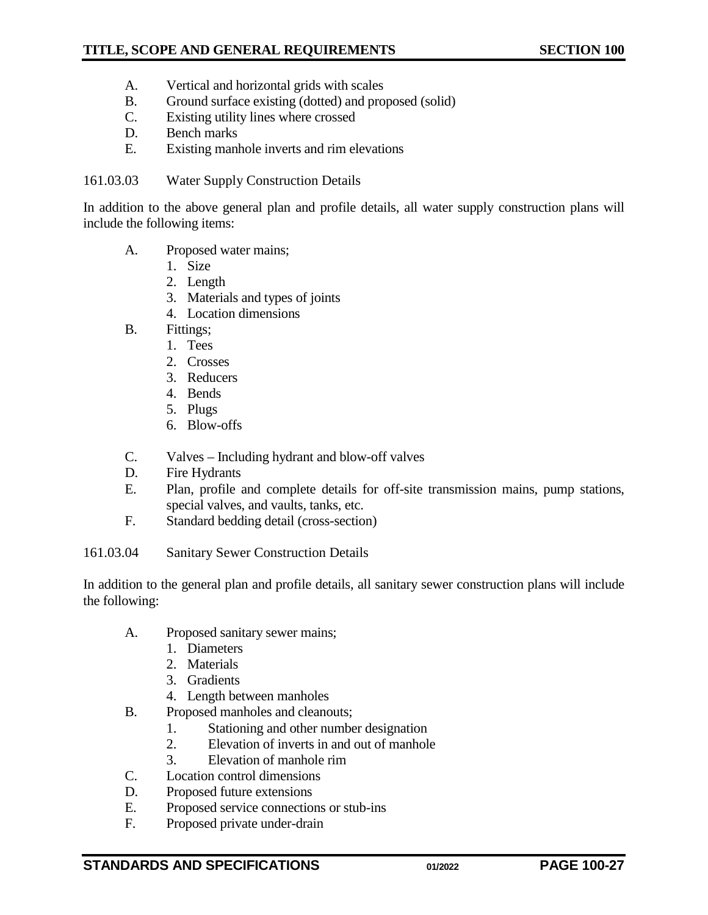A. Vertical and horizontal grids with scales
B. Ground surface existing (dotted) and proposed (solid)
C. Existing utility lines where crossed
D. Bench marks
E. Existing manhole inverts and rim elevations

161.03.03 Water Supply Construction Details

In addition to the above general plan and profile details, all water supply construction plans will include the following items:

A. Proposed water mains;
   1. Size
   2. Length
   3. Materials and types of joints
   4. Location dimensions
B. Fittings;
   1. Tees
   2. Crosses
   3. Reducers
   4. Bends
   5. Plugs
   6. Blow-offs
C. Valves – Including hydrant and blow-off valves
D. Fire Hydrants
E. Plan, profile and complete details for off-site transmission mains, pump stations, special valves, and vaults, tanks, etc.
F. Standard bedding detail (cross-section)

161.03.04 Sanitary Sewer Construction Details

In addition to the general plan and profile details, all sanitary sewer construction plans will include the following:

A. Proposed sanitary sewer mains;
   1. Diameters
   2. Materials
   3. Gradients
   4. Length between manholes
B. Proposed manholes and cleanouts;
   1. Stationing and other number designation
   2. Elevation of inverts in and out of manhole
   3. Elevation of manhole rim
C. Location control dimensions
D. Proposed future extensions
E. Proposed service connections or stub-ins
F. Proposed private under-drain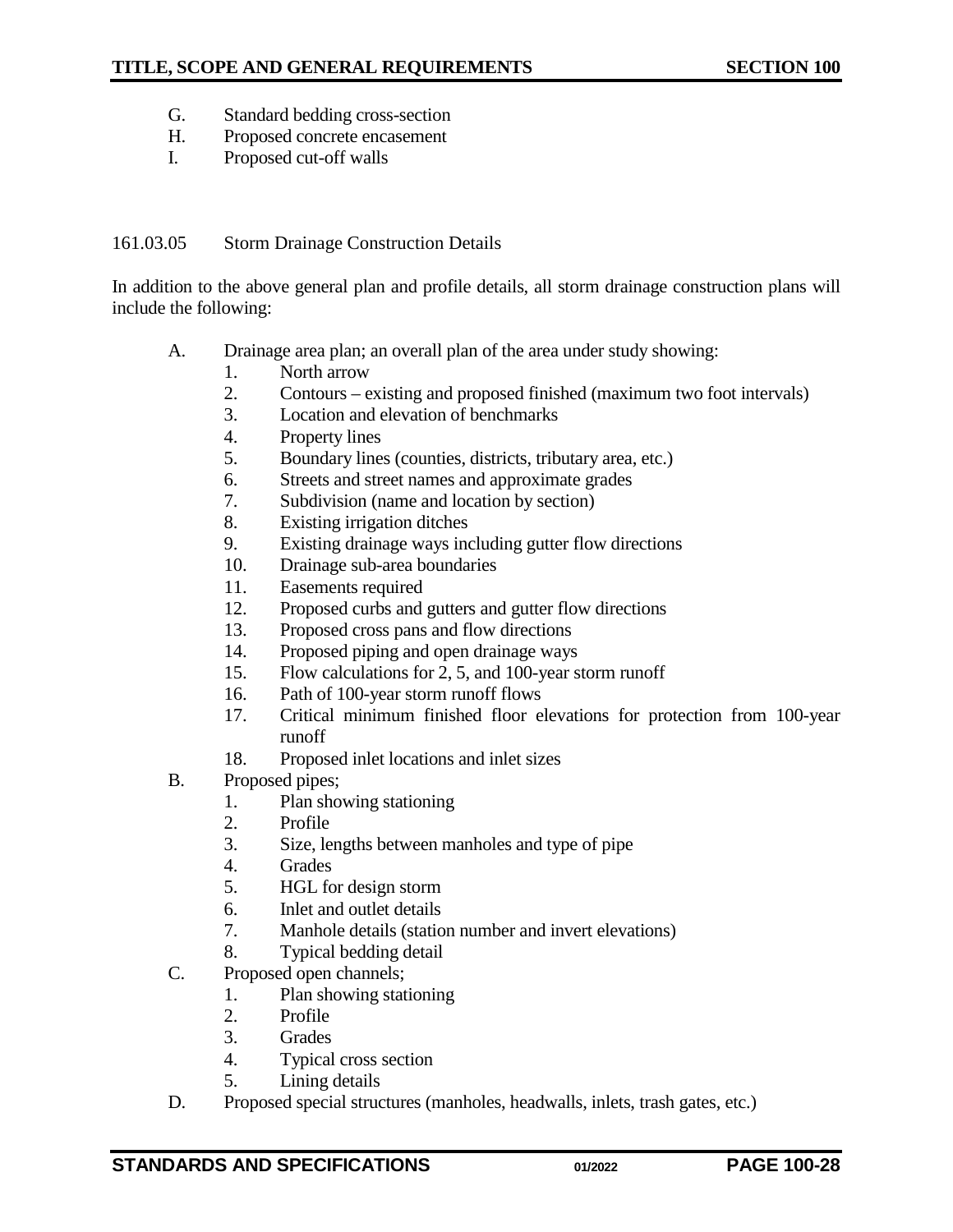G. Standard bedding cross-section
H. Proposed concrete encasement
I. Proposed cut-off walls

#### 161.03.05 Storm Drainage Construction Details

In addition to the above general plan and profile details, all storm drainage construction plans will include the following:

A. Drainage area plan; an overall plan of the area under study showing:
    1. North arrow
    2. Contours – existing and proposed finished (maximum two foot intervals)
    3. Location and elevation of benchmarks
    4. Property lines
    5. Boundary lines (counties, districts, tributary area, etc.)
    6. Streets and street names and approximate grades
    7. Subdivision (name and location by section)
    8. Existing irrigation ditches
    9. Existing drainage ways including gutter flow directions
    10. Drainage sub-area boundaries
    11. Easements required
    12. Proposed curbs and gutters and gutter flow directions
    13. Proposed cross pans and flow directions
    14. Proposed piping and open drainage ways
    15. Flow calculations for 2, 5, and 100-year storm runoff
    16. Path of 100-year storm runoff flows
    17. Critical minimum finished floor elevations for protection from 100-year runoff
    18. Proposed inlet locations and inlet sizes

B. Proposed pipes;
    1. Plan showing stationing
    2. Profile
    3. Size, lengths between manholes and type of pipe
    4. Grades
    5. HGL for design storm
    6. Inlet and outlet details
    7. Manhole details (station number and invert elevations)
    8. Typical bedding detail

C. Proposed open channels;
    1. Plan showing stationing
    2. Profile
    3. Grades
    4. Typical cross section
    5. Lining details

D. Proposed special structures (manholes, headwalls, inlets, trash gates, etc.)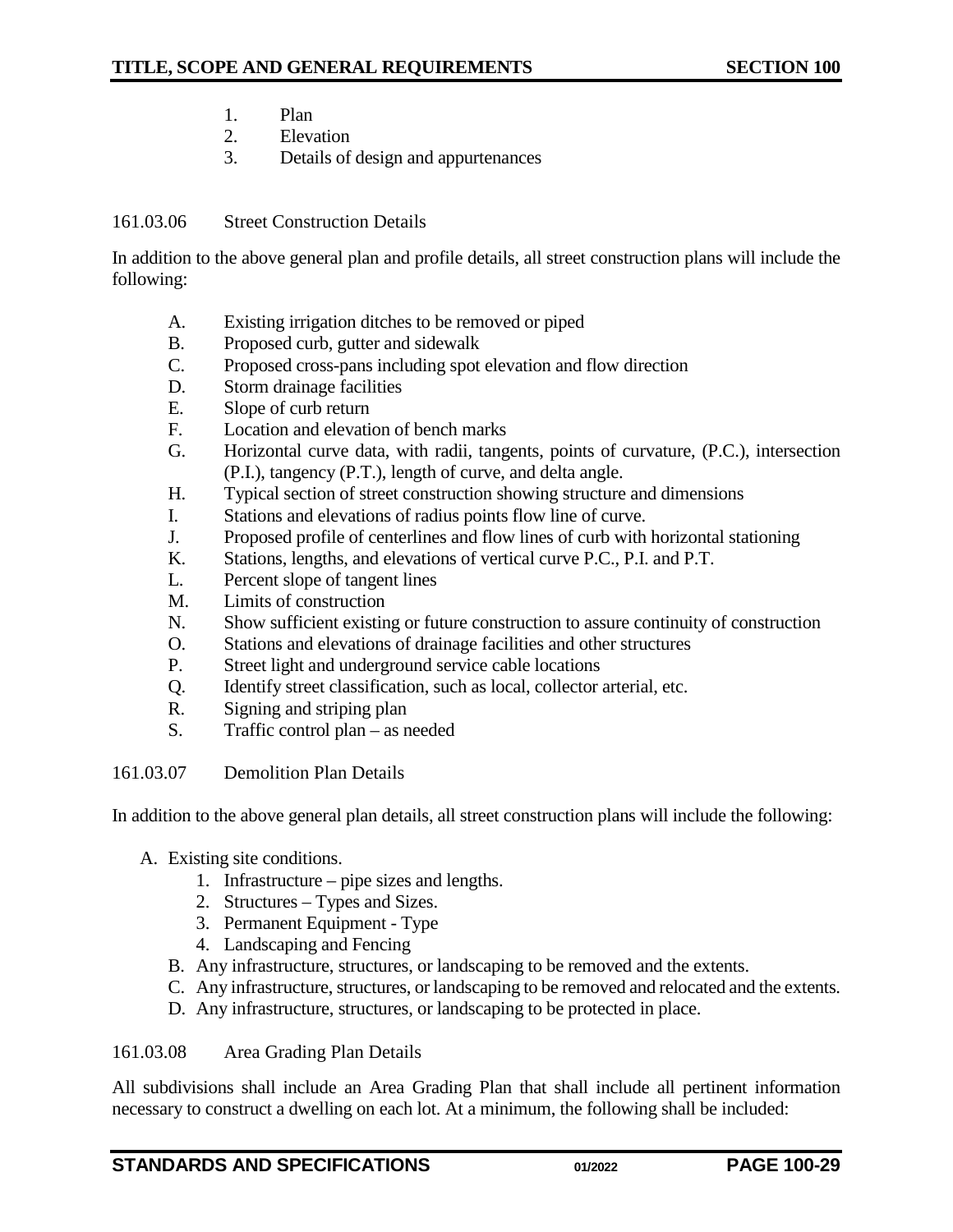1. Plan
2. Elevation
3. Details of design and appurtenances

### 161.03.06 Street Construction Details

In addition to the above general plan and profile details, all street construction plans will include the following:

A. Existing irrigation ditches to be removed or piped
B. Proposed curb, gutter and sidewalk
C. Proposed cross-pans including spot elevation and flow direction
D. Storm drainage facilities
E. Slope of curb return
F. Location and elevation of bench marks
G. Horizontal curve data, with radii, tangents, points of curvature, (P.C.), intersection (P.I.), tangency (P.T.), length of curve, and delta angle.
H. Typical section of street construction showing structure and dimensions
I. Stations and elevations of radius points flow line of curve.
J. Proposed profile of centerlines and flow lines of curb with horizontal stationing
K. Stations, lengths, and elevations of vertical curve P.C., P.I. and P.T.
L. Percent slope of tangent lines
M. Limits of construction
N. Show sufficient existing or future construction to assure continuity of construction
O. Stations and elevations of drainage facilities and other structures
P. Street light and underground service cable locations
Q. Identify street classification, such as local, collector arterial, etc.
R. Signing and striping plan
S. Traffic control plan – as needed

### 161.03.07 Demolition Plan Details

In addition to the above general plan details, all street construction plans will include the following:

A. Existing site conditions.
   1. Infrastructure – pipe sizes and lengths.
   2. Structures – Types and Sizes.
   3. Permanent Equipment - Type
   4. Landscaping and Fencing
B. Any infrastructure, structures, or landscaping to be removed and the extents.
C. Any infrastructure, structures, or landscaping to be removed and relocated and the extents.
D. Any infrastructure, structures, or landscaping to be protected in place.

### 161.03.08 Area Grading Plan Details

All subdivisions shall include an Area Grading Plan that shall include all pertinent information necessary to construct a dwelling on each lot. At a minimum, the following shall be included: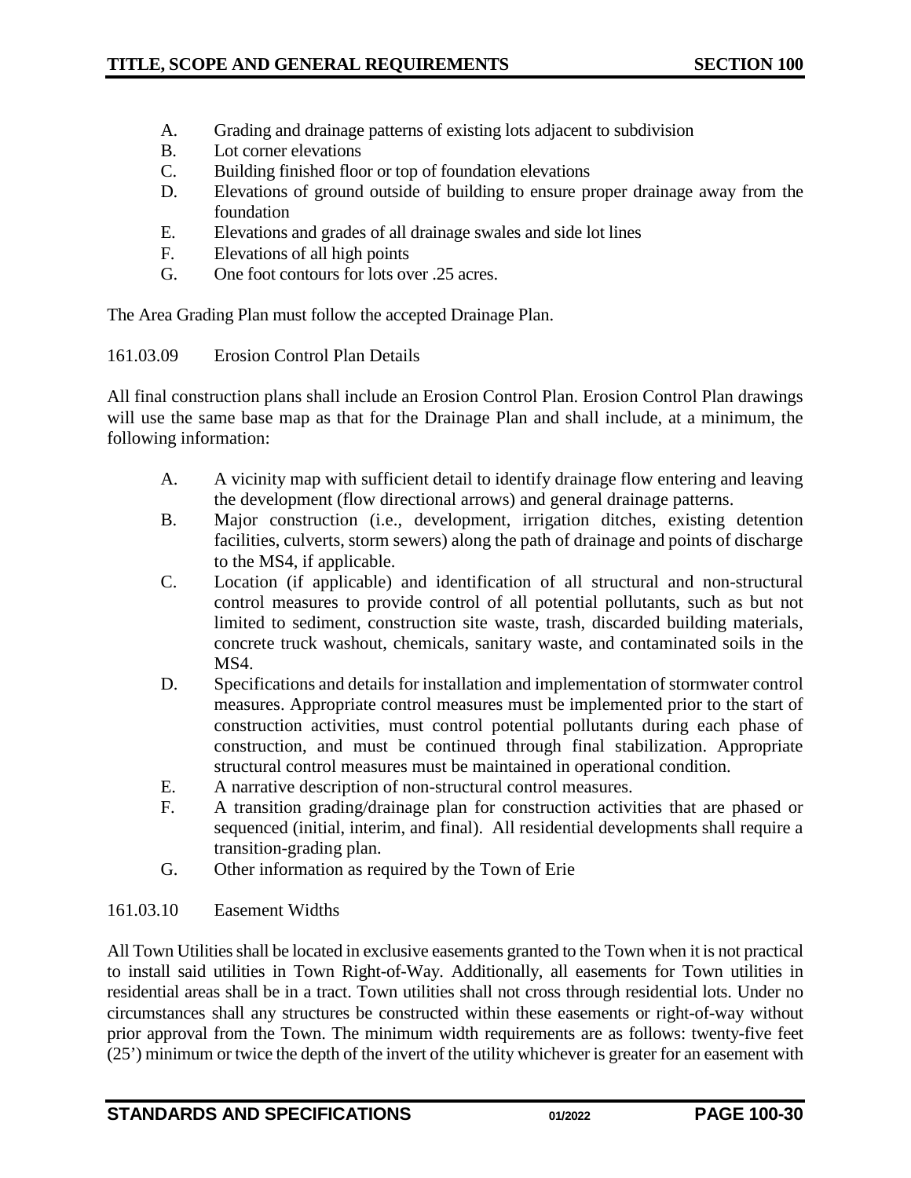A. Grading and drainage patterns of existing lots adjacent to subdivision
B. Lot corner elevations
C. Building finished floor or top of foundation elevations
D. Elevations of ground outside of building to ensure proper drainage away from the foundation
E. Elevations and grades of all drainage swales and side lot lines
F. Elevations of all high points
G. One foot contours for lots over .25 acres.

The Area Grading Plan must follow the accepted Drainage Plan.

161.03.09 Erosion Control Plan Details

All final construction plans shall include an Erosion Control Plan. Erosion Control Plan drawings will use the same base map as that for the Drainage Plan and shall include, at a minimum, the following information:

A. A vicinity map with sufficient detail to identify drainage flow entering and leaving the development (flow directional arrows) and general drainage patterns.
B. Major construction (i.e., development, irrigation ditches, existing detention facilities, culverts, storm sewers) along the path of drainage and points of discharge to the MS4, if applicable.
C. Location (if applicable) and identification of all structural and non-structural control measures to provide control of all potential pollutants, such as but not limited to sediment, construction site waste, trash, discarded building materials, concrete truck washout, chemicals, sanitary waste, and contaminated soils in the MS4.
D. Specifications and details for installation and implementation of stormwater control measures. Appropriate control measures must be implemented prior to the start of construction activities, must control potential pollutants during each phase of construction, and must be continued through final stabilization. Appropriate structural control measures must be maintained in operational condition.
E. A narrative description of non-structural control measures.
F. A transition grading/drainage plan for construction activities that are phased or sequenced (initial, interim, and final). All residential developments shall require a transition-grading plan.
G. Other information as required by the Town of Erie

161.03.10 Easement Widths

All Town Utilities shall be located in exclusive easements granted to the Town when it is not practical to install said utilities in Town Right-of-Way. Additionally, all easements for Town utilities in residential areas shall be in a tract. Town utilities shall not cross through residential lots. Under no circumstances shall any structures be constructed within these easements or right-of-way without prior approval from the Town. The minimum width requirements are as follows: twenty-five feet (25') minimum or twice the depth of the invert of the utility whichever is greater for an easement with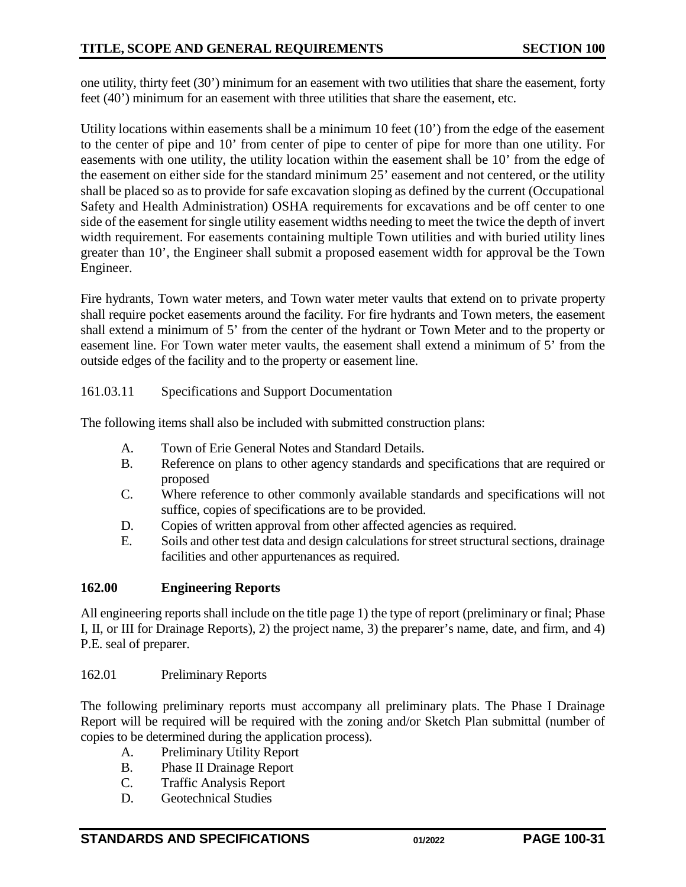one utility, thirty feet (30') minimum for an easement with two utilities that share the easement, forty feet (40') minimum for an easement with three utilities that share the easement, etc.

Utility locations within easements shall be a minimum 10 feet (10') from the edge of the easement to the center of pipe and 10' from center of pipe to center of pipe for more than one utility. For easements with one utility, the utility location within the easement shall be 10' from the edge of the easement on either side for the standard minimum 25' easement and not centered, or the utility shall be placed so as to provide for safe excavation sloping as defined by the current (Occupational Safety and Health Administration) OSHA requirements for excavations and be off center to one side of the easement for single utility easement widths needing to meet the twice the depth of invert width requirement. For easements containing multiple Town utilities and with buried utility lines greater than 10', the Engineer shall submit a proposed easement width for approval be the Town Engineer.

Fire hydrants, Town water meters, and Town water meter vaults that extend on to private property shall require pocket easements around the facility. For fire hydrants and Town meters, the easement shall extend a minimum of 5' from the center of the hydrant or Town Meter and to the property or easement line. For Town water meter vaults, the easement shall extend a minimum of 5' from the outside edges of the facility and to the property or easement line.

161.03.11 Specifications and Support Documentation

The following items shall also be included with submitted construction plans:

A. Town of Erie General Notes and Standard Details.
B. Reference on plans to other agency standards and specifications that are required or proposed
C. Where reference to other commonly available standards and specifications will not suffice, copies of specifications are to be provided.
D. Copies of written approval from other affected agencies as required.
E. Soils and other test data and design calculations for street structural sections, drainage facilities and other appurtenances as required.

## 162.00 Engineering Reports

All engineering reports shall include on the title page 1) the type of report (preliminary or final; Phase I, II, or III for Drainage Reports), 2) the project name, 3) the preparer's name, date, and firm, and 4) P.E. seal of preparer.

162.01 Preliminary Reports

The following preliminary reports must accompany all preliminary plats. The Phase I Drainage Report will be required will be required with the zoning and/or Sketch Plan submittal (number of copies to be determined during the application process).

A. Preliminary Utility Report
B. Phase II Drainage Report
C. Traffic Analysis Report
D. Geotechnical Studies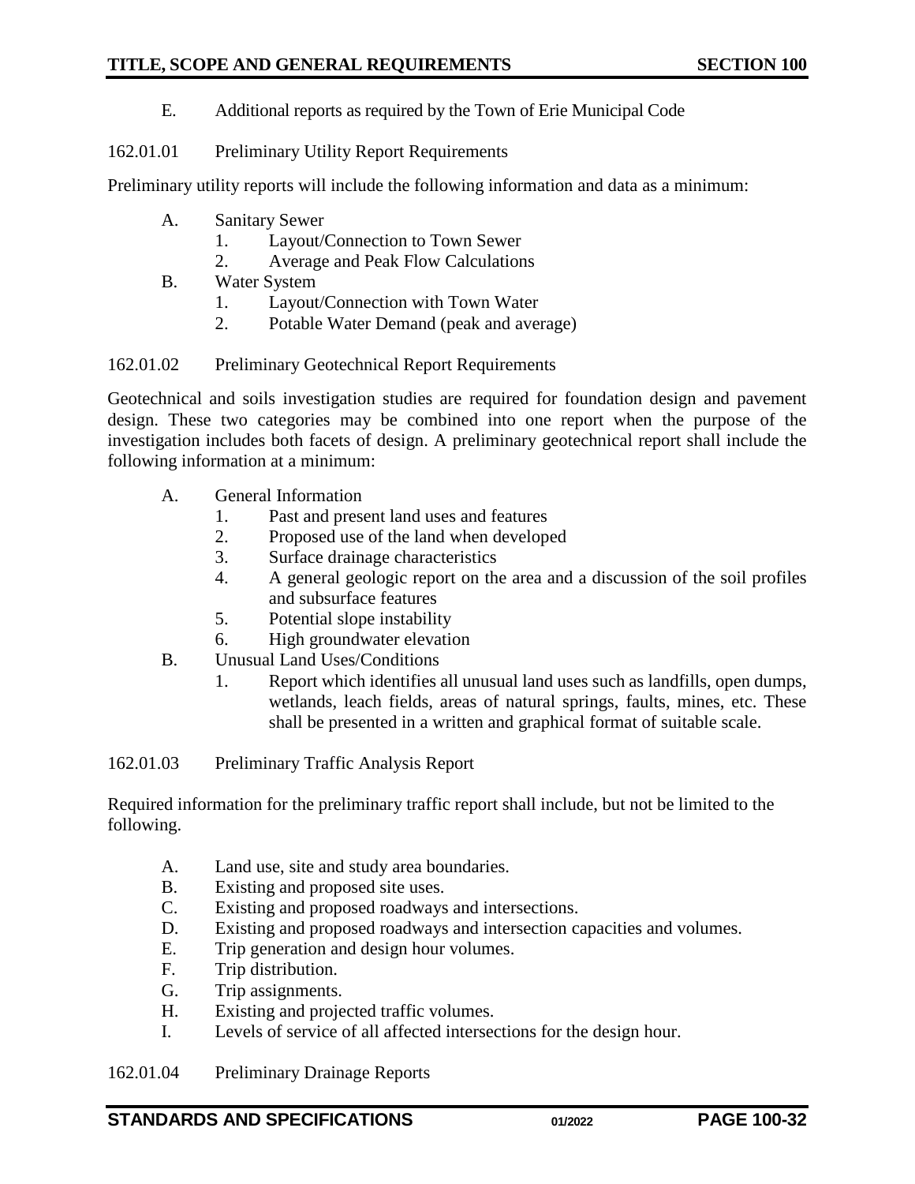E. Additional reports as required by the Town of Erie Municipal Code

162.01.01 Preliminary Utility Report Requirements

Preliminary utility reports will include the following information and data as a minimum:

- A. Sanitary Sewer
  1. Layout/Connection to Town Sewer
  2. Average and Peak Flow Calculations
- B. Water System
  1. Layout/Connection with Town Water
  2. Potable Water Demand (peak and average)

162.01.02 Preliminary Geotechnical Report Requirements

Geotechnical and soils investigation studies are required for foundation design and pavement design. These two categories may be combined into one report when the purpose of the investigation includes both facets of design. A preliminary geotechnical report shall include the following information at a minimum:

- A. General Information
  1. Past and present land uses and features
  2. Proposed use of the land when developed
  3. Surface drainage characteristics
  4. A general geologic report on the area and a discussion of the soil profiles and subsurface features
  5. Potential slope instability
  6. High groundwater elevation
- B. Unusual Land Uses/Conditions
  1. Report which identifies all unusual land uses such as landfills, open dumps, wetlands, leach fields, areas of natural springs, faults, mines, etc. These shall be presented in a written and graphical format of suitable scale.

162.01.03 Preliminary Traffic Analysis Report

Required information for the preliminary traffic report shall include, but not be limited to the following.

- A. Land use, site and study area boundaries.
- B. Existing and proposed site uses.
- C. Existing and proposed roadways and intersections.
- D. Existing and proposed roadways and intersection capacities and volumes.
- E. Trip generation and design hour volumes.
- F. Trip distribution.
- G. Trip assignments.
- H. Existing and projected traffic volumes.
- I. Levels of service of all affected intersections for the design hour.

162.01.04 Preliminary Drainage Reports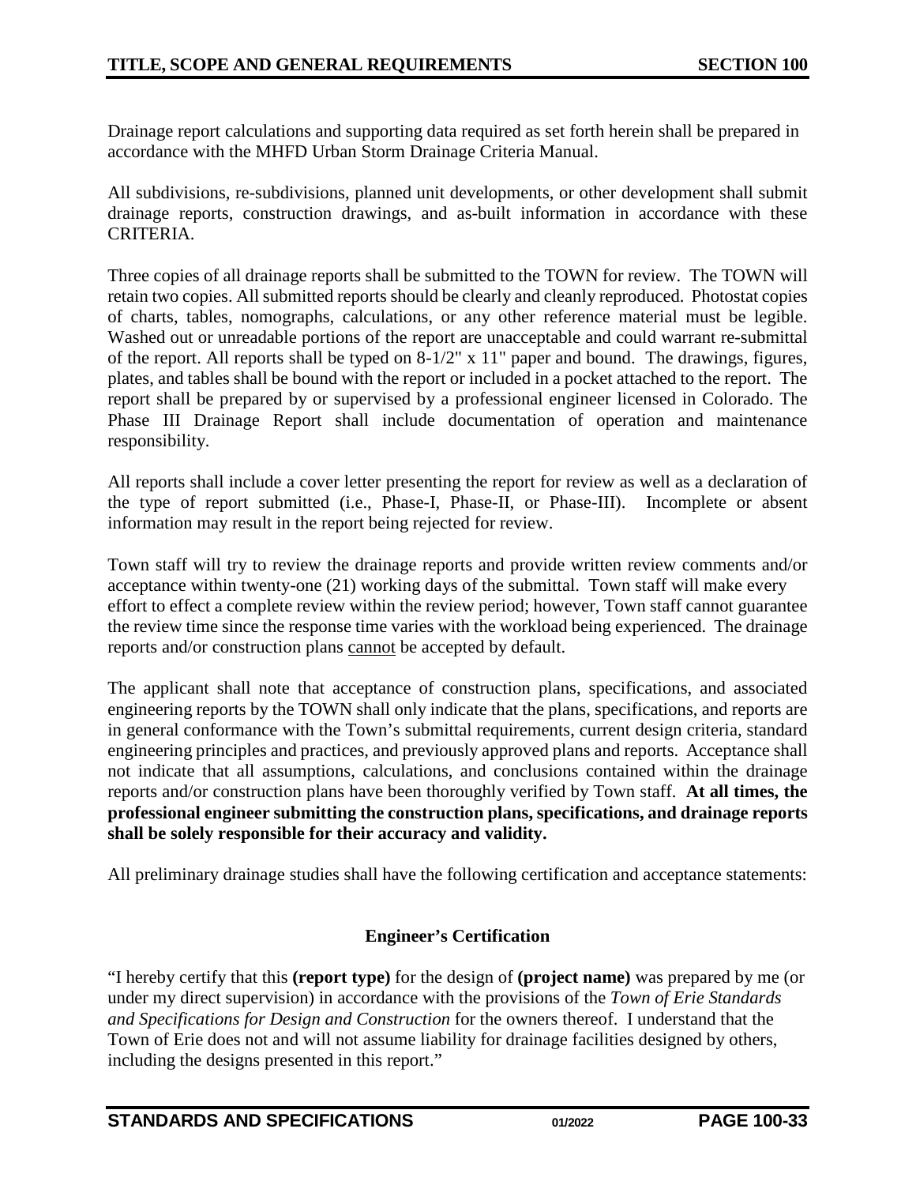Drainage report calculations and supporting data required as set forth herein shall be prepared in accordance with the MHFD Urban Storm Drainage Criteria Manual.

All subdivisions, re-subdivisions, planned unit developments, or other development shall submit drainage reports, construction drawings, and as-built information in accordance with these CRITERIA.

Three copies of all drainage reports shall be submitted to the TOWN for review. The TOWN will retain two copies. All submitted reports should be clearly and cleanly reproduced. Photostat copies of charts, tables, nomographs, calculations, or any other reference material must be legible. Washed out or unreadable portions of the report are unacceptable and could warrant re-submittal of the report. All reports shall be typed on 8-1/2" x 11" paper and bound. The drawings, figures, plates, and tables shall be bound with the report or included in a pocket attached to the report. The report shall be prepared by or supervised by a professional engineer licensed in Colorado. The Phase III Drainage Report shall include documentation of operation and maintenance responsibility.

All reports shall include a cover letter presenting the report for review as well as a declaration of the type of report submitted (i.e., Phase-I, Phase-II, or Phase-III). Incomplete or absent information may result in the report being rejected for review.

Town staff will try to review the drainage reports and provide written review comments and/or acceptance within twenty-one (21) working days of the submittal. Town staff will make every effort to effect a complete review within the review period; however, Town staff cannot guarantee the review time since the response time varies with the workload being experienced. The drainage reports and/or construction plans cannot be accepted by default.

The applicant shall note that acceptance of construction plans, specifications, and associated engineering reports by the TOWN shall only indicate that the plans, specifications, and reports are in general conformance with the Town's submittal requirements, current design criteria, standard engineering principles and practices, and previously approved plans and reports. Acceptance shall not indicate that all assumptions, calculations, and conclusions contained within the drainage reports and/or construction plans have been thoroughly verified by Town staff. **At all times, the professional engineer submitting the construction plans, specifications, and drainage reports shall be solely responsible for their accuracy and validity.**

All preliminary drainage studies shall have the following certification and acceptance statements:

**Engineer's Certification**

"I hereby certify that this **(report type)** for the design of **(project name)** was prepared by me (or under my direct supervision) in accordance with the provisions of the *Town of Erie Standards and Specifications for Design and Construction* for the owners thereof. I understand that the Town of Erie does not and will not assume liability for drainage facilities designed by others, including the designs presented in this report."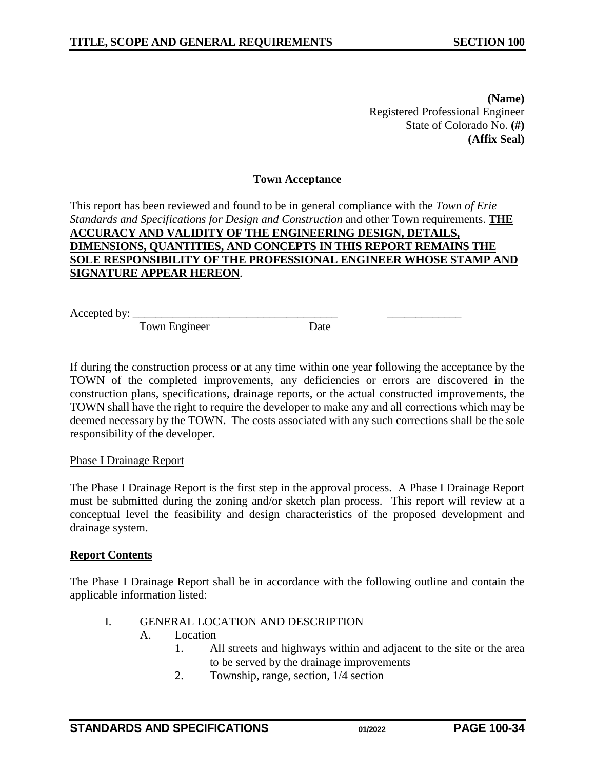**(Name)**
Registered Professional Engineer
State of Colorado No. **(#)**
**(Affix Seal)**

**Town Acceptance**

This report has been reviewed and found to be in general compliance with the *Town of Erie Standards and Specifications for Design and Construction* and other Town requirements. **THE ACCURACY AND VALIDITY OF THE ENGINEERING DESIGN, DETAILS, DIMENSIONS, QUANTITIES, AND CONCEPTS IN THIS REPORT REMAINS THE SOLE RESPONSIBILITY OF THE PROFESSIONAL ENGINEER WHOSE STAMP AND SIGNATURE APPEAR HEREON**.

Accepted by: ____________________________________ _____________
Town Engineer Date

If during the construction process or at any time within one year following the acceptance by the TOWN of the completed improvements, any deficiencies or errors are discovered in the construction plans, specifications, drainage reports, or the actual constructed improvements, the TOWN shall have the right to require the developer to make any and all corrections which may be deemed necessary by the TOWN. The costs associated with any such corrections shall be the sole responsibility of the developer.

Phase I Drainage Report

The Phase I Drainage Report is the first step in the approval process. A Phase I Drainage Report must be submitted during the zoning and/or sketch plan process. This report will review at a conceptual level the feasibility and design characteristics of the proposed development and drainage system.

**Report Contents**

The Phase I Drainage Report shall be in accordance with the following outline and contain the applicable information listed:

I. GENERAL LOCATION AND DESCRIPTION
   A. Location
      1. All streets and highways within and adjacent to the site or the area to be served by the drainage improvements
      2. Township, range, section, 1/4 section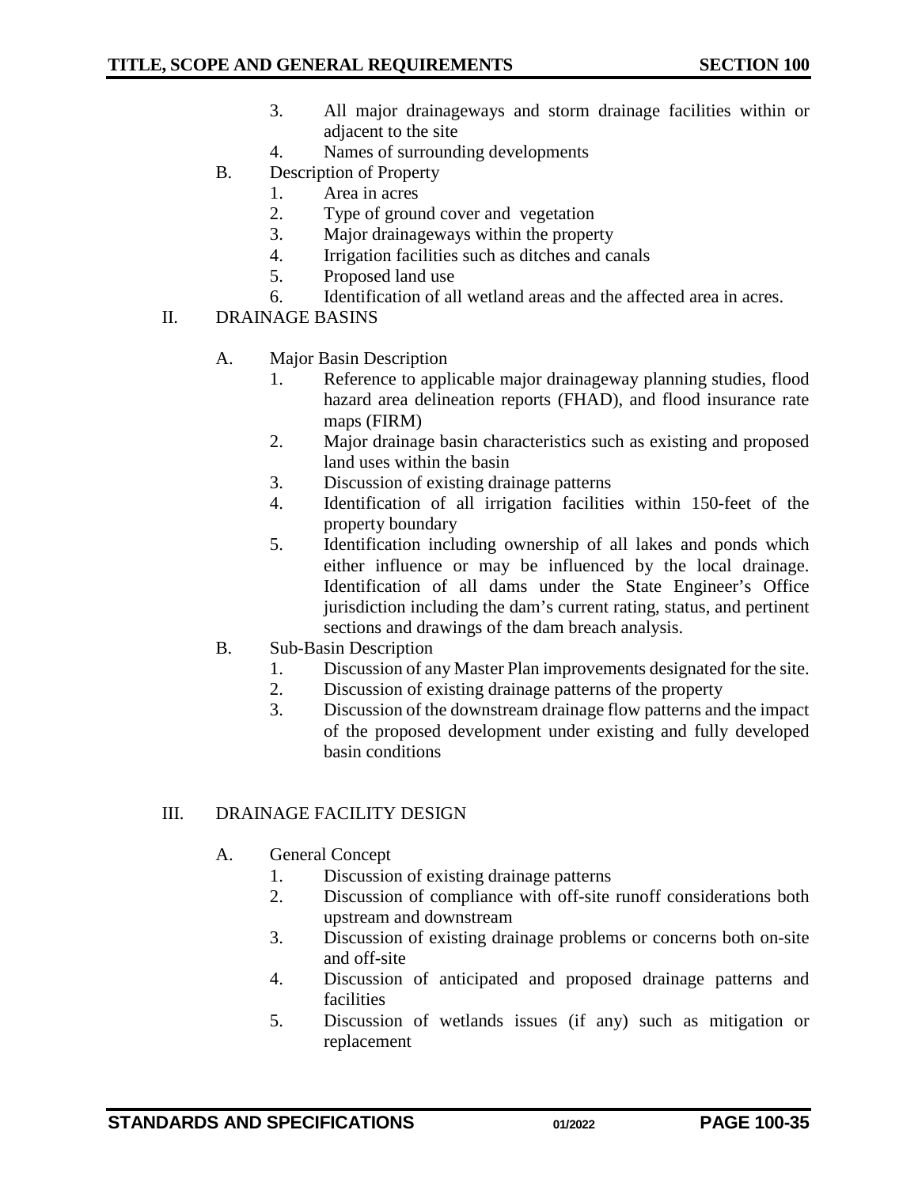3. All major drainageways and storm drainage facilities within or adjacent to the site
4. Names of surrounding developments

B. Description of Property
   1. Area in acres
   2. Type of ground cover and vegetation
   3. Major drainageways within the property
   4. Irrigation facilities such as ditches and canals
   5. Proposed land use
   6. Identification of all wetland areas and the affected area in acres.

II. DRAINAGE BASINS

A. Major Basin Description
   1. Reference to applicable major drainageway planning studies, flood hazard area delineation reports (FHAD), and flood insurance rate maps (FIRM)
   2. Major drainage basin characteristics such as existing and proposed land uses within the basin
   3. Discussion of existing drainage patterns
   4. Identification of all irrigation facilities within 150-feet of the property boundary
   5. Identification including ownership of all lakes and ponds which either influence or may be influenced by the local drainage. Identification of all dams under the State Engineer's Office jurisdiction including the dam's current rating, status, and pertinent sections and drawings of the dam breach analysis.

B. Sub-Basin Description
   1. Discussion of any Master Plan improvements designated for the site.
   2. Discussion of existing drainage patterns of the property
   3. Discussion of the downstream drainage flow patterns and the impact of the proposed development under existing and fully developed basin conditions

III. DRAINAGE FACILITY DESIGN

A. General Concept
   1. Discussion of existing drainage patterns
   2. Discussion of compliance with off-site runoff considerations both upstream and downstream
   3. Discussion of existing drainage problems or concerns both on-site and off-site
   4. Discussion of anticipated and proposed drainage patterns and facilities
   5. Discussion of wetlands issues (if any) such as mitigation or replacement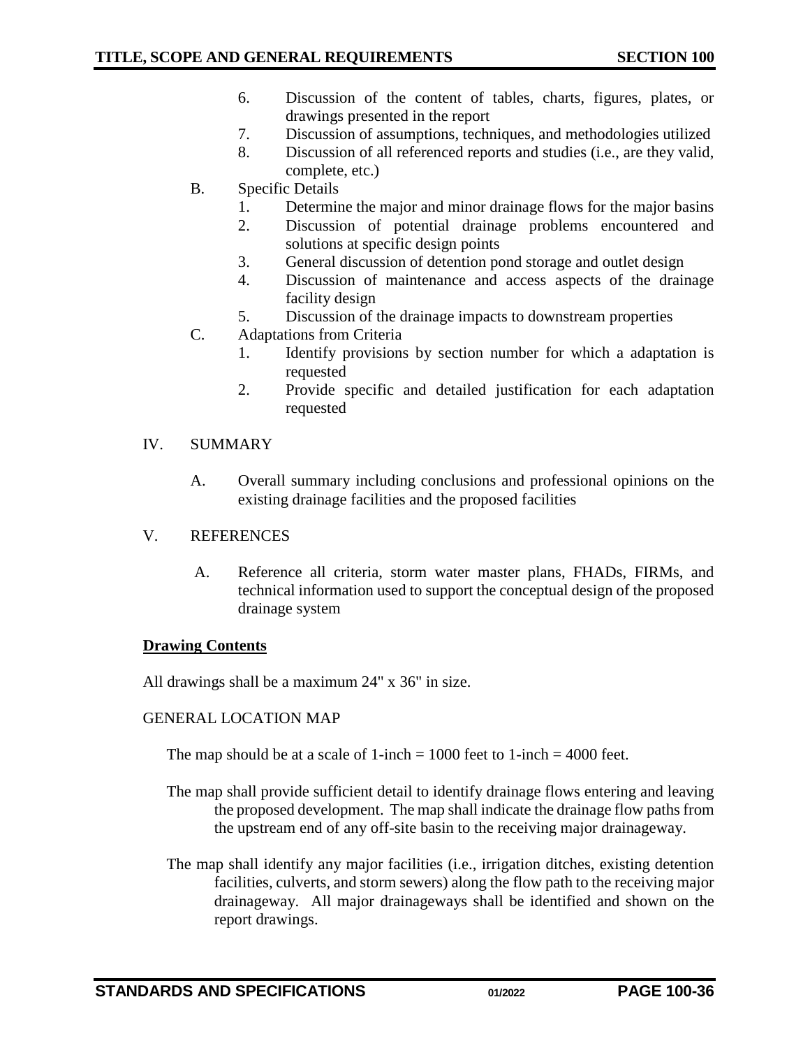6. Discussion of the content of tables, charts, figures, plates, or drawings presented in the report
7. Discussion of assumptions, techniques, and methodologies utilized
8. Discussion of all referenced reports and studies (i.e., are they valid, complete, etc.)

B. Specific Details

1. Determine the major and minor drainage flows for the major basins
2. Discussion of potential drainage problems encountered and solutions at specific design points
3. General discussion of detention pond storage and outlet design
4. Discussion of maintenance and access aspects of the drainage facility design
5. Discussion of the drainage impacts to downstream properties

C. Adaptations from Criteria

1. Identify provisions by section number for which a adaptation is requested
2. Provide specific and detailed justification for each adaptation requested

IV. SUMMARY

A. Overall summary including conclusions and professional opinions on the existing drainage facilities and the proposed facilities

V. REFERENCES

A. Reference all criteria, storm water master plans, FHADs, FIRMs, and technical information used to support the conceptual design of the proposed drainage system

**Drawing Contents**

All drawings shall be a maximum 24" x 36" in size.

GENERAL LOCATION MAP

The map should be at a scale of 1-inch = 1000 feet to 1-inch = 4000 feet.

The map shall provide sufficient detail to identify drainage flows entering and leaving the proposed development. The map shall indicate the drainage flow paths from the upstream end of any off-site basin to the receiving major drainageway.

The map shall identify any major facilities (i.e., irrigation ditches, existing detention facilities, culverts, and storm sewers) along the flow path to the receiving major drainageway. All major drainageways shall be identified and shown on the report drawings.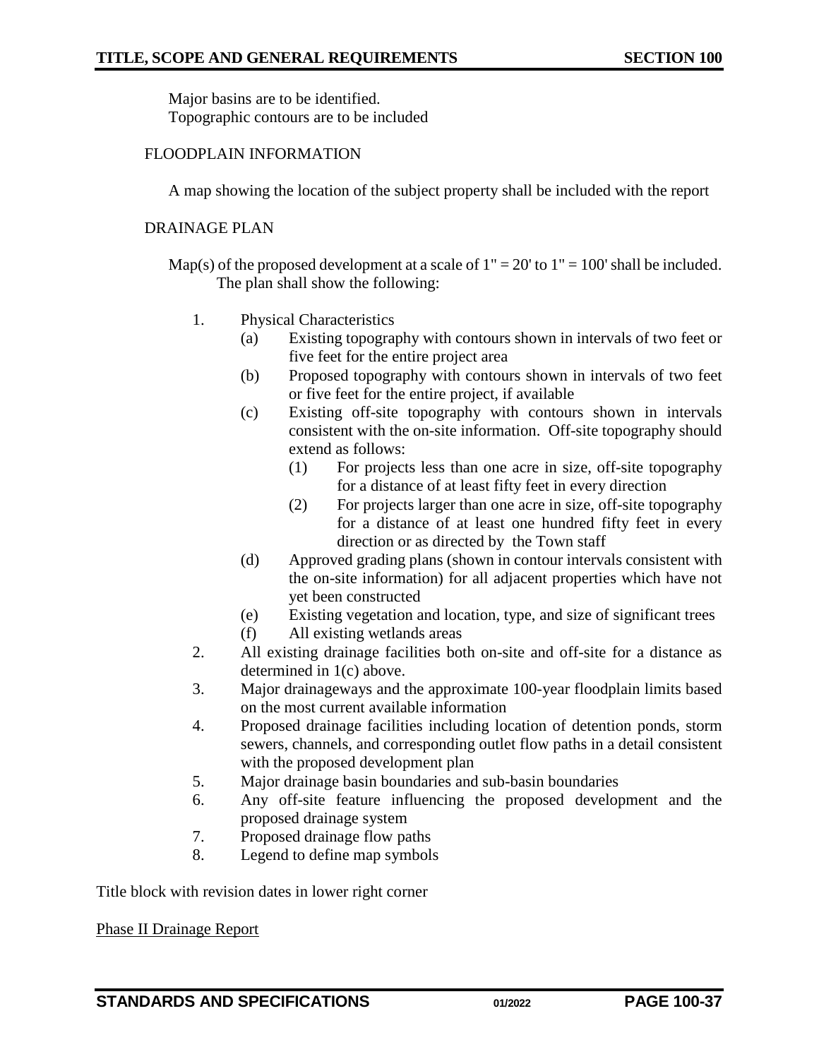Major basins are to be identified.
Topographic contours are to be included

FLOODPLAIN INFORMATION

A map showing the location of the subject property shall be included with the report

DRAINAGE PLAN

Map(s) of the proposed development at a scale of 1" = 20' to 1" = 100' shall be included. The plan shall show the following:

1. Physical Characteristics
   - (a) Existing topography with contours shown in intervals of two feet or five feet for the entire project area
   - (b) Proposed topography with contours shown in intervals of two feet or five feet for the entire project, if available
   - (c) Existing off-site topography with contours shown in intervals consistent with the on-site information. Off-site topography should extend as follows:
     - (1) For projects less than one acre in size, off-site topography for a distance of at least fifty feet in every direction
     - (2) For projects larger than one acre in size, off-site topography for a distance of at least one hundred fifty feet in every direction or as directed by the Town staff
   - (d) Approved grading plans (shown in contour intervals consistent with the on-site information) for all adjacent properties which have not yet been constructed
   - (e) Existing vegetation and location, type, and size of significant trees
   - (f) All existing wetlands areas
2. All existing drainage facilities both on-site and off-site for a distance as determined in 1(c) above.
3. Major drainageways and the approximate 100-year floodplain limits based on the most current available information
4. Proposed drainage facilities including location of detention ponds, storm sewers, channels, and corresponding outlet flow paths in a detail consistent with the proposed development plan
5. Major drainage basin boundaries and sub-basin boundaries
6. Any off-site feature influencing the proposed development and the proposed drainage system
7. Proposed drainage flow paths
8. Legend to define map symbols

Title block with revision dates in lower right corner

<u>Phase II Drainage Report</u>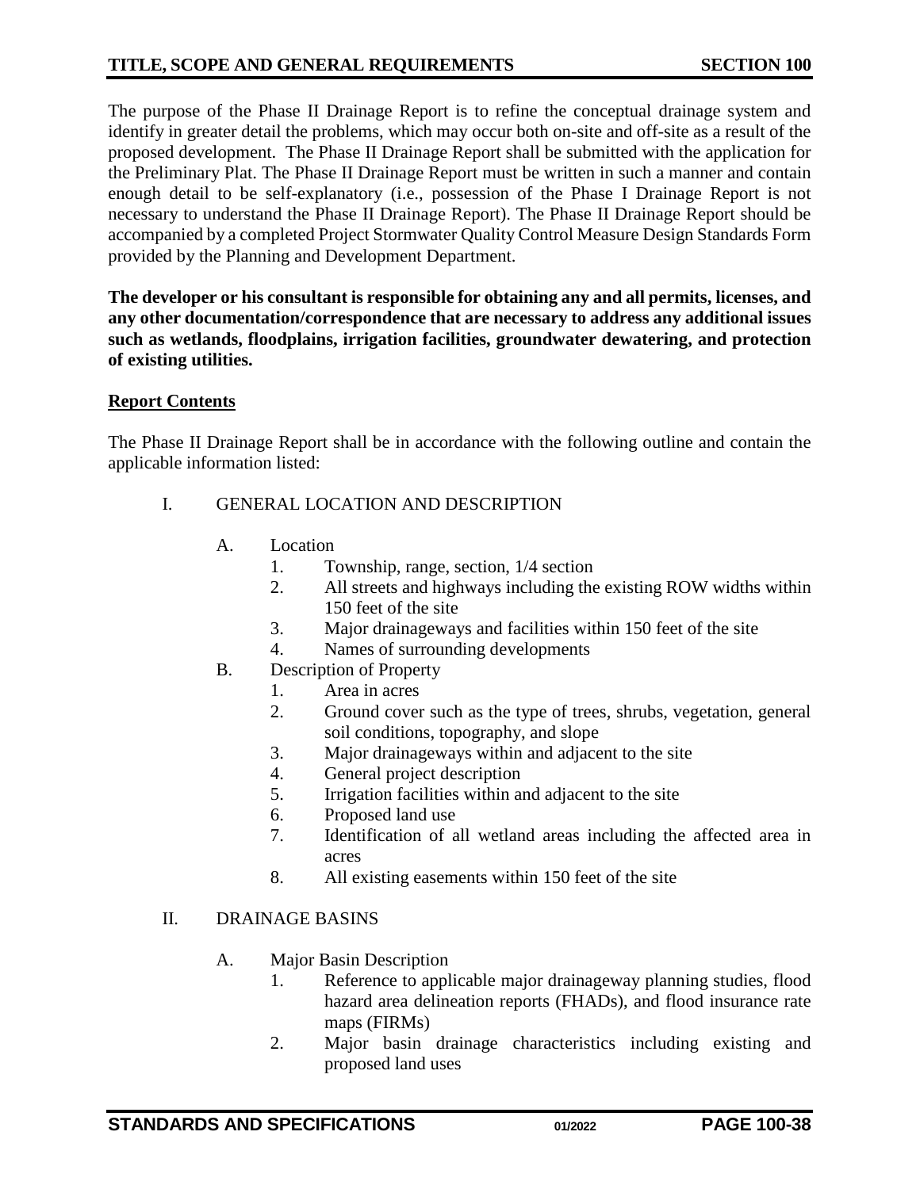The purpose of the Phase II Drainage Report is to refine the conceptual drainage system and identify in greater detail the problems, which may occur both on-site and off-site as a result of the proposed development. The Phase II Drainage Report shall be submitted with the application for the Preliminary Plat. The Phase II Drainage Report must be written in such a manner and contain enough detail to be self-explanatory (i.e., possession of the Phase I Drainage Report is not necessary to understand the Phase II Drainage Report). The Phase II Drainage Report should be accompanied by a completed Project Stormwater Quality Control Measure Design Standards Form provided by the Planning and Development Department.

**The developer or his consultant is responsible for obtaining any and all permits, licenses, and any other documentation/correspondence that are necessary to address any additional issues such as wetlands, floodplains, irrigation facilities, groundwater dewatering, and protection of existing utilities.**

**Report Contents**

The Phase II Drainage Report shall be in accordance with the following outline and contain the applicable information listed:

I. GENERAL LOCATION AND DESCRIPTION

  A. Location
    1. Township, range, section, 1/4 section
    2. All streets and highways including the existing ROW widths within 150 feet of the site
    3. Major drainageways and facilities within 150 feet of the site
    4. Names of surrounding developments

  B. Description of Property
    1. Area in acres
    2. Ground cover such as the type of trees, shrubs, vegetation, general soil conditions, topography, and slope
    3. Major drainageways within and adjacent to the site
    4. General project description
    5. Irrigation facilities within and adjacent to the site
    6. Proposed land use
    7. Identification of all wetland areas including the affected area in acres
    8. All existing easements within 150 feet of the site

II. DRAINAGE BASINS

  A. Major Basin Description
    1. Reference to applicable major drainageway planning studies, flood hazard area delineation reports (FHADs), and flood insurance rate maps (FIRMs)
    2. Major basin drainage characteristics including existing and proposed land uses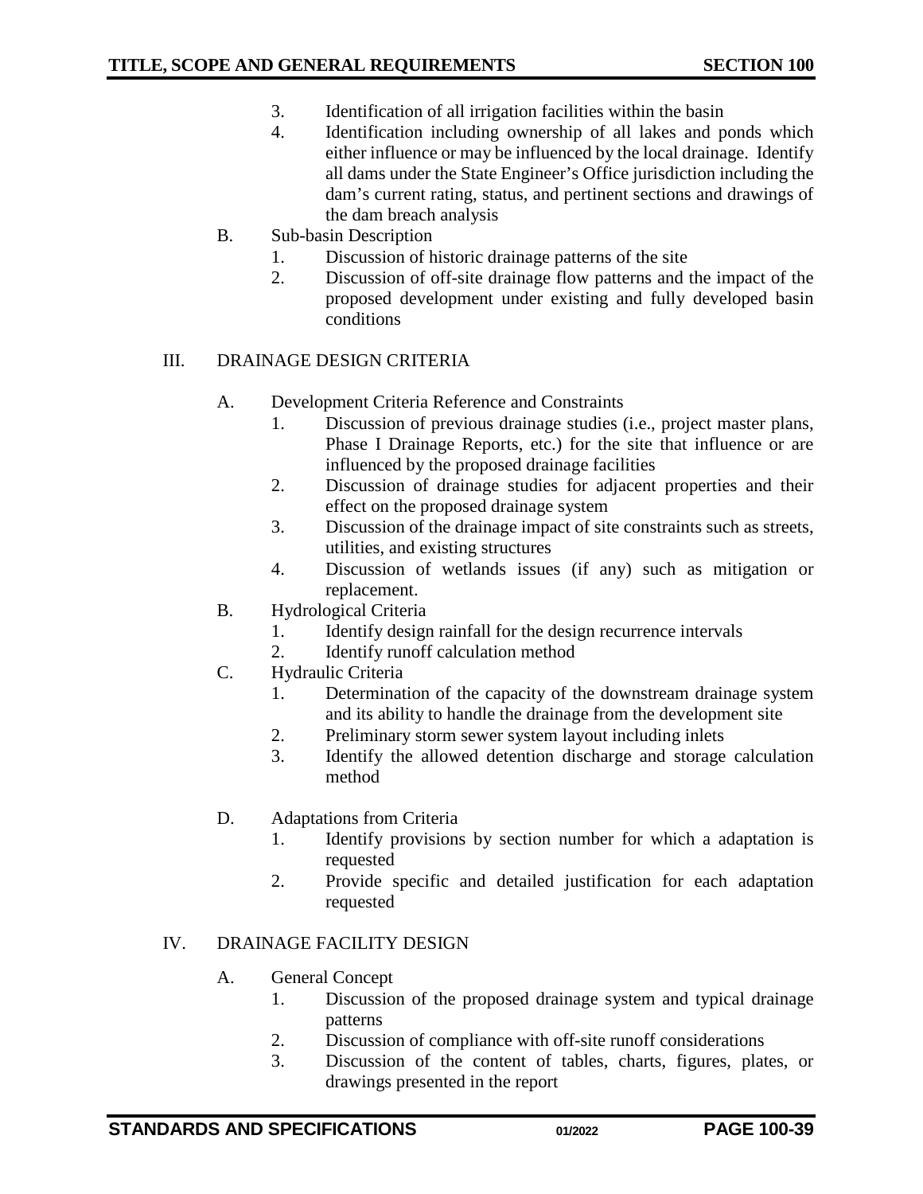3. Identification of all irrigation facilities within the basin
4. Identification including ownership of all lakes and ponds which either influence or may be influenced by the local drainage. Identify all dams under the State Engineer's Office jurisdiction including the dam's current rating, status, and pertinent sections and drawings of the dam breach analysis

B. Sub-basin Description
   1. Discussion of historic drainage patterns of the site
   2. Discussion of off-site drainage flow patterns and the impact of the proposed development under existing and fully developed basin conditions

## III. DRAINAGE DESIGN CRITERIA

A. Development Criteria Reference and Constraints
   1. Discussion of previous drainage studies (i.e., project master plans, Phase I Drainage Reports, etc.) for the site that influence or are influenced by the proposed drainage facilities
   2. Discussion of drainage studies for adjacent properties and their effect on the proposed drainage system
   3. Discussion of the drainage impact of site constraints such as streets, utilities, and existing structures
   4. Discussion of wetlands issues (if any) such as mitigation or replacement.

B. Hydrological Criteria
   1. Identify design rainfall for the design recurrence intervals
   2. Identify runoff calculation method

C. Hydraulic Criteria
   1. Determination of the capacity of the downstream drainage system and its ability to handle the drainage from the development site
   2. Preliminary storm sewer system layout including inlets
   3. Identify the allowed detention discharge and storage calculation method

D. Adaptations from Criteria
   1. Identify provisions by section number for which a adaptation is requested
   2. Provide specific and detailed justification for each adaptation requested

## IV. DRAINAGE FACILITY DESIGN

A. General Concept
   1. Discussion of the proposed drainage system and typical drainage patterns
   2. Discussion of compliance with off-site runoff considerations
   3. Discussion of the content of tables, charts, figures, plates, or drawings presented in the report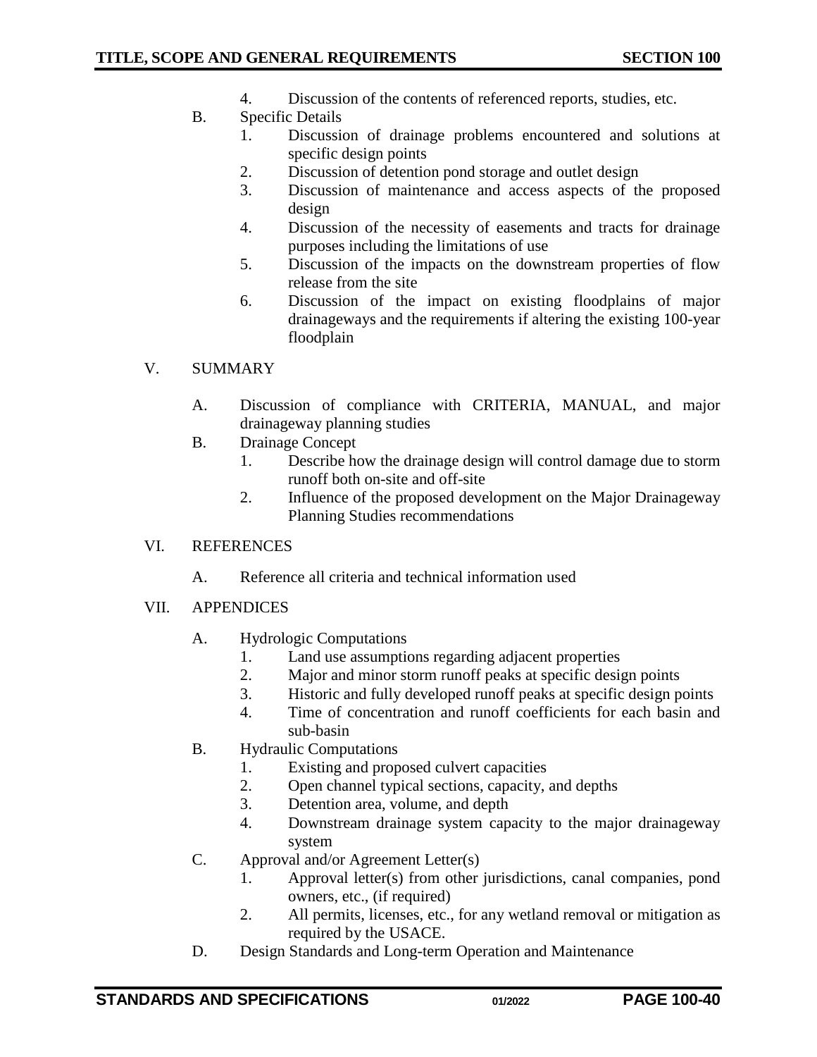4. Discussion of the contents of referenced reports, studies, etc.

B. Specific Details
    1. Discussion of drainage problems encountered and solutions at specific design points
    2. Discussion of detention pond storage and outlet design
    3. Discussion of maintenance and access aspects of the proposed design
    4. Discussion of the necessity of easements and tracts for drainage purposes including the limitations of use
    5. Discussion of the impacts on the downstream properties of flow release from the site
    6. Discussion of the impact on existing floodplains of major drainageways and the requirements if altering the existing 100-year floodplain

V. SUMMARY

A. Discussion of compliance with CRITERIA, MANUAL, and major drainageway planning studies

B. Drainage Concept
    1. Describe how the drainage design will control damage due to storm runoff both on-site and off-site
    2. Influence of the proposed development on the Major Drainageway Planning Studies recommendations

VI. REFERENCES

A. Reference all criteria and technical information used

VII. APPENDICES

A. Hydrologic Computations
    1. Land use assumptions regarding adjacent properties
    2. Major and minor storm runoff peaks at specific design points
    3. Historic and fully developed runoff peaks at specific design points
    4. Time of concentration and runoff coefficients for each basin and sub-basin

B. Hydraulic Computations
    1. Existing and proposed culvert capacities
    2. Open channel typical sections, capacity, and depths
    3. Detention area, volume, and depth
    4. Downstream drainage system capacity to the major drainageway system

C. Approval and/or Agreement Letter(s)
    1. Approval letter(s) from other jurisdictions, canal companies, pond owners, etc., (if required)
    2. All permits, licenses, etc., for any wetland removal or mitigation as required by the USACE.

D. Design Standards and Long-term Operation and Maintenance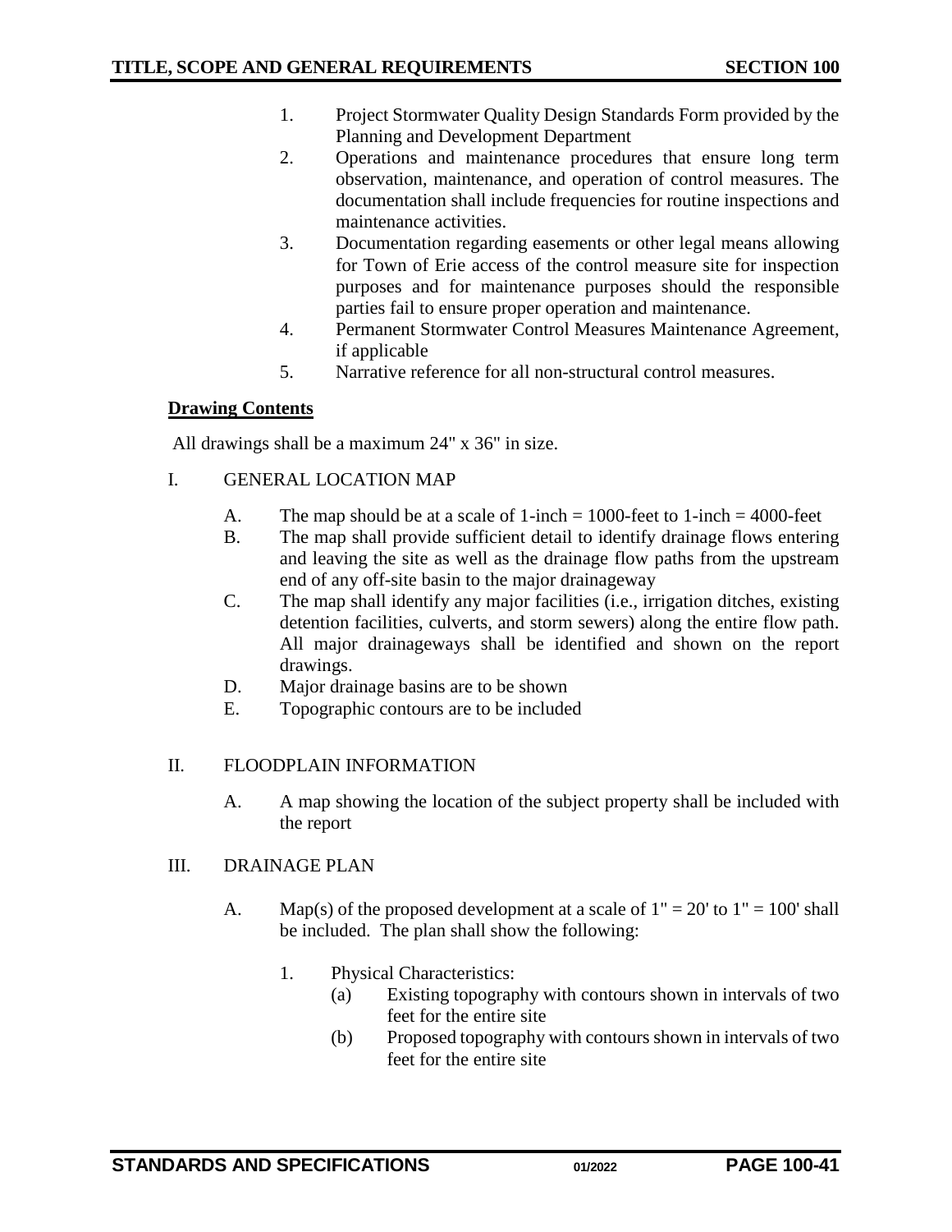1. Project Stormwater Quality Design Standards Form provided by the Planning and Development Department
2. Operations and maintenance procedures that ensure long term observation, maintenance, and operation of control measures. The documentation shall include frequencies for routine inspections and maintenance activities.
3. Documentation regarding easements or other legal means allowing for Town of Erie access of the control measure site for inspection purposes and for maintenance purposes should the responsible parties fail to ensure proper operation and maintenance.
4. Permanent Stormwater Control Measures Maintenance Agreement, if applicable
5. Narrative reference for all non-structural control measures.

**Drawing Contents**

All drawings shall be a maximum 24" x 36" in size.

I. GENERAL LOCATION MAP

- A. The map should be at a scale of 1-inch = 1000-feet to 1-inch = 4000-feet
- B. The map shall provide sufficient detail to identify drainage flows entering and leaving the site as well as the drainage flow paths from the upstream end of any off-site basin to the major drainageway
- C. The map shall identify any major facilities (i.e., irrigation ditches, existing detention facilities, culverts, and storm sewers) along the entire flow path. All major drainageways shall be identified and shown on the report drawings.
- D. Major drainage basins are to be shown
- E. Topographic contours are to be included

II. FLOODPLAIN INFORMATION

- A. A map showing the location of the subject property shall be included with the report

III. DRAINAGE PLAN

- A. Map(s) of the proposed development at a scale of 1" = 20' to 1" = 100' shall be included. The plan shall show the following:
  1. Physical Characteristics:
     - (a) Existing topography with contours shown in intervals of two feet for the entire site
     - (b) Proposed topography with contours shown in intervals of two feet for the entire site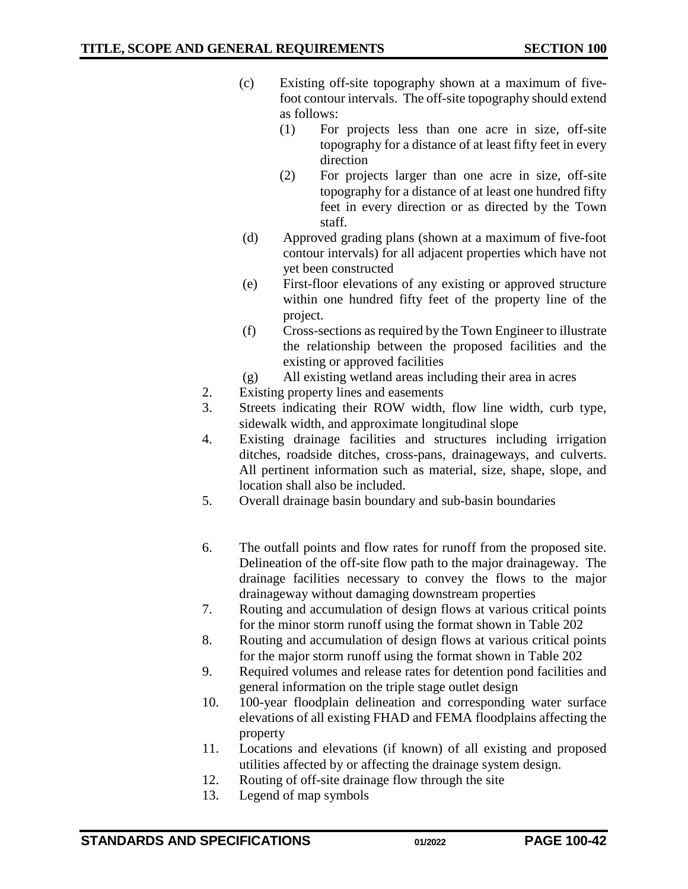(c) Existing off-site topography shown at a maximum of five-foot contour intervals. The off-site topography should extend as follows:
   (1) For projects less than one acre in size, off-site topography for a distance of at least fifty feet in every direction
   (2) For projects larger than one acre in size, off-site topography for a distance of at least one hundred fifty feet in every direction or as directed by the Town staff.

(d) Approved grading plans (shown at a maximum of five-foot contour intervals) for all adjacent properties which have not yet been constructed

(e) First-floor elevations of any existing or approved structure within one hundred fifty feet of the property line of the project.

(f) Cross-sections as required by the Town Engineer to illustrate the relationship between the proposed facilities and the existing or approved facilities

(g) All existing wetland areas including their area in acres

2. Existing property lines and easements
3. Streets indicating their ROW width, flow line width, curb type, sidewalk width, and approximate longitudinal slope
4. Existing drainage facilities and structures including irrigation ditches, roadside ditches, cross-pans, drainageways, and culverts. All pertinent information such as material, size, shape, slope, and location shall also be included.
5. Overall drainage basin boundary and sub-basin boundaries
6. The outfall points and flow rates for runoff from the proposed site. Delineation of the off-site flow path to the major drainageway. The drainage facilities necessary to convey the flows to the major drainageway without damaging downstream properties
7. Routing and accumulation of design flows at various critical points for the minor storm runoff using the format shown in Table 202
8. Routing and accumulation of design flows at various critical points for the major storm runoff using the format shown in Table 202
9. Required volumes and release rates for detention pond facilities and general information on the triple stage outlet design
10. 100-year floodplain delineation and corresponding water surface elevations of all existing FHAD and FEMA floodplains affecting the property
11. Locations and elevations (if known) of all existing and proposed utilities affected by or affecting the drainage system design.
12. Routing of off-site drainage flow through the site
13. Legend of map symbols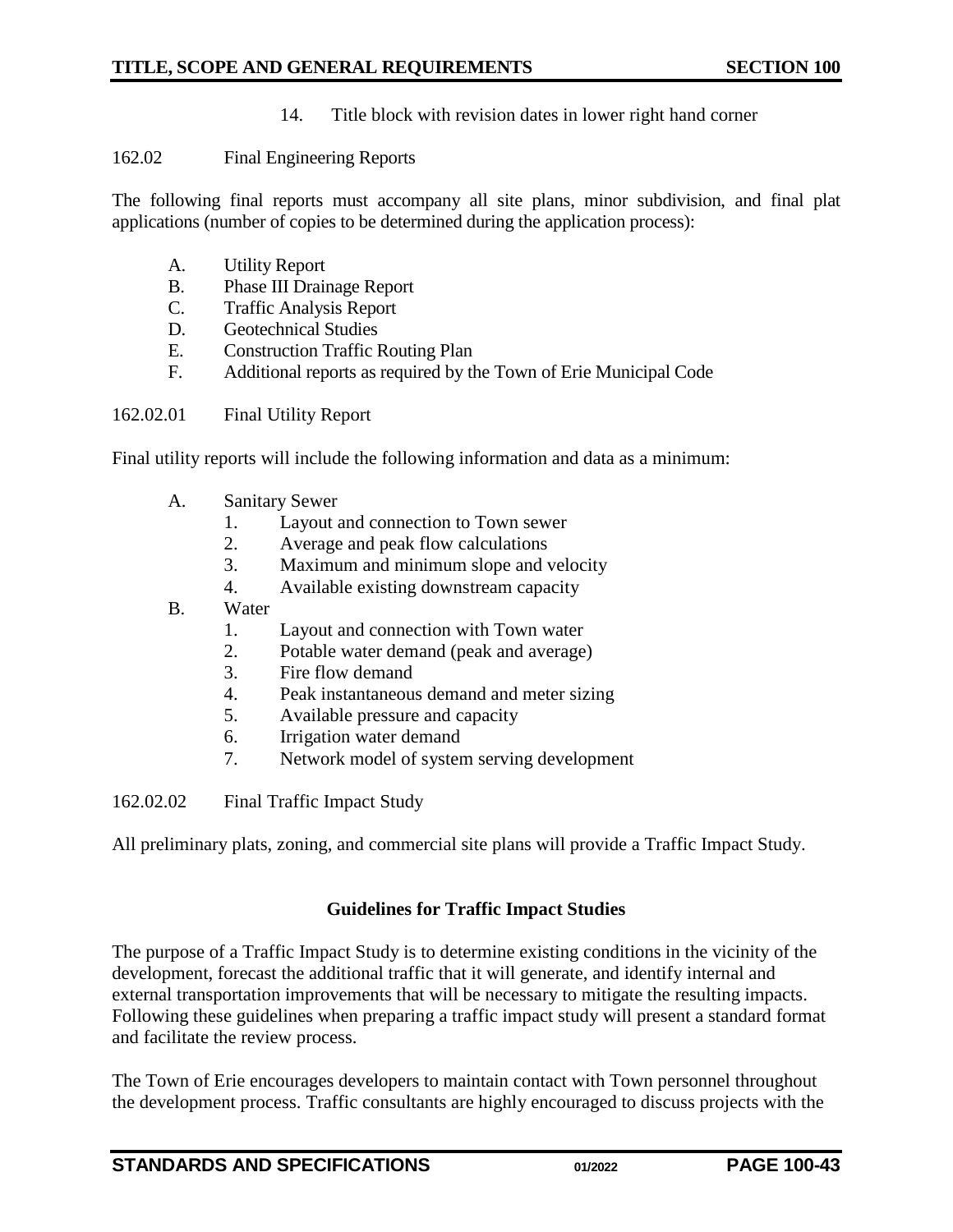14. Title block with revision dates in lower right hand corner

162.02 Final Engineering Reports

The following final reports must accompany all site plans, minor subdivision, and final plat applications (number of copies to be determined during the application process):

A. Utility Report
B. Phase III Drainage Report
C. Traffic Analysis Report
D. Geotechnical Studies
E. Construction Traffic Routing Plan
F. Additional reports as required by the Town of Erie Municipal Code

162.02.01 Final Utility Report

Final utility reports will include the following information and data as a minimum:

A. Sanitary Sewer
   1. Layout and connection to Town sewer
   2. Average and peak flow calculations
   3. Maximum and minimum slope and velocity
   4. Available existing downstream capacity
B. Water
   1. Layout and connection with Town water
   2. Potable water demand (peak and average)
   3. Fire flow demand
   4. Peak instantaneous demand and meter sizing
   5. Available pressure and capacity
   6. Irrigation water demand
   7. Network model of system serving development

162.02.02 Final Traffic Impact Study

All preliminary plats, zoning, and commercial site plans will provide a Traffic Impact Study.

**Guidelines for Traffic Impact Studies**

The purpose of a Traffic Impact Study is to determine existing conditions in the vicinity of the development, forecast the additional traffic that it will generate, and identify internal and external transportation improvements that will be necessary to mitigate the resulting impacts. Following these guidelines when preparing a traffic impact study will present a standard format and facilitate the review process.

The Town of Erie encourages developers to maintain contact with Town personnel throughout the development process. Traffic consultants are highly encouraged to discuss projects with the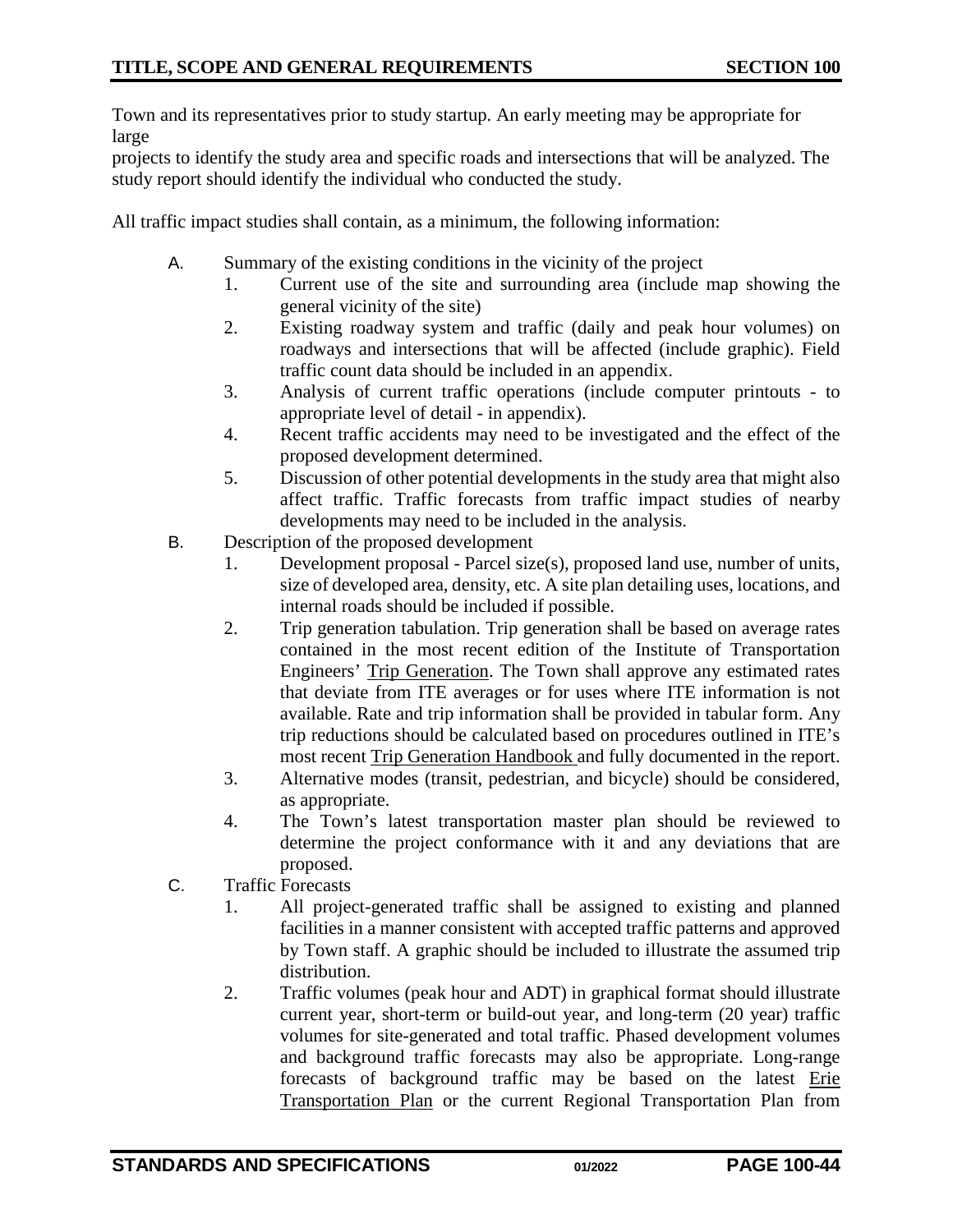Town and its representatives prior to study startup. An early meeting may be appropriate for large projects to identify the study area and specific roads and intersections that will be analyzed. The study report should identify the individual who conducted the study.

All traffic impact studies shall contain, as a minimum, the following information:

A. Summary of the existing conditions in the vicinity of the project
   1. Current use of the site and surrounding area (include map showing the general vicinity of the site)
   2. Existing roadway system and traffic (daily and peak hour volumes) on roadways and intersections that will be affected (include graphic). Field traffic count data should be included in an appendix.
   3. Analysis of current traffic operations (include computer printouts - to appropriate level of detail - in appendix).
   4. Recent traffic accidents may need to be investigated and the effect of the proposed development determined.
   5. Discussion of other potential developments in the study area that might also affect traffic. Traffic forecasts from traffic impact studies of nearby developments may need to be included in the analysis.

B. Description of the proposed development
   1. Development proposal - Parcel size(s), proposed land use, number of units, size of developed area, density, etc. A site plan detailing uses, locations, and internal roads should be included if possible.
   2. Trip generation tabulation. Trip generation shall be based on average rates contained in the most recent edition of the Institute of Transportation Engineers' <u>Trip Generation</u>. The Town shall approve any estimated rates that deviate from ITE averages or for uses where ITE information is not available. Rate and trip information shall be provided in tabular form. Any trip reductions should be calculated based on procedures outlined in ITE's most recent <u>Trip Generation Handbook</u> and fully documented in the report.
   3. Alternative modes (transit, pedestrian, and bicycle) should be considered, as appropriate.
   4. The Town's latest transportation master plan should be reviewed to determine the project conformance with it and any deviations that are proposed.

C. Traffic Forecasts
   1. All project-generated traffic shall be assigned to existing and planned facilities in a manner consistent with accepted traffic patterns and approved by Town staff. A graphic should be included to illustrate the assumed trip distribution.
   2. Traffic volumes (peak hour and ADT) in graphical format should illustrate current year, short-term or build-out year, and long-term (20 year) traffic volumes for site-generated and total traffic. Phased development volumes and background traffic forecasts may also be appropriate. Long-range forecasts of background traffic may be based on the latest <u>Erie Transportation Plan</u> or the current Regional Transportation Plan from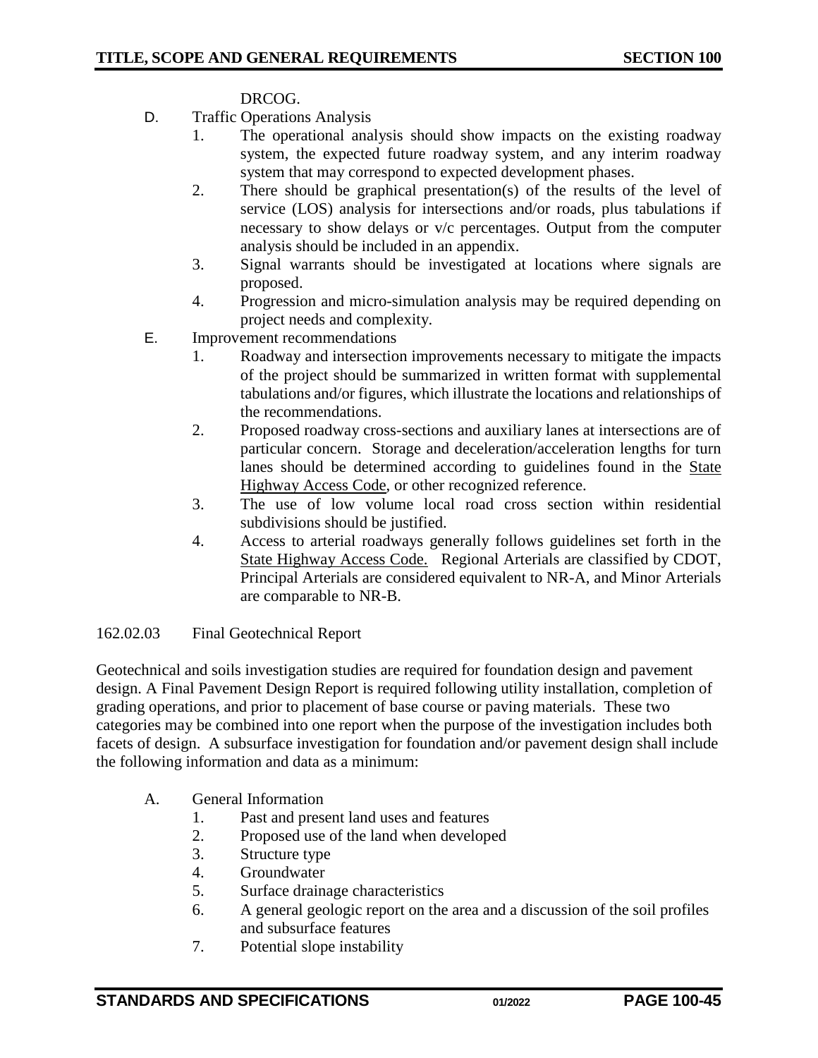DRCOG.

D. Traffic Operations Analysis
   1. The operational analysis should show impacts on the existing roadway system, the expected future roadway system, and any interim roadway system that may correspond to expected development phases.
   2. There should be graphical presentation(s) of the results of the level of service (LOS) analysis for intersections and/or roads, plus tabulations if necessary to show delays or v/c percentages. Output from the computer analysis should be included in an appendix.
   3. Signal warrants should be investigated at locations where signals are proposed.
   4. Progression and micro-simulation analysis may be required depending on project needs and complexity.

E. Improvement recommendations
   1. Roadway and intersection improvements necessary to mitigate the impacts of the project should be summarized in written format with supplemental tabulations and/or figures, which illustrate the locations and relationships of the recommendations.
   2. Proposed roadway cross-sections and auxiliary lanes at intersections are of particular concern. Storage and deceleration/acceleration lengths for turn lanes should be determined according to guidelines found in the State Highway Access Code, or other recognized reference.
   3. The use of low volume local road cross section within residential subdivisions should be justified.
   4. Access to arterial roadways generally follows guidelines set forth in the State Highway Access Code. Regional Arterials are classified by CDOT, Principal Arterials are considered equivalent to NR-A, and Minor Arterials are comparable to NR-B.

162.02.03 Final Geotechnical Report

Geotechnical and soils investigation studies are required for foundation design and pavement design. A Final Pavement Design Report is required following utility installation, completion of grading operations, and prior to placement of base course or paving materials. These two categories may be combined into one report when the purpose of the investigation includes both facets of design. A subsurface investigation for foundation and/or pavement design shall include the following information and data as a minimum:

A. General Information
   1. Past and present land uses and features
   2. Proposed use of the land when developed
   3. Structure type
   4. Groundwater
   5. Surface drainage characteristics
   6. A general geologic report on the area and a discussion of the soil profiles and subsurface features
   7. Potential slope instability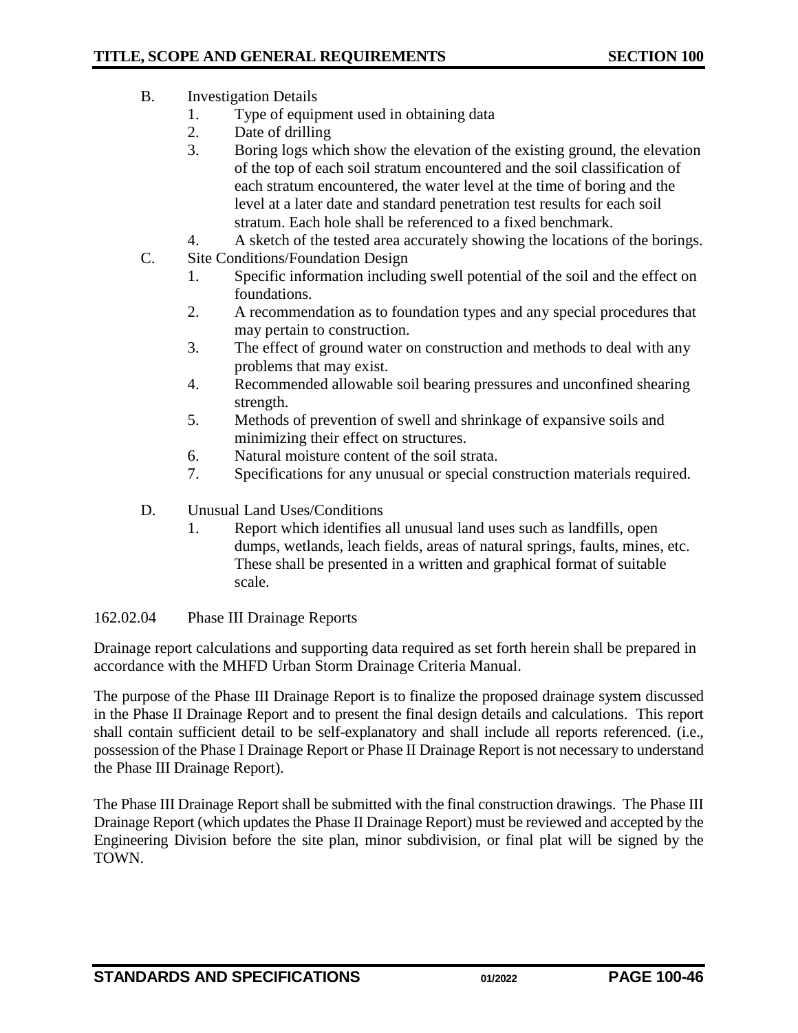B. Investigation Details

1. Type of equipment used in obtaining data
2. Date of drilling
3. Boring logs which show the elevation of the existing ground, the elevation of the top of each soil stratum encountered and the soil classification of each stratum encountered, the water level at the time of boring and the level at a later date and standard penetration test results for each soil stratum. Each hole shall be referenced to a fixed benchmark.
4. A sketch of the tested area accurately showing the locations of the borings.

C. Site Conditions/Foundation Design

1. Specific information including swell potential of the soil and the effect on foundations.
2. A recommendation as to foundation types and any special procedures that may pertain to construction.
3. The effect of ground water on construction and methods to deal with any problems that may exist.
4. Recommended allowable soil bearing pressures and unconfined shearing strength.
5. Methods of prevention of swell and shrinkage of expansive soils and minimizing their effect on structures.
6. Natural moisture content of the soil strata.
7. Specifications for any unusual or special construction materials required.

D. Unusual Land Uses/Conditions

1. Report which identifies all unusual land uses such as landfills, open dumps, wetlands, leach fields, areas of natural springs, faults, mines, etc. These shall be presented in a written and graphical format of suitable scale.

162.02.04 Phase III Drainage Reports

Drainage report calculations and supporting data required as set forth herein shall be prepared in accordance with the MHFD Urban Storm Drainage Criteria Manual.

The purpose of the Phase III Drainage Report is to finalize the proposed drainage system discussed in the Phase II Drainage Report and to present the final design details and calculations. This report shall contain sufficient detail to be self-explanatory and shall include all reports referenced. (i.e., possession of the Phase I Drainage Report or Phase II Drainage Report is not necessary to understand the Phase III Drainage Report).

The Phase III Drainage Report shall be submitted with the final construction drawings. The Phase III Drainage Report (which updates the Phase II Drainage Report) must be reviewed and accepted by the Engineering Division before the site plan, minor subdivision, or final plat will be signed by the TOWN.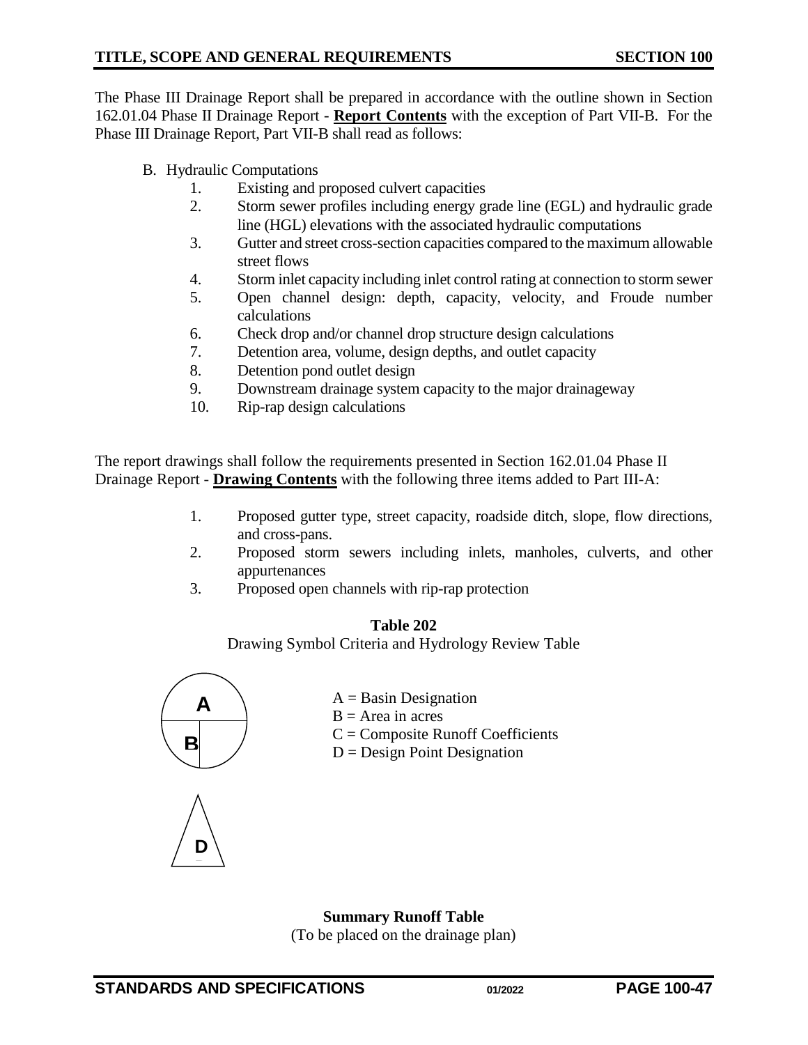The Phase III Drainage Report shall be prepared in accordance with the outline shown in Section 162.01.04 Phase II Drainage Report - **Report Contents** with the exception of Part VII-B. For the Phase III Drainage Report, Part VII-B shall read as follows:

B. Hydraulic Computations
   1. Existing and proposed culvert capacities
   2. Storm sewer profiles including energy grade line (EGL) and hydraulic grade line (HGL) elevations with the associated hydraulic computations
   3. Gutter and street cross-section capacities compared to the maximum allowable street flows
   4. Storm inlet capacity including inlet control rating at connection to storm sewer
   5. Open channel design: depth, capacity, velocity, and Froude number calculations
   6. Check drop and/or channel drop structure design calculations
   7. Detention area, volume, design depths, and outlet capacity
   8. Detention pond outlet design
   9. Downstream drainage system capacity to the major drainageway
   10. Rip-rap design calculations

The report drawings shall follow the requirements presented in Section 162.01.04 Phase II Drainage Report - **Drawing Contents** with the following three items added to Part III-A:

1. Proposed gutter type, street capacity, roadside ditch, slope, flow directions, and cross-pans.
2. Proposed storm sewers including inlets, manholes, culverts, and other appurtenances
3. Proposed open channels with rip-rap protection

**Table 202**

Drawing Symbol Criteria and Hydrology Review Table

A
B

D

A = Basin Designation
B = Area in acres
C = Composite Runoff Coefficients
D = Design Point Designation

**Summary Runoff Table**

(To be placed on the drainage plan)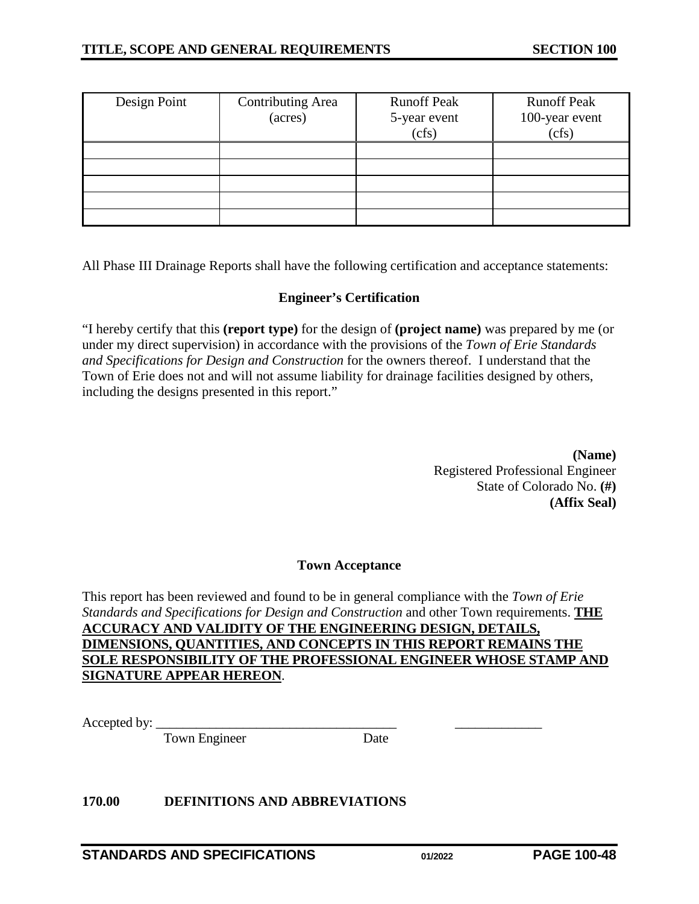| Design Point | Contributing Area (acres) | Runoff Peak 5-year event (cfs) | Runoff Peak 100-year event (cfs) |
|---|---|---|---|
| | | | |
| | | | |
| | | | |
| | | | |
| | | | |

All Phase III Drainage Reports shall have the following certification and acceptance statements:

**Engineer's Certification**

"I hereby certify that this **(report type)** for the design of **(project name)** was prepared by me (or under my direct supervision) in accordance with the provisions of the *Town of Erie Standards and Specifications for Design and Construction* for the owners thereof. I understand that the Town of Erie does not and will not assume liability for drainage facilities designed by others, including the designs presented in this report."

**(Name)**
Registered Professional Engineer
State of Colorado No. **(#)**
**(Affix Seal)**

**Town Acceptance**

This report has been reviewed and found to be in general compliance with the *Town of Erie Standards and Specifications for Design and Construction* and other Town requirements. **THE ACCURACY AND VALIDITY OF THE ENGINEERING DESIGN, DETAILS, DIMENSIONS, QUANTITIES, AND CONCEPTS IN THIS REPORT REMAINS THE SOLE RESPONSIBILITY OF THE PROFESSIONAL ENGINEER WHOSE STAMP AND SIGNATURE APPEAR HEREON**.

Accepted by: ____________________________________ _____________
Town Engineer Date

## 170.00 DEFINITIONS AND ABBREVIATIONS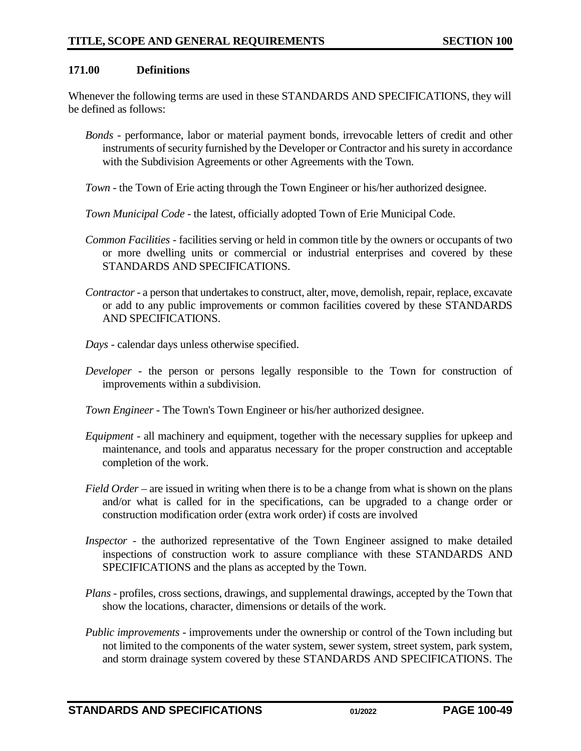### 171.00 Definitions

Whenever the following terms are used in these STANDARDS AND SPECIFICATIONS, they will be defined as follows:

*Bonds* - performance, labor or material payment bonds, irrevocable letters of credit and other instruments of security furnished by the Developer or Contractor and his surety in accordance with the Subdivision Agreements or other Agreements with the Town.

*Town* - the Town of Erie acting through the Town Engineer or his/her authorized designee.

*Town Municipal Code* - the latest, officially adopted Town of Erie Municipal Code.

*Common Facilities* - facilities serving or held in common title by the owners or occupants of two or more dwelling units or commercial or industrial enterprises and covered by these STANDARDS AND SPECIFICATIONS.

*Contractor* - a person that undertakes to construct, alter, move, demolish, repair, replace, excavate or add to any public improvements or common facilities covered by these STANDARDS AND SPECIFICATIONS.

*Days* - calendar days unless otherwise specified.

*Developer* - the person or persons legally responsible to the Town for construction of improvements within a subdivision.

*Town Engineer* - The Town's Town Engineer or his/her authorized designee.

*Equipment* - all machinery and equipment, together with the necessary supplies for upkeep and maintenance, and tools and apparatus necessary for the proper construction and acceptable completion of the work.

*Field Order* – are issued in writing when there is to be a change from what is shown on the plans and/or what is called for in the specifications, can be upgraded to a change order or construction modification order (extra work order) if costs are involved

*Inspector* - the authorized representative of the Town Engineer assigned to make detailed inspections of construction work to assure compliance with these STANDARDS AND SPECIFICATIONS and the plans as accepted by the Town.

*Plans* - profiles, cross sections, drawings, and supplemental drawings, accepted by the Town that show the locations, character, dimensions or details of the work.

*Public improvements* - improvements under the ownership or control of the Town including but not limited to the components of the water system, sewer system, street system, park system, and storm drainage system covered by these STANDARDS AND SPECIFICATIONS. The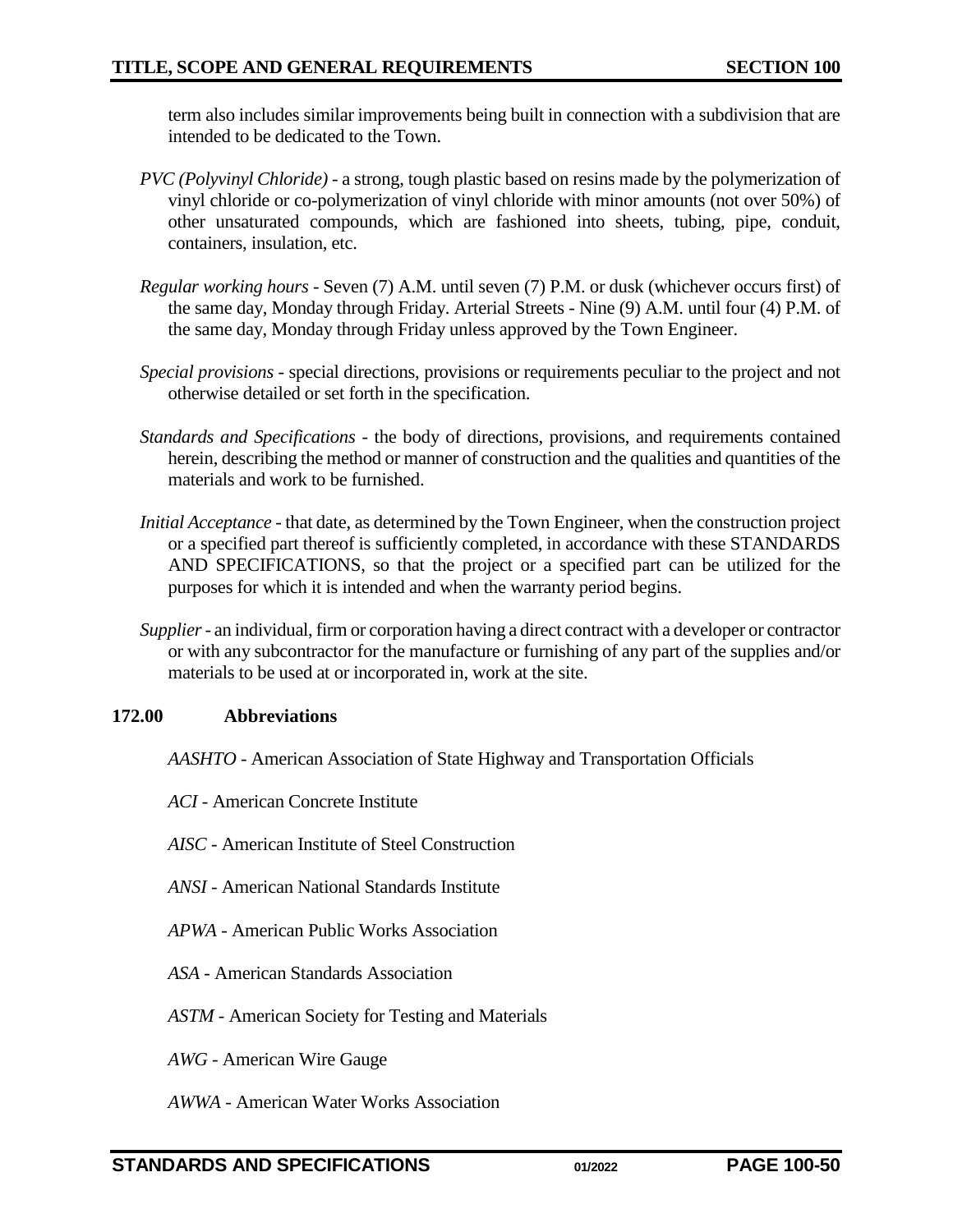term also includes similar improvements being built in connection with a subdivision that are intended to be dedicated to the Town.

*PVC (Polyvinyl Chloride)* - a strong, tough plastic based on resins made by the polymerization of vinyl chloride or co-polymerization of vinyl chloride with minor amounts (not over 50%) of other unsaturated compounds, which are fashioned into sheets, tubing, pipe, conduit, containers, insulation, etc.

*Regular working hours* - Seven (7) A.M. until seven (7) P.M. or dusk (whichever occurs first) of the same day, Monday through Friday. Arterial Streets - Nine (9) A.M. until four (4) P.M. of the same day, Monday through Friday unless approved by the Town Engineer.

*Special provisions* - special directions, provisions or requirements peculiar to the project and not otherwise detailed or set forth in the specification.

*Standards and Specifications* - the body of directions, provisions, and requirements contained herein, describing the method or manner of construction and the qualities and quantities of the materials and work to be furnished.

*Initial Acceptance* - that date, as determined by the Town Engineer, when the construction project or a specified part thereof is sufficiently completed, in accordance with these STANDARDS AND SPECIFICATIONS, so that the project or a specified part can be utilized for the purposes for which it is intended and when the warranty period begins.

*Supplier* - an individual, firm or corporation having a direct contract with a developer or contractor or with any subcontractor for the manufacture or furnishing of any part of the supplies and/or materials to be used at or incorporated in, work at the site.

## 172.00 Abbreviations

*AASHTO* - American Association of State Highway and Transportation Officials

*ACI* - American Concrete Institute

*AISC* - American Institute of Steel Construction

*ANSI* - American National Standards Institute

*APWA* - American Public Works Association

*ASA* - American Standards Association

*ASTM* - American Society for Testing and Materials

*AWG* - American Wire Gauge

*AWWA* - American Water Works Association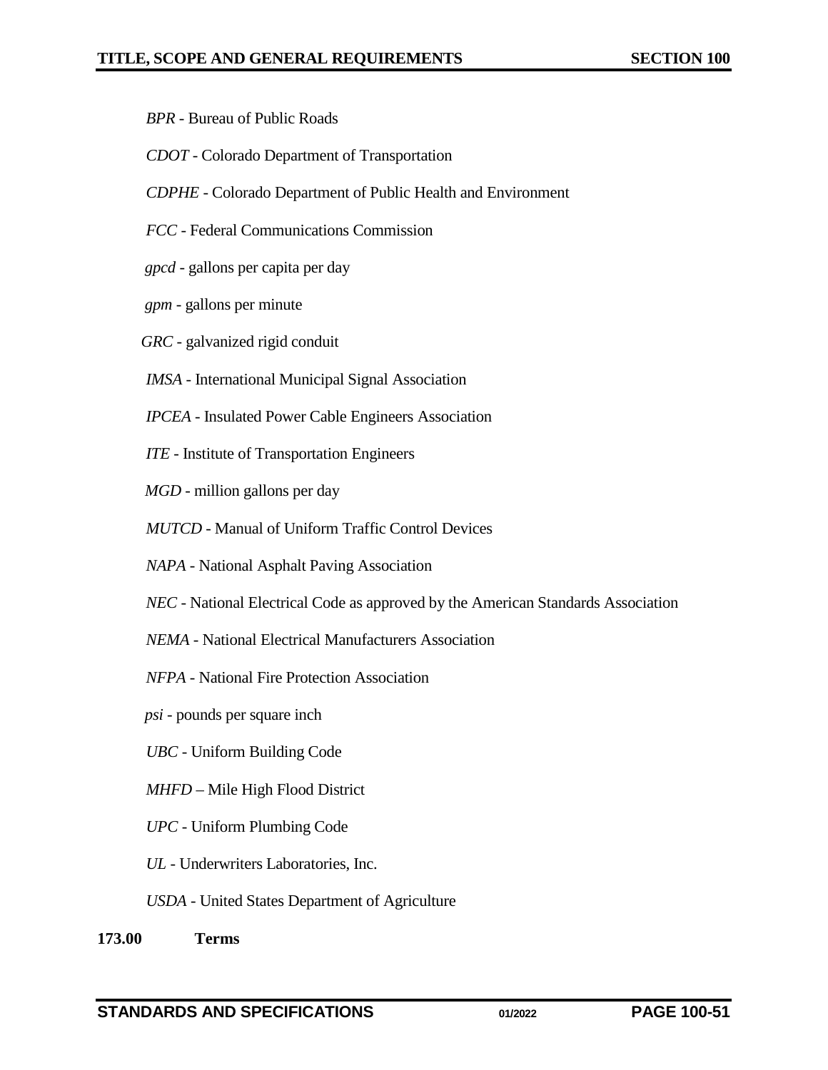*BPR* - Bureau of Public Roads

*CDOT* - Colorado Department of Transportation

*CDPHE* - Colorado Department of Public Health and Environment

*FCC* - Federal Communications Commission

*gpcd* - gallons per capita per day

*gpm* - gallons per minute

*GRC* - galvanized rigid conduit

*IMSA* - International Municipal Signal Association

*IPCEA* - Insulated Power Cable Engineers Association

*ITE* - Institute of Transportation Engineers

*MGD* - million gallons per day

*MUTCD* - Manual of Uniform Traffic Control Devices

*NAPA* - National Asphalt Paving Association

*NEC* - National Electrical Code as approved by the American Standards Association

*NEMA* - National Electrical Manufacturers Association

*NFPA* - National Fire Protection Association

*psi* - pounds per square inch

*UBC* - Uniform Building Code

*MHFD* – Mile High Flood District

*UPC* - Uniform Plumbing Code

*UL* - Underwriters Laboratories, Inc.

*USDA* - United States Department of Agriculture

**173.00 Terms**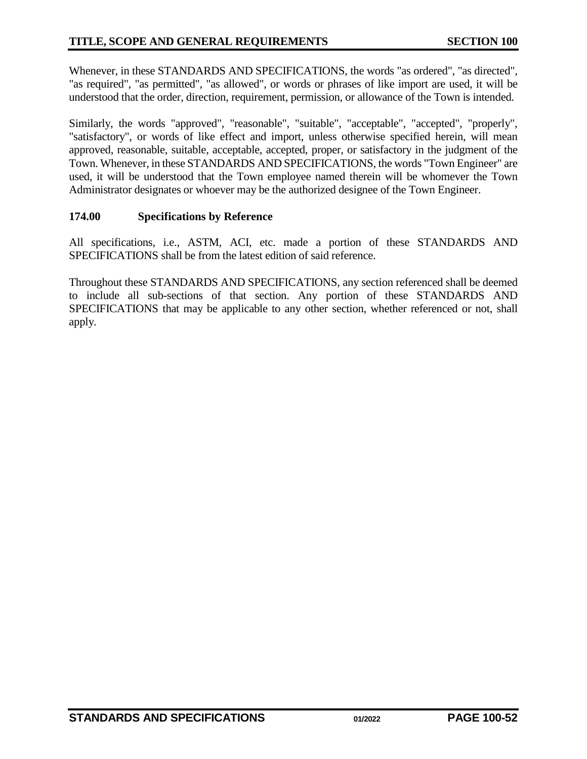Whenever, in these STANDARDS AND SPECIFICATIONS, the words "as ordered", "as directed", "as required", "as permitted", "as allowed", or words or phrases of like import are used, it will be understood that the order, direction, requirement, permission, or allowance of the Town is intended.

Similarly, the words "approved", "reasonable", "suitable", "acceptable", "accepted", "properly", "satisfactory", or words of like effect and import, unless otherwise specified herein, will mean approved, reasonable, suitable, acceptable, accepted, proper, or satisfactory in the judgment of the Town. Whenever, in these STANDARDS AND SPECIFICATIONS, the words "Town Engineer" are used, it will be understood that the Town employee named therein will be whomever the Town Administrator designates or whoever may be the authorized designee of the Town Engineer.

### 174.00 Specifications by Reference

All specifications, i.e., ASTM, ACI, etc. made a portion of these STANDARDS AND SPECIFICATIONS shall be from the latest edition of said reference.

Throughout these STANDARDS AND SPECIFICATIONS, any section referenced shall be deemed to include all sub-sections of that section. Any portion of these STANDARDS AND SPECIFICATIONS that may be applicable to any other section, whether referenced or not, shall apply.